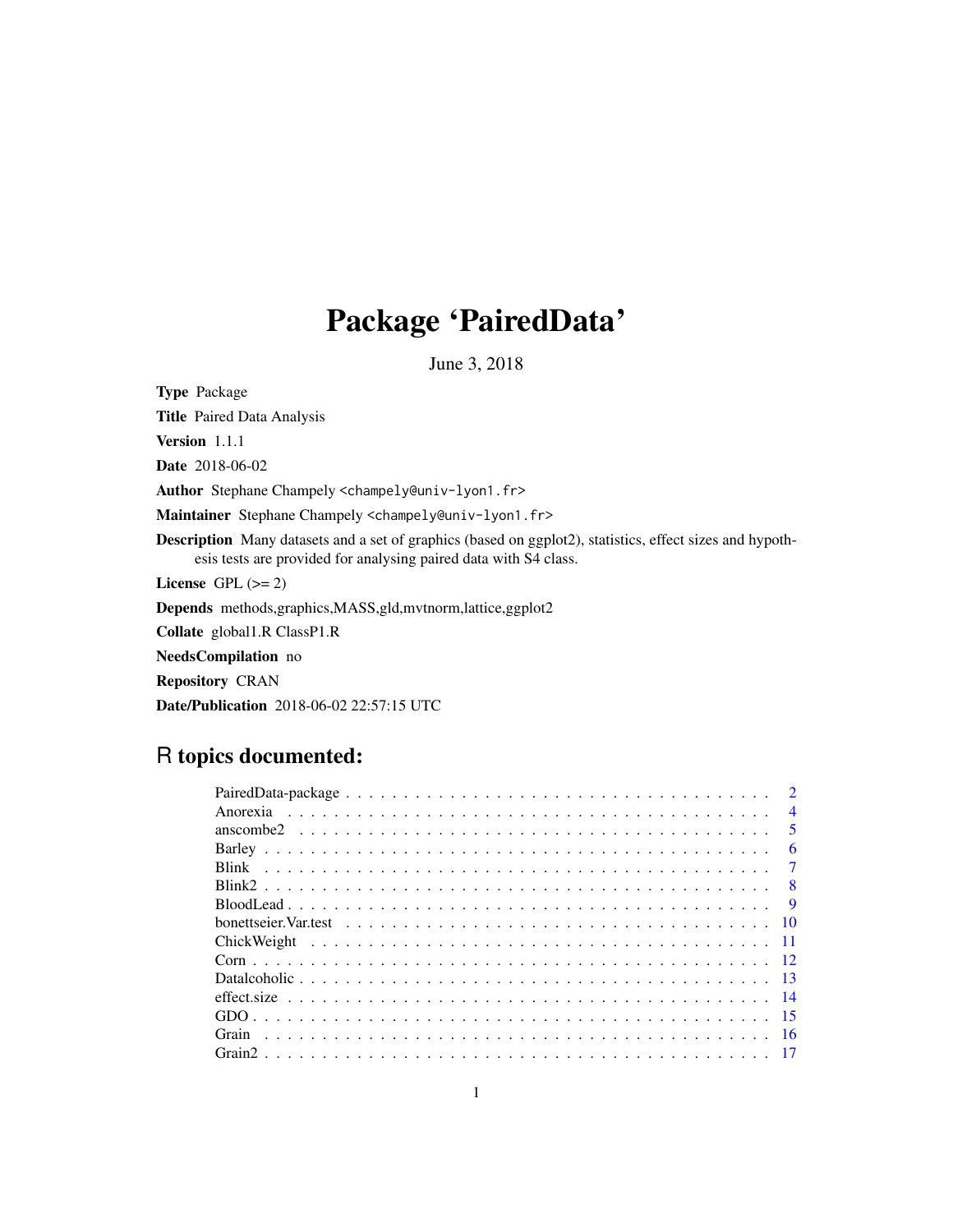# Package 'PairedData'

June 3, 2018

**Type** Package

**Title** Paired Data Analysis

**Version** 1.1.1

**Date** 2018-06-02

**Author** Stephane Champely <champely@univ-lyon1.fr>

**Maintainer** Stephane Champely <champely@univ-lyon1.fr>

**Description** Many datasets and a set of graphics (based on ggplot2), statistics, effect sizes and hypothesis tests are provided for analysing paired data with S4 class.

**License** GPL (>= 2)

**Depends** methods,graphics,MASS,gld,mvtnorm,lattice,ggplot2

**Collate** global1.R ClassP1.R

**NeedsCompilation** no

**Repository** CRAN

**Date/Publication** 2018-06-02 22:57:15 UTC

## R topics documented:

- PairedData-package . . . 2
- Anorexia . . . 4
- anscombe2 . . . 5
- Barley . . . 6
- Blink . . . 7
- Blink2 . . . 8
- BloodLead . . . 9
- bonettseier.Var.test . . . 10
- ChickWeight . . . 11
- Corn . . . 12
- Datalcoholic . . . 13
- effect.size . . . 14
- GDO . . . 15
- Grain . . . 16
- Grain2 . . . 17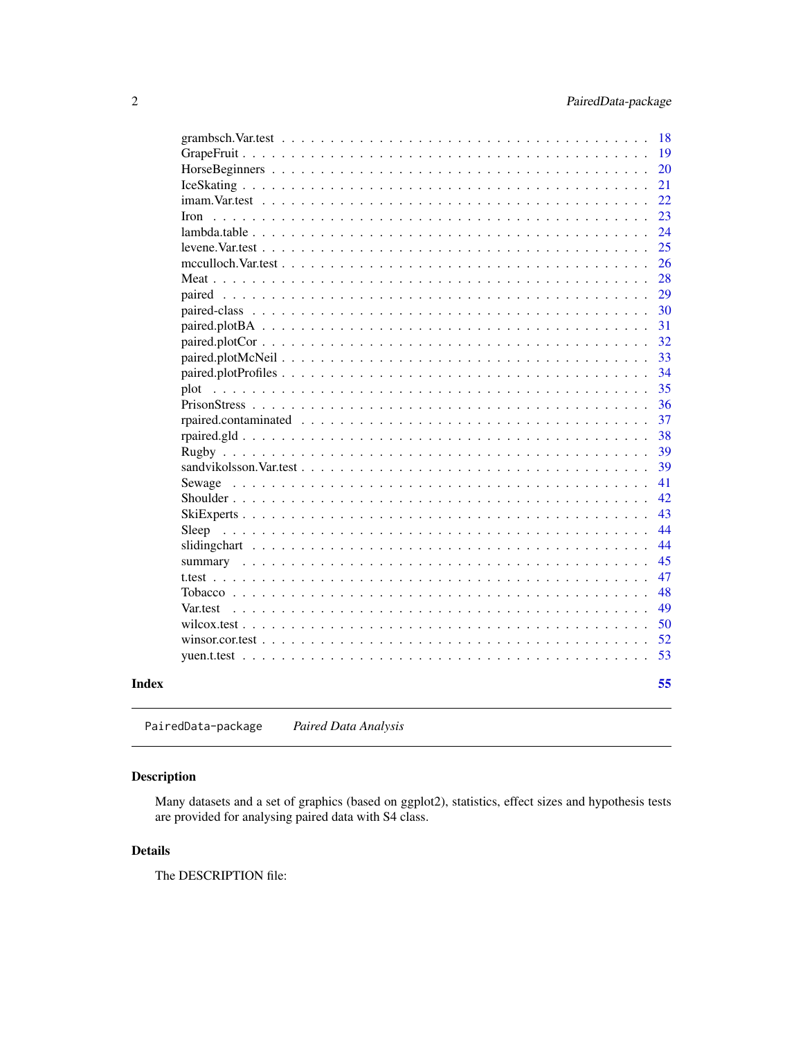grambsch.Var.test . . . . . . . . . . . . . . . . . . . . . . . . . . . . . . . . . . 18
GrapeFruit . . . . . . . . . . . . . . . . . . . . . . . . . . . . . . . . . . . . . 19
HorseBeginners . . . . . . . . . . . . . . . . . . . . . . . . . . . . . . . . . . . 20
IceSkating . . . . . . . . . . . . . . . . . . . . . . . . . . . . . . . . . . . . . 21
imam.Var.test . . . . . . . . . . . . . . . . . . . . . . . . . . . . . . . . . . . 22
Iron . . . . . . . . . . . . . . . . . . . . . . . . . . . . . . . . . . . . . . . . 23
lambda.table . . . . . . . . . . . . . . . . . . . . . . . . . . . . . . . . . . . . 24
levene.Var.test . . . . . . . . . . . . . . . . . . . . . . . . . . . . . . . . . . 25
mcculloch.Var.test . . . . . . . . . . . . . . . . . . . . . . . . . . . . . . . . 26
Meat . . . . . . . . . . . . . . . . . . . . . . . . . . . . . . . . . . . . . . . . 28
paired . . . . . . . . . . . . . . . . . . . . . . . . . . . . . . . . . . . . . . . 29
paired-class . . . . . . . . . . . . . . . . . . . . . . . . . . . . . . . . . . . . 30
paired.plotBA . . . . . . . . . . . . . . . . . . . . . . . . . . . . . . . . . . . 31
paired.plotCor . . . . . . . . . . . . . . . . . . . . . . . . . . . . . . . . . . 32
paired.plotMcNeil . . . . . . . . . . . . . . . . . . . . . . . . . . . . . . . . . 33
paired.plotProfiles . . . . . . . . . . . . . . . . . . . . . . . . . . . . . . . . 34
plot . . . . . . . . . . . . . . . . . . . . . . . . . . . . . . . . . . . . . . . . 35
PrisonStress . . . . . . . . . . . . . . . . . . . . . . . . . . . . . . . . . . . . 36
rpaired.contaminated . . . . . . . . . . . . . . . . . . . . . . . . . . . . . . . 37
rpaired.gld . . . . . . . . . . . . . . . . . . . . . . . . . . . . . . . . . . . . 38
Rugby . . . . . . . . . . . . . . . . . . . . . . . . . . . . . . . . . . . . . . . 39
sandvikolsson.Var.test . . . . . . . . . . . . . . . . . . . . . . . . . . . . . . 39
Sewage . . . . . . . . . . . . . . . . . . . . . . . . . . . . . . . . . . . . . . 41
Shoulder . . . . . . . . . . . . . . . . . . . . . . . . . . . . . . . . . . . . . . 42
SkiExperts . . . . . . . . . . . . . . . . . . . . . . . . . . . . . . . . . . . . . 43
Sleep . . . . . . . . . . . . . . . . . . . . . . . . . . . . . . . . . . . . . . . 44
slidingchart . . . . . . . . . . . . . . . . . . . . . . . . . . . . . . . . . . . . 44
summary . . . . . . . . . . . . . . . . . . . . . . . . . . . . . . . . . . . . . . 45
t.test . . . . . . . . . . . . . . . . . . . . . . . . . . . . . . . . . . . . . . . 47
Tobacco . . . . . . . . . . . . . . . . . . . . . . . . . . . . . . . . . . . . . . 48
Var.test . . . . . . . . . . . . . . . . . . . . . . . . . . . . . . . . . . . . . . 49
wilcox.test . . . . . . . . . . . . . . . . . . . . . . . . . . . . . . . . . . . . . 50
winsor.cor.test . . . . . . . . . . . . . . . . . . . . . . . . . . . . . . . . . . . 52
yuen.t.test . . . . . . . . . . . . . . . . . . . . . . . . . . . . . . . . . . . . . 53

**Index** 55

---

`PairedData-package` *Paired Data Analysis*

---

## Description

Many datasets and a set of graphics (based on ggplot2), statistics, effect sizes and hypothesis tests are provided for analysing paired data with S4 class.

## Details

The DESCRIPTION file: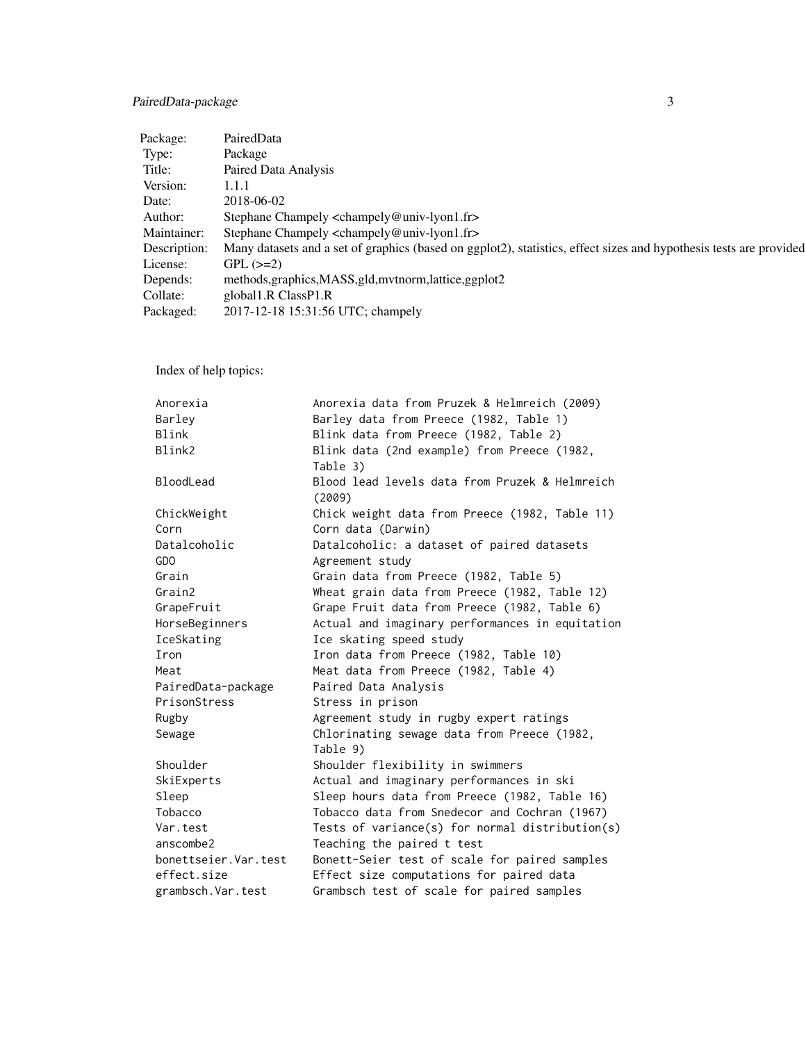| | |
|---|---|
| Package: | PairedData |
| Type: | Package |
| Title: | Paired Data Analysis |
| Version: | 1.1.1 |
| Date: | 2018-06-02 |
| Author: | Stephane Champely <champely@univ-lyon1.fr> |
| Maintainer: | Stephane Champely <champely@univ-lyon1.fr> |
| Description: | Many datasets and a set of graphics (based on ggplot2), statistics, effect sizes and hypothesis tests are provided |
| License: | GPL (>=2) |
| Depends: | methods,graphics,MASS,gld,mvtnorm,lattice,ggplot2 |
| Collate: | global1.R ClassP1.R |
| Packaged: | 2017-12-18 15:31:56 UTC; champely |

Index of help topics:

```
Anorexia                Anorexia data from Pruzek & Helmreich (2009)
Barley                  Barley data from Preece (1982, Table 1)
Blink                   Blink data from Preece (1982, Table 2)
Blink2                  Blink data (2nd example) from Preece (1982,
                        Table 3)
BloodLead               Blood lead levels data from Pruzek & Helmreich
                        (2009)
ChickWeight             Chick weight data from Preece (1982, Table 11)
Corn                    Corn data (Darwin)
Datalcoholic            Datalcoholic: a dataset of paired datasets
GDO                     Agreement study
Grain                   Grain data from Preece (1982, Table 5)
Grain2                  Wheat grain data from Preece (1982, Table 12)
GrapeFruit              Grape Fruit data from Preece (1982, Table 6)
HorseBeginners          Actual and imaginary performances in equitation
IceSkating              Ice skating speed study
Iron                    Iron data from Preece (1982, Table 10)
Meat                    Meat data from Preece (1982, Table 4)
PairedData-package      Paired Data Analysis
PrisonStress            Stress in prison
Rugby                   Agreement study in rugby expert ratings
Sewage                  Chlorinating sewage data from Preece (1982,
                        Table 9)
Shoulder                Shoulder flexibility in swimmers
SkiExperts              Actual and imaginary performances in ski
Sleep                   Sleep hours data from Preece (1982, Table 16)
Tobacco                 Tobacco data from Snedecor and Cochran (1967)
Var.test                Tests of variance(s) for normal distribution(s)
anscombe2               Teaching the paired t test
bonettseier.Var.test    Bonett-Seier test of scale for paired samples
effect.size             Effect size computations for paired data
grambsch.Var.test       Grambsch test of scale for paired samples
```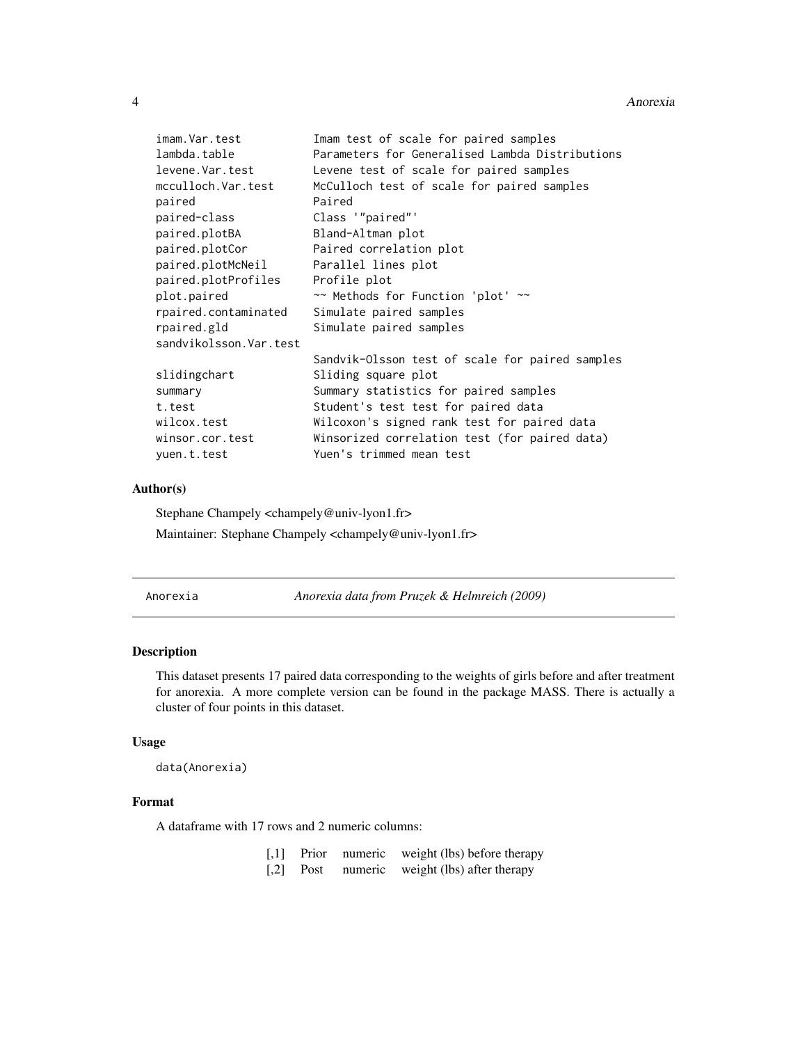```
imam.Var.test           Imam test of scale for paired samples
lambda.table            Parameters for Generalised Lambda Distributions
levene.Var.test         Levene test of scale for paired samples
mcculloch.Var.test      McCulloch test of scale for paired samples
paired                  Paired
paired-class            Class '"paired"'
paired.plotBA           Bland-Altman plot
paired.plotCor          Paired correlation plot
paired.plotMcNeil       Parallel lines plot
paired.plotProfiles     Profile plot
plot.paired             ~~ Methods for Function 'plot' ~~
rpaired.contaminated    Simulate paired samples
rpaired.gld             Simulate paired samples
sandvikolsson.Var.test
                        Sandvik-Olsson test of scale for paired samples
slidingchart            Sliding square plot
summary                 Summary statistics for paired samples
t.test                  Student's test test for paired data
wilcox.test             Wilcoxon's signed rank test for paired data
winsor.cor.test         Winsorized correlation test (for paired data)
yuen.t.test             Yuen's trimmed mean test
```

### Author(s)

Stephane Champely <champely@univ-lyon1.fr>

Maintainer: Stephane Champely <champely@univ-lyon1.fr>

---

## Anorexia — *Anorexia data from Pruzek & Helmreich (2009)*

### Description

This dataset presents 17 paired data corresponding to the weights of girls before and after treatment for anorexia. A more complete version can be found in the package MASS. There is actually a cluster of four points in this dataset.

### Usage

```
data(Anorexia)
```

### Format

A dataframe with 17 rows and 2 numeric columns:

| | | | |
|---|---|---|---|
| [,1] | Prior | numeric | weight (lbs) before therapy |
| [,2] | Post | numeric | weight (lbs) after therapy |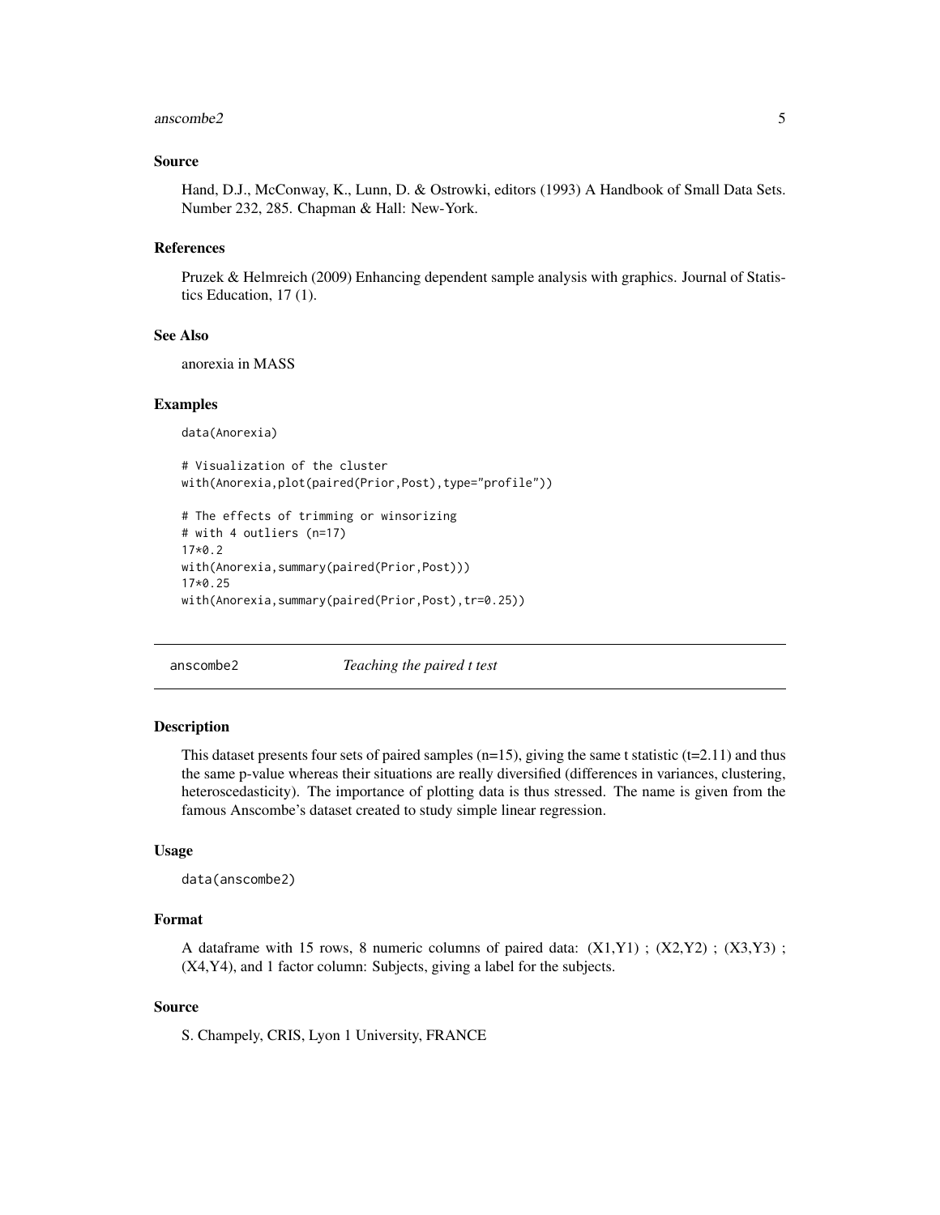### Source

Hand, D.J., McConway, K., Lunn, D. & Ostrowki, editors (1993) A Handbook of Small Data Sets. Number 232, 285. Chapman & Hall: New-York.

### References

Pruzek & Helmreich (2009) Enhancing dependent sample analysis with graphics. Journal of Statistics Education, 17 (1).

### See Also

anorexia in MASS

### Examples

```
data(Anorexia)

# Visualization of the cluster
with(Anorexia,plot(paired(Prior,Post),type="profile"))

# The effects of trimming or winsorizing
# with 4 outliers (n=17)
17*0.2
with(Anorexia,summary(paired(Prior,Post)))
17*0.25
with(Anorexia,summary(paired(Prior,Post),tr=0.25))
```

---

## anscombe2 *Teaching the paired t test*

---

### Description

This dataset presents four sets of paired samples (n=15), giving the same t statistic (t=2.11) and thus the same p-value whereas their situations are really diversified (differences in variances, clustering, heteroscedasticity). The importance of plotting data is thus stressed. The name is given from the famous Anscombe's dataset created to study simple linear regression.

### Usage

```
data(anscombe2)
```

### Format

A dataframe with 15 rows, 8 numeric columns of paired data: (X1,Y1) ; (X2,Y2) ; (X3,Y3) ; (X4,Y4), and 1 factor column: Subjects, giving a label for the subjects.

### Source

S. Champely, CRIS, Lyon 1 University, FRANCE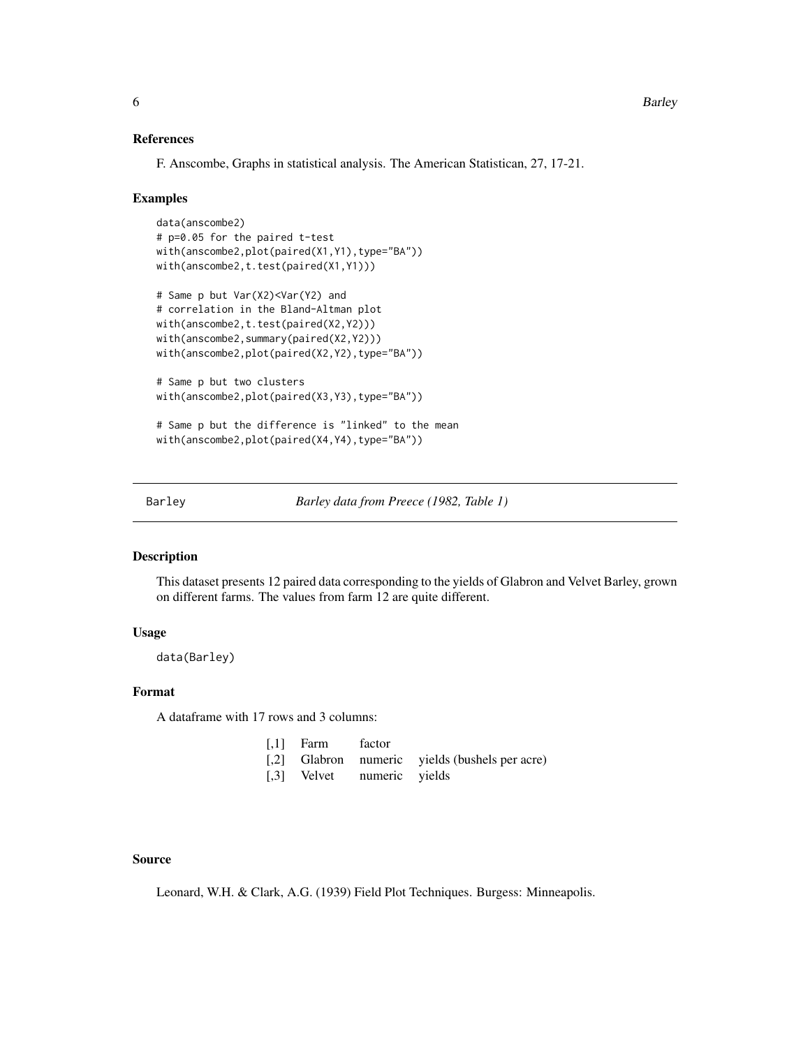### References

F. Anscombe, Graphs in statistical analysis. The American Statistican, 27, 17-21.

### Examples

```
data(anscombe2)
# p=0.05 for the paired t-test
with(anscombe2,plot(paired(X1,Y1),type="BA"))
with(anscombe2,t.test(paired(X1,Y1)))

# Same p but Var(X2)<Var(Y2) and
# correlation in the Bland-Altman plot
with(anscombe2,t.test(paired(X2,Y2)))
with(anscombe2,summary(paired(X2,Y2)))
with(anscombe2,plot(paired(X2,Y2),type="BA"))

# Same p but two clusters
with(anscombe2,plot(paired(X3,Y3),type="BA"))

# Same p but the difference is "linked" to the mean
with(anscombe2,plot(paired(X4,Y4),type="BA"))
```

---

## Barley *Barley data from Preece (1982, Table 1)*

### Description

This dataset presents 12 paired data corresponding to the yields of Glabron and Velvet Barley, grown on different farms. The values from farm 12 are quite different.

### Usage

```
data(Barley)
```

### Format

A dataframe with 17 rows and 3 columns:

| | | | |
|---|---|---|---|
| [,1] | Farm | factor | |
| [,2] | Glabron | numeric | yields (bushels per acre) |
| [,3] | Velvet | numeric | yields |

### Source

Leonard, W.H. & Clark, A.G. (1939) Field Plot Techniques. Burgess: Minneapolis.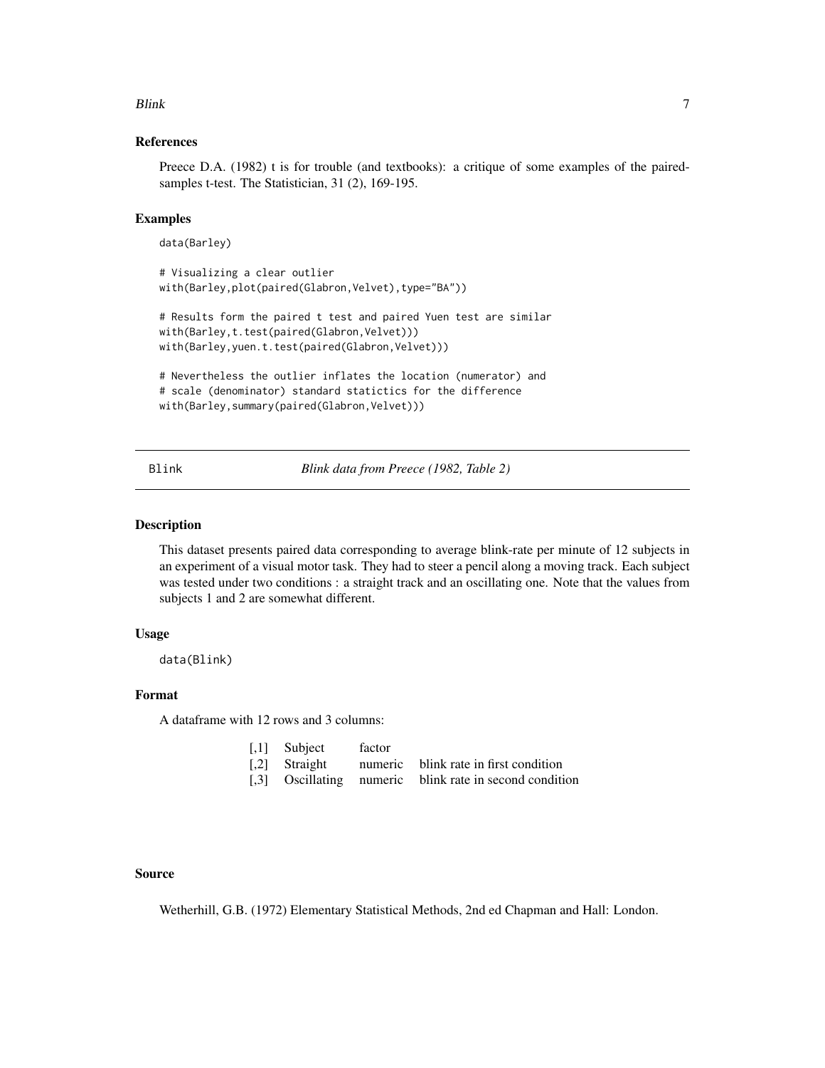### References

Preece D.A. (1982) t is for trouble (and textbooks): a critique of some examples of the paired-samples t-test. The Statistician, 31 (2), 169-195.

### Examples

```
data(Barley)

# Visualizing a clear outlier
with(Barley,plot(paired(Glabron,Velvet),type="BA"))

# Results form the paired t test and paired Yuen test are similar
with(Barley,t.test(paired(Glabron,Velvet)))
with(Barley,yuen.t.test(paired(Glabron,Velvet)))

# Nevertheless the outlier inflates the location (numerator) and
# scale (denominator) standard statictics for the difference
with(Barley,summary(paired(Glabron,Velvet)))
```

---

## Blink — *Blink data from Preece (1982, Table 2)*

### Description

This dataset presents paired data corresponding to average blink-rate per minute of 12 subjects in an experiment of a visual motor task. They had to steer a pencil along a moving track. Each subject was tested under two conditions : a straight track and an oscillating one. Note that the values from subjects 1 and 2 are somewhat different.

### Usage

```
data(Blink)
```

### Format

A dataframe with 12 rows and 3 columns:

| | | | |
|---|---|---|---|
| [,1] | Subject | factor | |
| [,2] | Straight | numeric | blink rate in first condition |
| [,3] | Oscillating | numeric | blink rate in second condition |

### Source

Wetherhill, G.B. (1972) Elementary Statistical Methods, 2nd ed Chapman and Hall: London.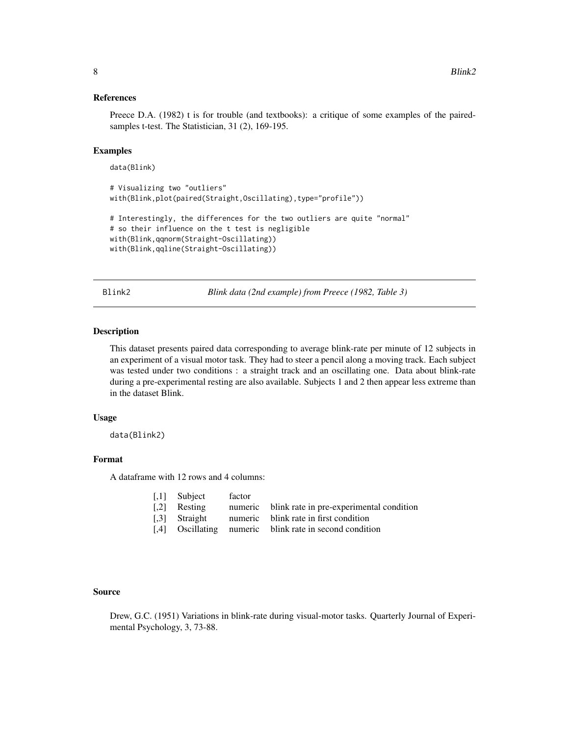### References

Preece D.A. (1982) t is for trouble (and textbooks): a critique of some examples of the paired-samples t-test. The Statistician, 31 (2), 169-195.

### Examples

```
data(Blink)

# Visualizing two "outliers"
with(Blink,plot(paired(Straight,Oscillating),type="profile"))

# Interestingly, the differences for the two outliers are quite "normal"
# so their influence on the t test is negligible
with(Blink,qqnorm(Straight-Oscillating))
with(Blink,qqline(Straight-Oscillating))
```

## Blink2 — *Blink data (2nd example) from Preece (1982, Table 3)*

### Description

This dataset presents paired data corresponding to average blink-rate per minute of 12 subjects in an experiment of a visual motor task. They had to steer a pencil along a moving track. Each subject was tested under two conditions : a straight track and an oscillating one. Data about blink-rate during a pre-experimental resting are also available. Subjects 1 and 2 then appear less extreme than in the dataset Blink.

### Usage

```
data(Blink2)
```

### Format

A dataframe with 12 rows and 4 columns:

| | | | |
|---|---|---|---|
| [,1] | Subject | factor | |
| [,2] | Resting | numeric | blink rate in pre-experimental condition |
| [,3] | Straight | numeric | blink rate in first condition |
| [,4] | Oscillating | numeric | blink rate in second condition |

### Source

Drew, G.C. (1951) Variations in blink-rate during visual-motor tasks. Quarterly Journal of Experimental Psychology, 3, 73-88.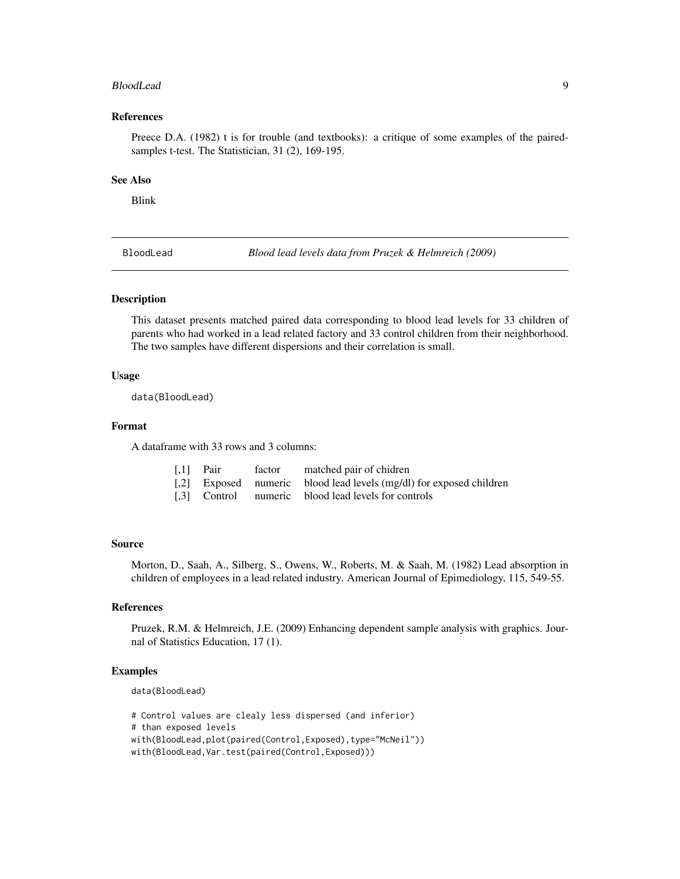### References

Preece D.A. (1982) t is for trouble (and textbooks): a critique of some examples of the paired-samples t-test. The Statistician, 31 (2), 169-195.

### See Also

Blink

---

## BloodLead — *Blood lead levels data from Pruzek & Helmreich (2009)*

### Description

This dataset presents matched paired data corresponding to blood lead levels for 33 children of parents who had worked in a lead related factory and 33 control children from their neighborhood. The two samples have different dispersions and their correlation is small.

### Usage

```
data(BloodLead)
```

### Format

A dataframe with 33 rows and 3 columns:

| | | | |
|---|---|---|---|
| [,1] | Pair | factor | matched pair of chidren |
| [,2] | Exposed | numeric | blood lead levels (mg/dl) for exposed children |
| [,3] | Control | numeric | blood lead levels for controls |

### Source

Morton, D., Saah, A., Silberg, S., Owens, W., Roberts, M. & Saah, M. (1982) Lead absorption in children of employees in a lead related industry. American Journal of Epimediology, 115, 549-55.

### References

Pruzek, R.M. & Helmreich, J.E. (2009) Enhancing dependent sample analysis with graphics. Journal of Statistics Education, 17 (1).

### Examples

```
data(BloodLead)

# Control values are clealy less dispersed (and inferior)
# than exposed levels
with(BloodLead,plot(paired(Control,Exposed),type="McNeil"))
with(BloodLead,Var.test(paired(Control,Exposed)))
```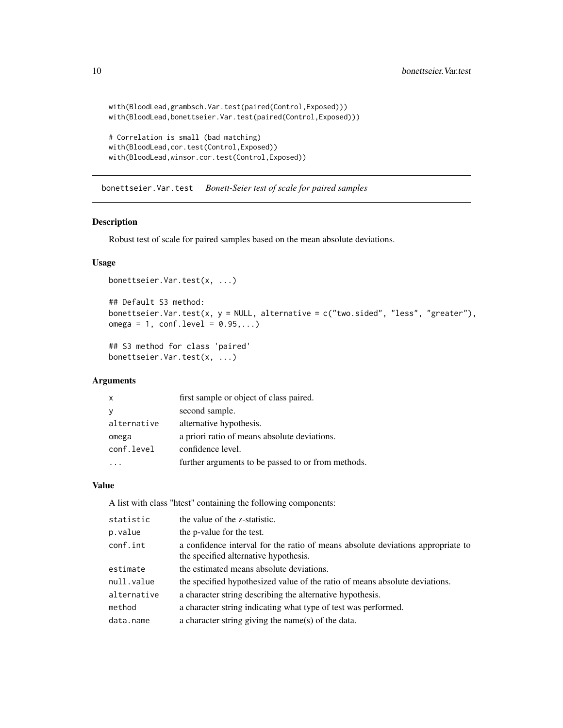```
with(BloodLead,grambsch.Var.test(paired(Control,Exposed)))
with(BloodLead,bonettseier.Var.test(paired(Control,Exposed)))

# Correlation is small (bad matching)
with(BloodLead,cor.test(Control,Exposed))
with(BloodLead,winsor.cor.test(Control,Exposed))
```

## bonettseier.Var.test *Bonett-Seier test of scale for paired samples*

### Description

Robust test of scale for paired samples based on the mean absolute deviations.

### Usage

```
bonettseier.Var.test(x, ...)

## Default S3 method:
bonettseier.Var.test(x, y = NULL, alternative = c("two.sided", "less", "greater"),
omega = 1, conf.level = 0.95,...)

## S3 method for class 'paired'
bonettseier.Var.test(x, ...)
```

### Arguments

| | |
|---|---|
| `x` | first sample or object of class paired. |
| `y` | second sample. |
| `alternative` | alternative hypothesis. |
| `omega` | a priori ratio of means absolute deviations. |
| `conf.level` | confidence level. |
| `...` | further arguments to be passed to or from methods. |

### Value

A list with class "htest" containing the following components:

| | |
|---|---|
| `statistic` | the value of the z-statistic. |
| `p.value` | the p-value for the test. |
| `conf.int` | a confidence interval for the ratio of means absolute deviations appropriate to the specified alternative hypothesis. |
| `estimate` | the estimated means absolute deviations. |
| `null.value` | the specified hypothesized value of the ratio of means absolute deviations. |
| `alternative` | a character string describing the alternative hypothesis. |
| `method` | a character string indicating what type of test was performed. |
| `data.name` | a character string giving the name(s) of the data. |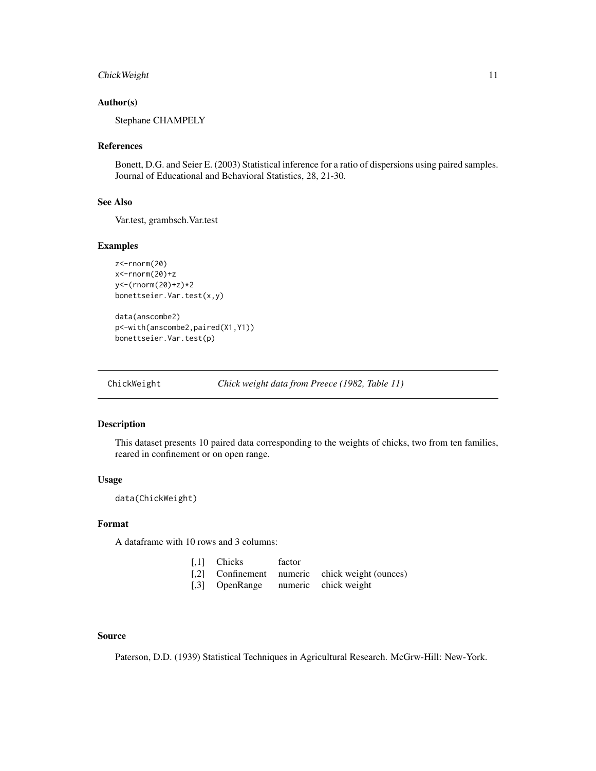### Author(s)

Stephane CHAMPELY

### References

Bonett, D.G. and Seier E. (2003) Statistical inference for a ratio of dispersions using paired samples. Journal of Educational and Behavioral Statistics, 28, 21-30.

### See Also

Var.test, grambsch.Var.test

### Examples

```
z<-rnorm(20)
x<-rnorm(20)+z
y<-(rnorm(20)+z)*2
bonettseier.Var.test(x,y)

data(anscombe2)
p<-with(anscombe2,paired(X1,Y1))
bonettseier.Var.test(p)
```

---

## ChickWeight *Chick weight data from Preece (1982, Table 11)*

---

### Description

This dataset presents 10 paired data corresponding to the weights of chicks, two from ten families, reared in confinement or on open range.

### Usage

```
data(ChickWeight)
```

### Format

A dataframe with 10 rows and 3 columns:

| | | | |
|---|---|---|---|
| [,1] | Chicks | factor | |
| [,2] | Confinement | numeric | chick weight (ounces) |
| [,3] | OpenRange | numeric | chick weight |

### Source

Paterson, D.D. (1939) Statistical Techniques in Agricultural Research. McGrw-Hill: New-York.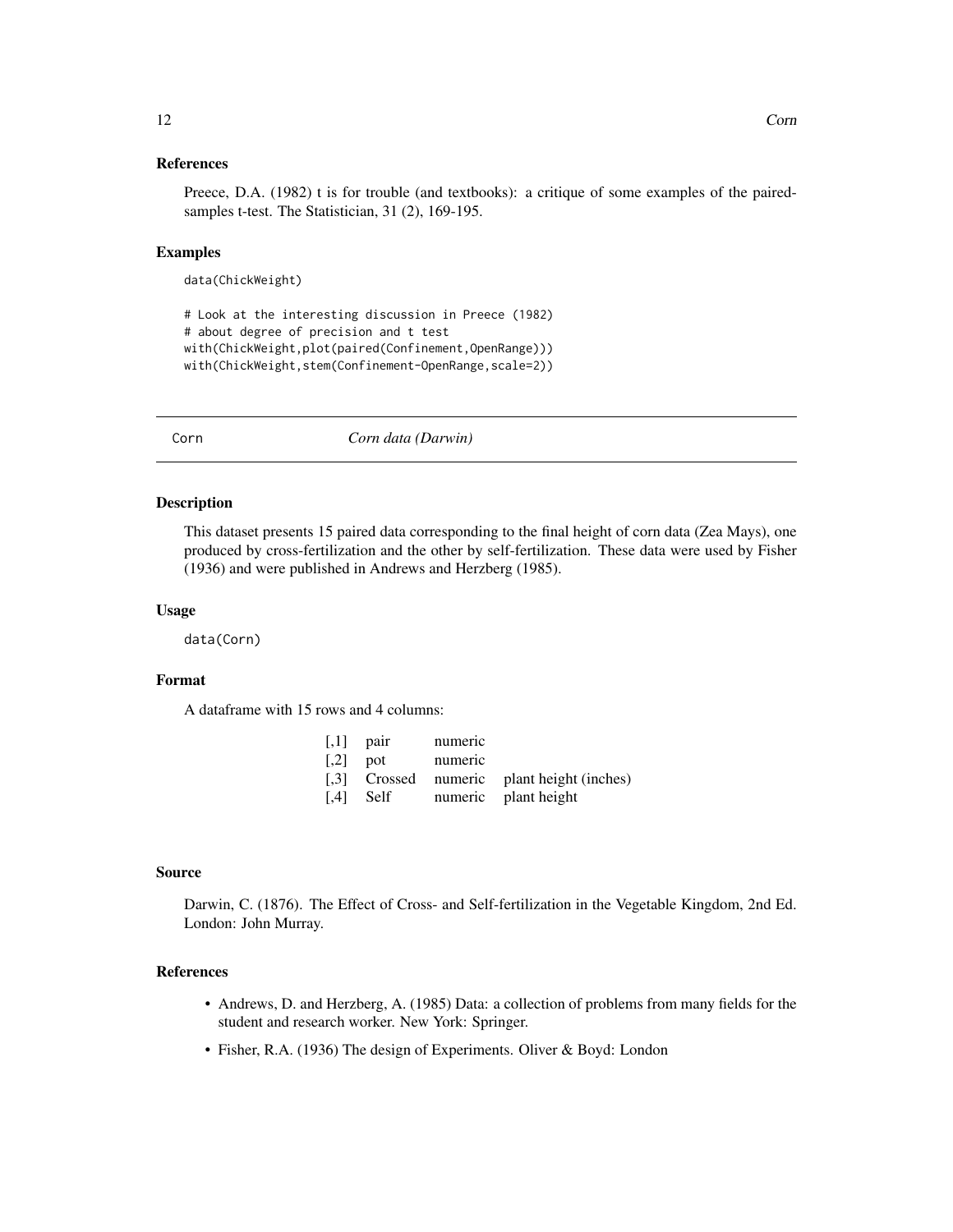### References

Preece, D.A. (1982) t is for trouble (and textbooks): a critique of some examples of the paired-samples t-test. The Statistician, 31 (2), 169-195.

### Examples

```
data(ChickWeight)

# Look at the interesting discussion in Preece (1982)
# about degree of precision and t test
with(ChickWeight,plot(paired(Confinement,OpenRange)))
with(ChickWeight,stem(Confinement-OpenRange,scale=2))
```

---

## Corn — *Corn data (Darwin)*

---

### Description

This dataset presents 15 paired data corresponding to the final height of corn data (Zea Mays), one produced by cross-fertilization and the other by self-fertilization. These data were used by Fisher (1936) and were published in Andrews and Herzberg (1985).

### Usage

```
data(Corn)
```

### Format

A dataframe with 15 rows and 4 columns:

| | | | |
|---|---|---|---|
| [,1] | pair | numeric | |
| [,2] | pot | numeric | |
| [,3] | Crossed | numeric | plant height (inches) |
| [,4] | Self | numeric | plant height |

### Source

Darwin, C. (1876). The Effect of Cross- and Self-fertilization in the Vegetable Kingdom, 2nd Ed. London: John Murray.

### References

- Andrews, D. and Herzberg, A. (1985) Data: a collection of problems from many fields for the student and research worker. New York: Springer.
- Fisher, R.A. (1936) The design of Experiments. Oliver & Boyd: London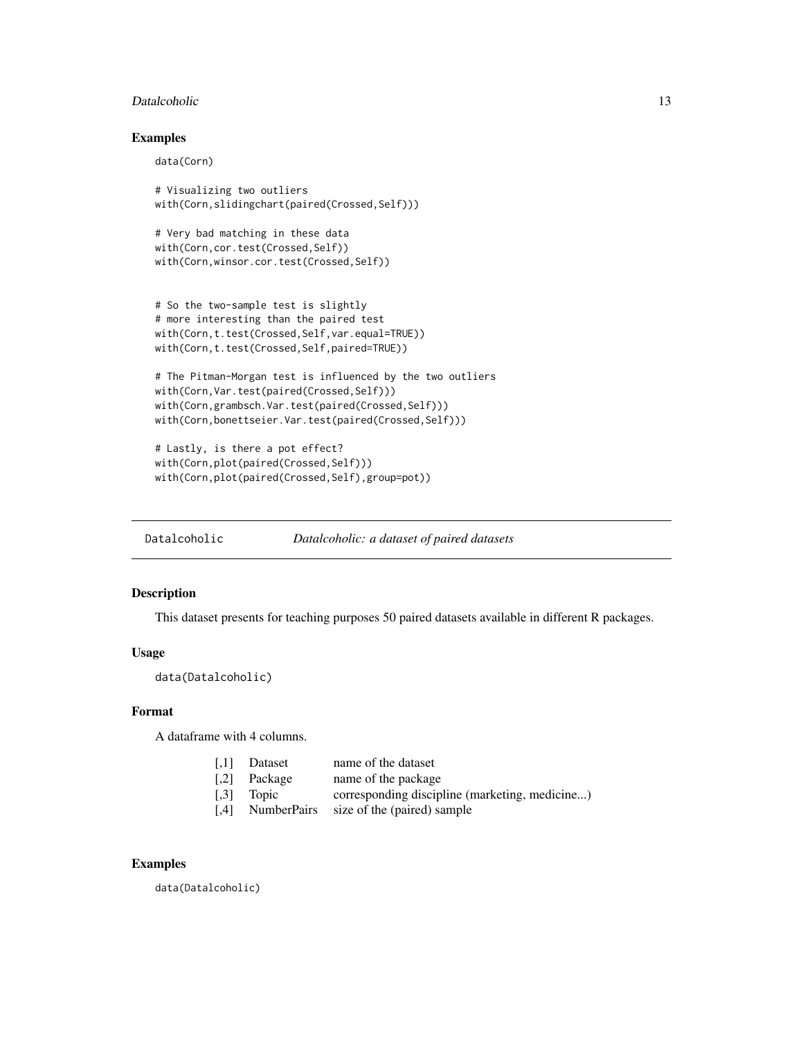## Examples

```
data(Corn)

# Visualizing two outliers
with(Corn,slidingchart(paired(Crossed,Self)))

# Very bad matching in these data
with(Corn,cor.test(Crossed,Self))
with(Corn,winsor.cor.test(Crossed,Self))


# So the two-sample test is slightly
# more interesting than the paired test
with(Corn,t.test(Crossed,Self,var.equal=TRUE))
with(Corn,t.test(Crossed,Self,paired=TRUE))

# The Pitman-Morgan test is influenced by the two outliers
with(Corn,Var.test(paired(Crossed,Self)))
with(Corn,grambsch.Var.test(paired(Crossed,Self)))
with(Corn,bonettseier.Var.test(paired(Crossed,Self)))

# Lastly, is there a pot effect?
with(Corn,plot(paired(Crossed,Self)))
with(Corn,plot(paired(Crossed,Self),group=pot))
```

---

# Datalcoholic &emsp; *Datalcoholic: a dataset of paired datasets*

## Description

This dataset presents for teaching purposes 50 paired datasets available in different R packages.

## Usage

```
data(Datalcoholic)
```

## Format

A dataframe with 4 columns.

| | | |
|---|---|---|
| [,1] | Dataset | name of the dataset |
| [,2] | Package | name of the package |
| [,3] | Topic | corresponding discipline (marketing, medicine...) |
| [,4] | NumberPairs | size of the (paired) sample |

## Examples

```
data(Datalcoholic)
```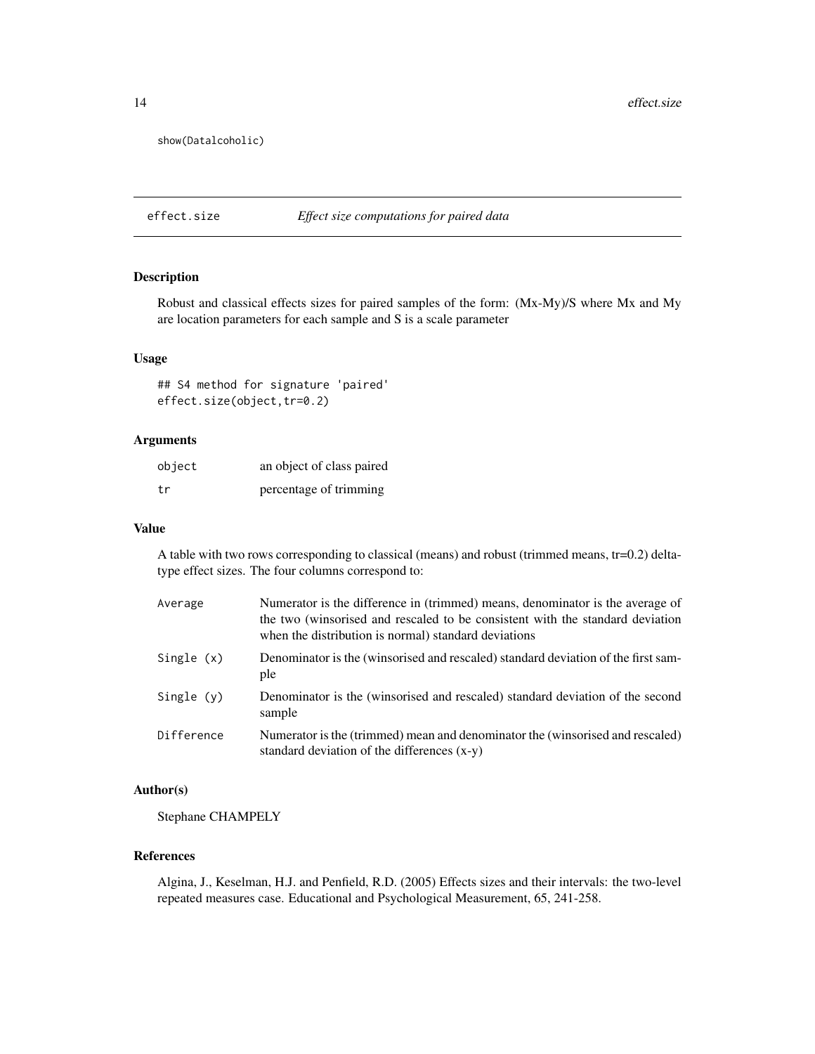```
show(Datalcoholic)
```

---

`effect.size` *Effect size computations for paired data*

---

## Description

Robust and classical effects sizes for paired samples of the form: (Mx-My)/S where Mx and My are location parameters for each sample and S is a scale parameter

## Usage

```
## S4 method for signature 'paired'
effect.size(object,tr=0.2)
```

## Arguments

| | |
|---|---|
| `object` | an object of class paired |
| `tr` | percentage of trimming |

## Value

A table with two rows corresponding to classical (means) and robust (trimmed means, tr=0.2) delta-type effect sizes. The four columns correspond to:

| | |
|---|---|
| `Average` | Numerator is the difference in (trimmed) means, denominator is the average of the two (winsorised and rescaled to be consistent with the standard deviation when the distribution is normal) standard deviations |
| `Single (x)` | Denominator is the (winsorised and rescaled) standard deviation of the first sample |
| `Single (y)` | Denominator is the (winsorised and rescaled) standard deviation of the second sample |
| `Difference` | Numerator is the (trimmed) mean and denominator the (winsorised and rescaled) standard deviation of the differences (x-y) |

## Author(s)

Stephane CHAMPELY

## References

Algina, J., Keselman, H.J. and Penfield, R.D. (2005) Effects sizes and their intervals: the two-level repeated measures case. Educational and Psychological Measurement, 65, 241-258.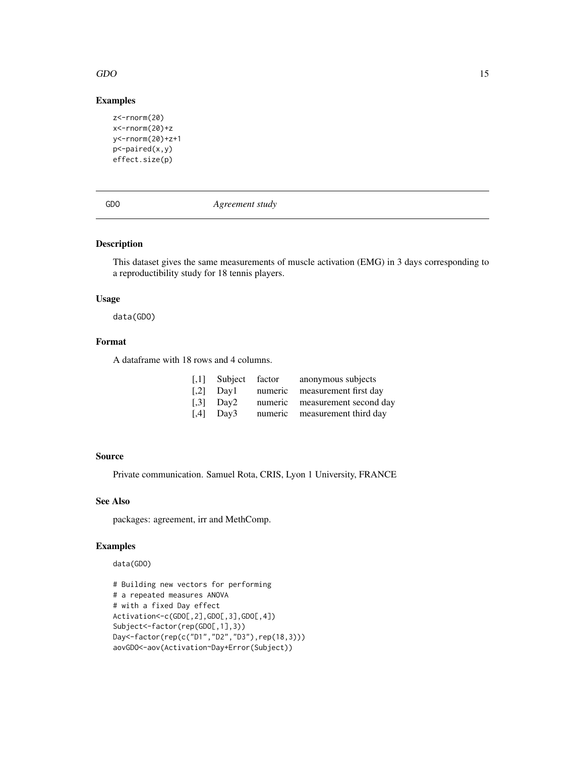## Examples

```
z<-rnorm(20)
x<-rnorm(20)+z
y<-rnorm(20)+z+1
p<-paired(x,y)
effect.size(p)
```

---

# GDO *Agreement study*

## Description

This dataset gives the same measurements of muscle activation (EMG) in 3 days corresponding to a reproductibility study for 18 tennis players.

## Usage

```
data(GDO)
```

## Format

A dataframe with 18 rows and 4 columns.

| | | | |
|---|---|---|---|
| [,1] | Subject | factor | anonymous subjects |
| [,2] | Day1 | numeric | measurement first day |
| [,3] | Day2 | numeric | measurement second day |
| [,4] | Day3 | numeric | measurement third day |

## Source

Private communication. Samuel Rota, CRIS, Lyon 1 University, FRANCE

## See Also

packages: agreement, irr and MethComp.

## Examples

```
data(GDO)

# Building new vectors for performing
# a repeated measures ANOVA
# with a fixed Day effect
Activation<-c(GDO[,2],GDO[,3],GDO[,4])
Subject<-factor(rep(GDO[,1],3))
Day<-factor(rep(c("D1","D2","D3"),rep(18,3)))
aovGDO<-aov(Activation~Day+Error(Subject))
```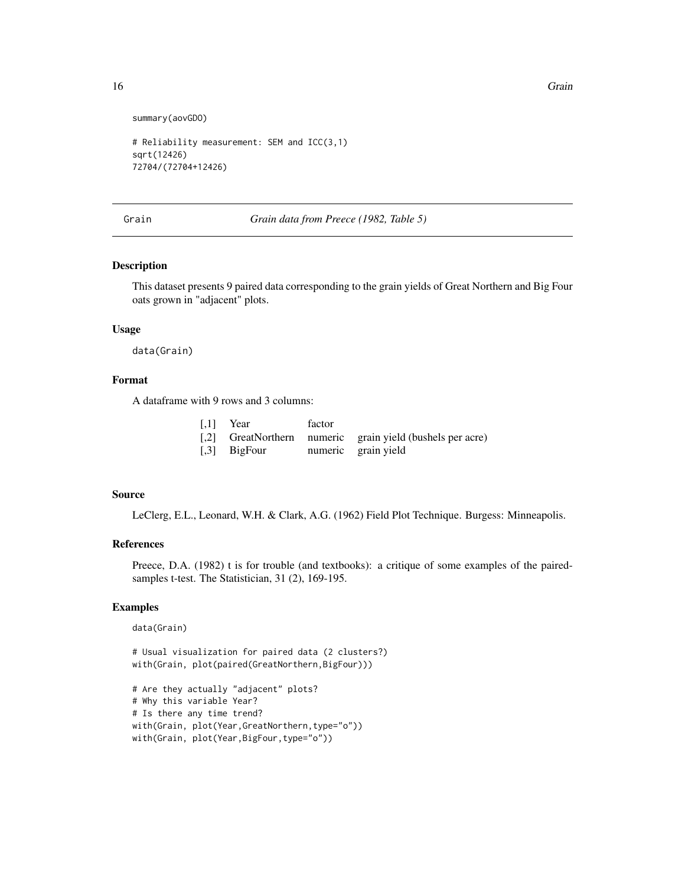```
summary(aovGDO)

# Reliability measurement: SEM and ICC(3,1)
sqrt(12426)
72704/(72704+12426)
```

---

## Grain — *Grain data from Preece (1982, Table 5)*

### Description

This dataset presents 9 paired data corresponding to the grain yields of Great Northern and Big Four oats grown in "adjacent" plots.

### Usage

```
data(Grain)
```

### Format

A dataframe with 9 rows and 3 columns:

| | | | |
|---|---|---|---|
| [,1] | Year | factor | |
| [,2] | GreatNorthern | numeric | grain yield (bushels per acre) |
| [,3] | BigFour | numeric | grain yield |

### Source

LeClerg, E.L., Leonard, W.H. & Clark, A.G. (1962) Field Plot Technique. Burgess: Minneapolis.

### References

Preece, D.A. (1982) t is for trouble (and textbooks): a critique of some examples of the paired-samples t-test. The Statistician, 31 (2), 169-195.

### Examples

```
data(Grain)

# Usual visualization for paired data (2 clusters?)
with(Grain, plot(paired(GreatNorthern,BigFour)))

# Are they actually "adjacent" plots?
# Why this variable Year?
# Is there any time trend?
with(Grain, plot(Year,GreatNorthern,type="o"))
with(Grain, plot(Year,BigFour,type="o"))
```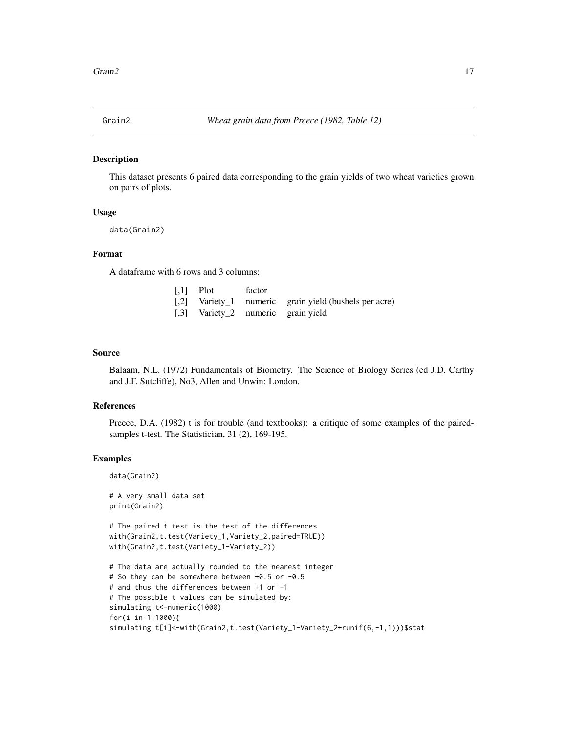# Grain2 — *Wheat grain data from Preece (1982, Table 12)*

## Description

This dataset presents 6 paired data corresponding to the grain yields of two wheat varieties grown on pairs of plots.

## Usage

```
data(Grain2)
```

## Format

A dataframe with 6 rows and 3 columns:

| | | | |
|---|---|---|---|
| [,1] | Plot | factor | |
| [,2] | Variety_1 | numeric | grain yield (bushels per acre) |
| [,3] | Variety_2 | numeric | grain yield |

## Source

Balaam, N.L. (1972) Fundamentals of Biometry. The Science of Biology Series (ed J.D. Carthy and J.F. Sutcliffe), No3, Allen and Unwin: London.

## References

Preece, D.A. (1982) t is for trouble (and textbooks): a critique of some examples of the paired-samples t-test. The Statistician, 31 (2), 169-195.

## Examples

```
data(Grain2)

# A very small data set
print(Grain2)

# The paired t test is the test of the differences
with(Grain2,t.test(Variety_1,Variety_2,paired=TRUE))
with(Grain2,t.test(Variety_1-Variety_2))

# The data are actually rounded to the nearest integer
# So they can be somewhere between +0.5 or -0.5
# and thus the differences between +1 or -1
# The possible t values can be simulated by:
simulating.t<-numeric(1000)
for(i in 1:1000){
simulating.t[i]<-with(Grain2,t.test(Variety_1-Variety_2+runif(6,-1,1)))$stat
```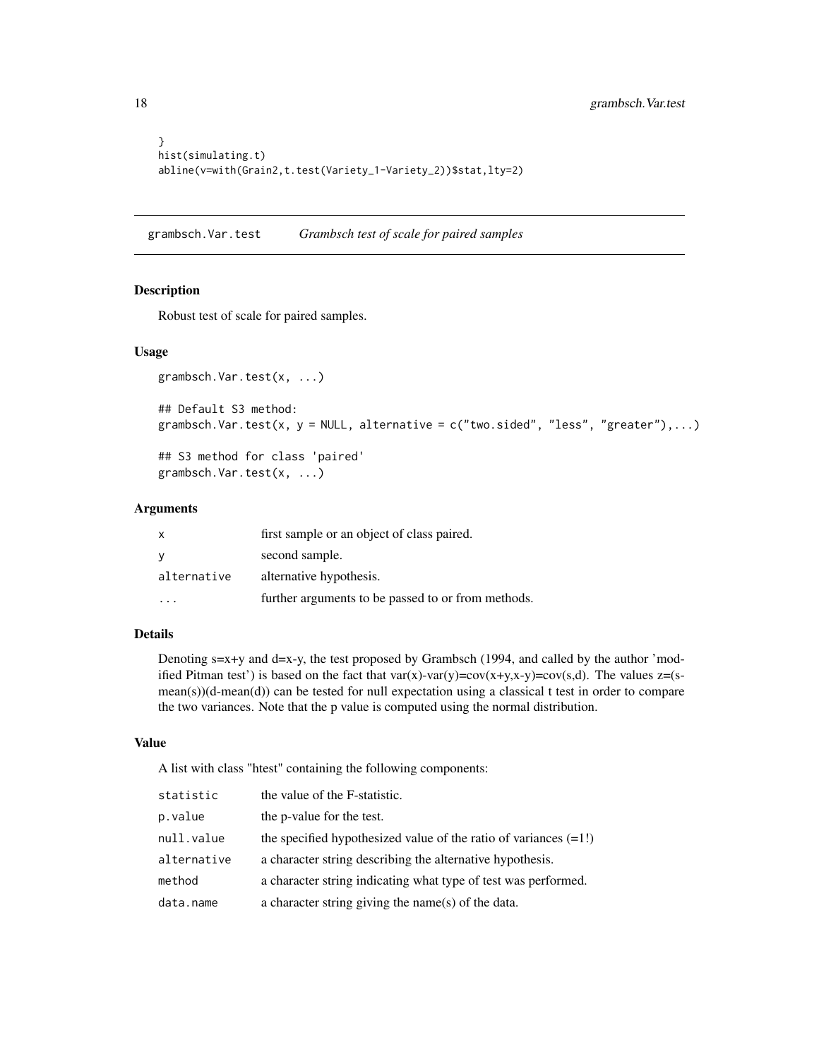```
}
hist(simulating.t)
abline(v=with(Grain2,t.test(Variety_1-Variety_2))$stat,lty=2)
```

---

## grambsch.Var.test *Grambsch test of scale for paired samples*

---

### Description

Robust test of scale for paired samples.

### Usage

```
grambsch.Var.test(x, ...)

## Default S3 method:
grambsch.Var.test(x, y = NULL, alternative = c("two.sided", "less", "greater"),...)

## S3 method for class 'paired'
grambsch.Var.test(x, ...)
```

### Arguments

| | |
|---|---|
| x | first sample or an object of class paired. |
| y | second sample. |
| alternative | alternative hypothesis. |
| ... | further arguments to be passed to or from methods. |

### Details

Denoting s=x+y and d=x-y, the test proposed by Grambsch (1994, and called by the author 'modified Pitman test') is based on the fact that var(x)-var(y)=cov(x+y,x-y)=cov(s,d). The values z=(s-mean(s))(d-mean(d)) can be tested for null expectation using a classical t test in order to compare the two variances. Note that the p value is computed using the normal distribution.

### Value

A list with class "htest" containing the following components:

| | |
|---|---|
| statistic | the value of the F-statistic. |
| p.value | the p-value for the test. |
| null.value | the specified hypothesized value of the ratio of variances (=1!) |
| alternative | a character string describing the alternative hypothesis. |
| method | a character string indicating what type of test was performed. |
| data.name | a character string giving the name(s) of the data. |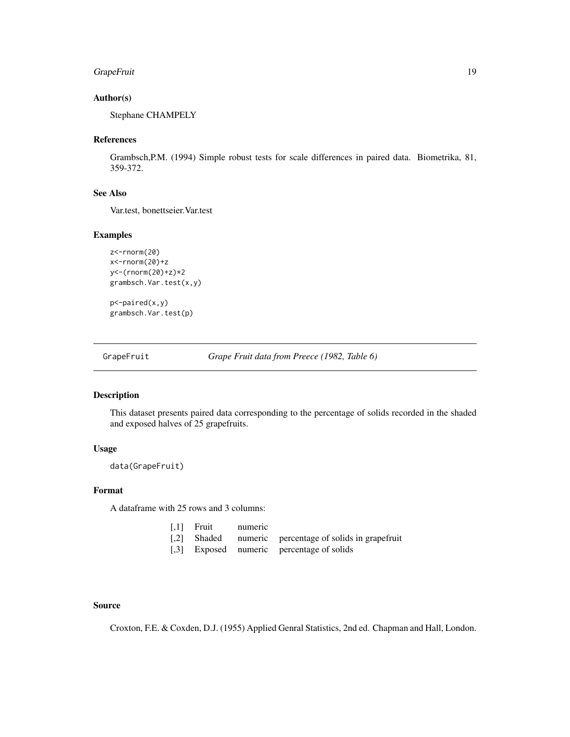### Author(s)

Stephane CHAMPELY

### References

Grambsch,P.M. (1994) Simple robust tests for scale differences in paired data. Biometrika, 81, 359-372.

### See Also

Var.test, bonettseier.Var.test

### Examples

```
z<-rnorm(20)
x<-rnorm(20)+z
y<-(rnorm(20)+z)*2
grambsch.Var.test(x,y)

p<-paired(x,y)
grambsch.Var.test(p)
```

---

## GrapeFruit — *Grape Fruit data from Preece (1982, Table 6)*

---

### Description

This dataset presents paired data corresponding to the percentage of solids recorded in the shaded and exposed halves of 25 grapefruits.

### Usage

```
data(GrapeFruit)
```

### Format

A dataframe with 25 rows and 3 columns:

| | | | |
|---|---|---|---|
| [,1] | Fruit | numeric | |
| [,2] | Shaded | numeric | percentage of solids in grapefruit |
| [,3] | Exposed | numeric | percentage of solids |

### Source

Croxton, F.E. & Coxden, D.J. (1955) Applied Genral Statistics, 2nd ed. Chapman and Hall, London.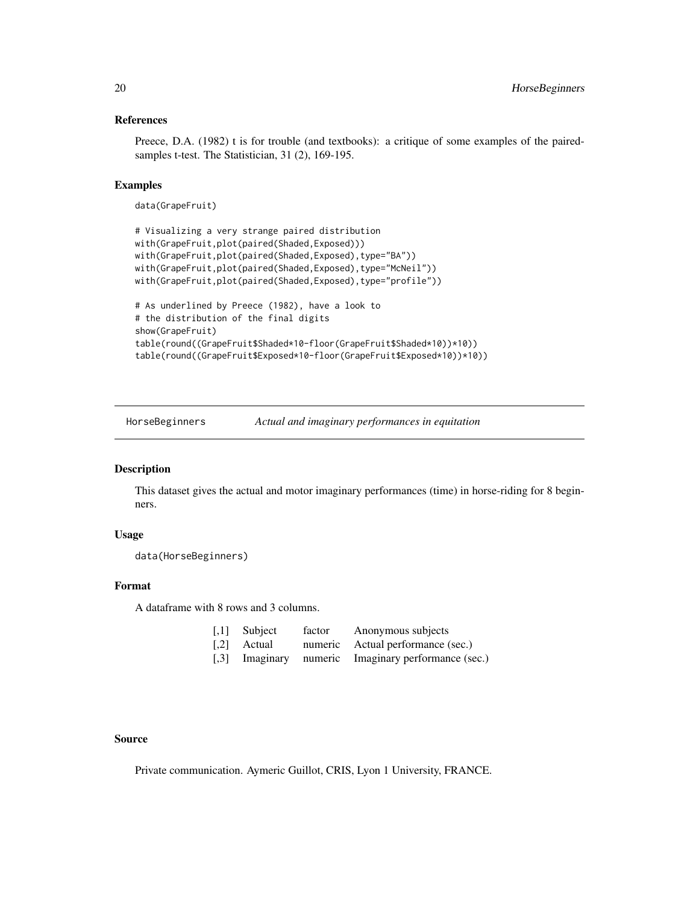### References

Preece, D.A. (1982) t is for trouble (and textbooks): a critique of some examples of the paired-samples t-test. The Statistician, 31 (2), 169-195.

### Examples

```
data(GrapeFruit)

# Visualizing a very strange paired distribution
with(GrapeFruit,plot(paired(Shaded,Exposed)))
with(GrapeFruit,plot(paired(Shaded,Exposed),type="BA"))
with(GrapeFruit,plot(paired(Shaded,Exposed),type="McNeil"))
with(GrapeFruit,plot(paired(Shaded,Exposed),type="profile"))

# As underlined by Preece (1982), have a look to
# the distribution of the final digits
show(GrapeFruit)
table(round((GrapeFruit$Shaded*10-floor(GrapeFruit$Shaded*10))*10))
table(round((GrapeFruit$Exposed*10-floor(GrapeFruit$Exposed*10))*10))
```

---

## HorseBeginners — *Actual and imaginary performances in equitation*

### Description

This dataset gives the actual and motor imaginary performances (time) in horse-riding for 8 beginners.

### Usage

```
data(HorseBeginners)
```

### Format

A dataframe with 8 rows and 3 columns.

| | | | |
|---|---|---|---|
| [,1] | Subject | factor | Anonymous subjects |
| [,2] | Actual | numeric | Actual performance (sec.) |
| [,3] | Imaginary | numeric | Imaginary performance (sec.) |

### Source

Private communication. Aymeric Guillot, CRIS, Lyon 1 University, FRANCE.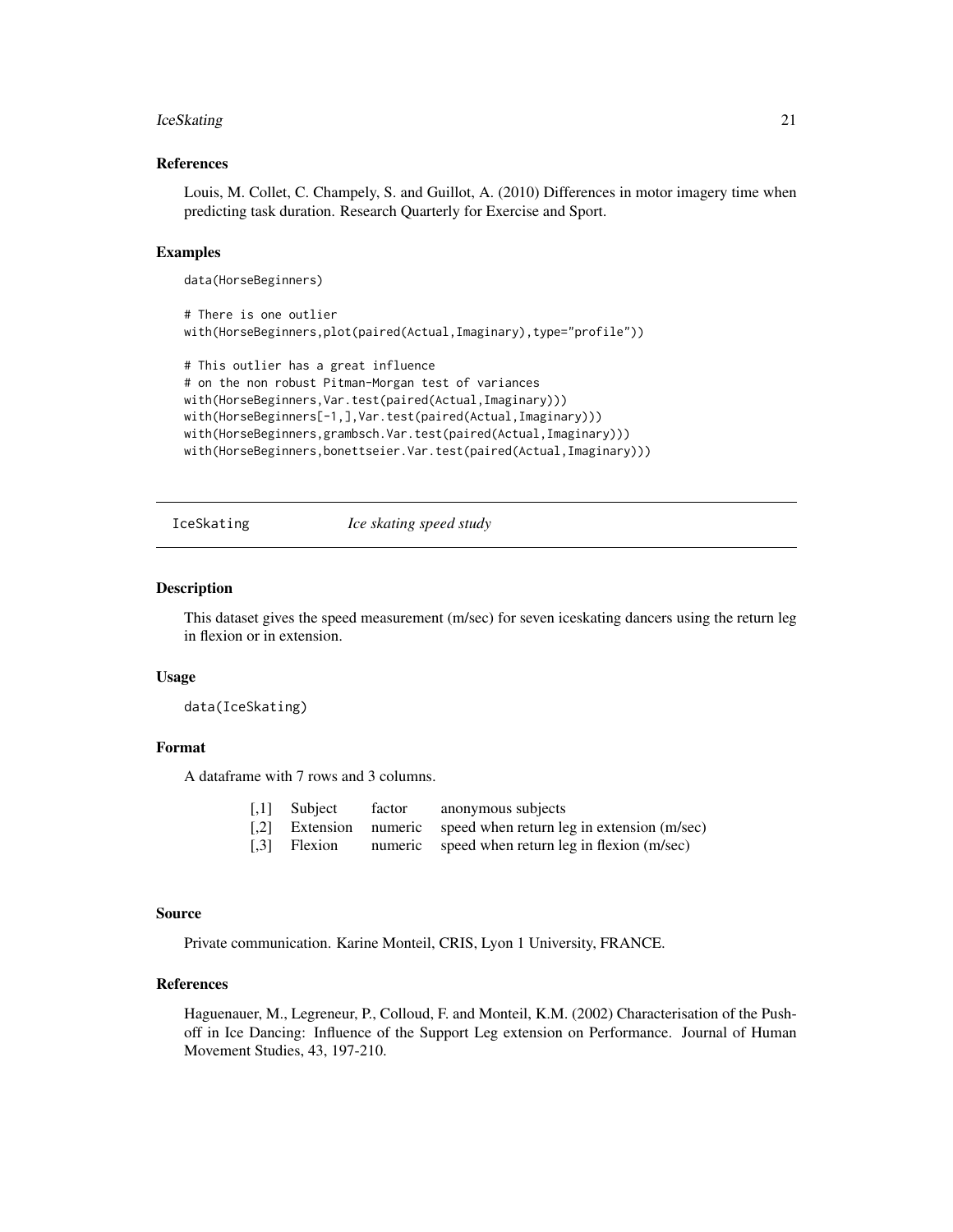### References

Louis, M. Collet, C. Champely, S. and Guillot, A. (2010) Differences in motor imagery time when predicting task duration. Research Quarterly for Exercise and Sport.

### Examples

```
data(HorseBeginners)

# There is one outlier
with(HorseBeginners,plot(paired(Actual,Imaginary),type="profile"))

# This outlier has a great influence
# on the non robust Pitman-Morgan test of variances
with(HorseBeginners,Var.test(paired(Actual,Imaginary)))
with(HorseBeginners[-1,],Var.test(paired(Actual,Imaginary)))
with(HorseBeginners,grambsch.Var.test(paired(Actual,Imaginary)))
with(HorseBeginners,bonettseier.Var.test(paired(Actual,Imaginary)))
```

---

## IceSkating *Ice skating speed study*

---

### Description

This dataset gives the speed measurement (m/sec) for seven iceskating dancers using the return leg in flexion or in extension.

### Usage

```
data(IceSkating)
```

### Format

A dataframe with 7 rows and 3 columns.

| | | | |
|---|---|---|---|
| [,1] | Subject | factor | anonymous subjects |
| [,2] | Extension | numeric | speed when return leg in extension (m/sec) |
| [,3] | Flexion | numeric | speed when return leg in flexion (m/sec) |

### Source

Private communication. Karine Monteil, CRIS, Lyon 1 University, FRANCE.

### References

Haguenauer, M., Legreneur, P., Colloud, F. and Monteil, K.M. (2002) Characterisation of the Push-off in Ice Dancing: Influence of the Support Leg extension on Performance. Journal of Human Movement Studies, 43, 197-210.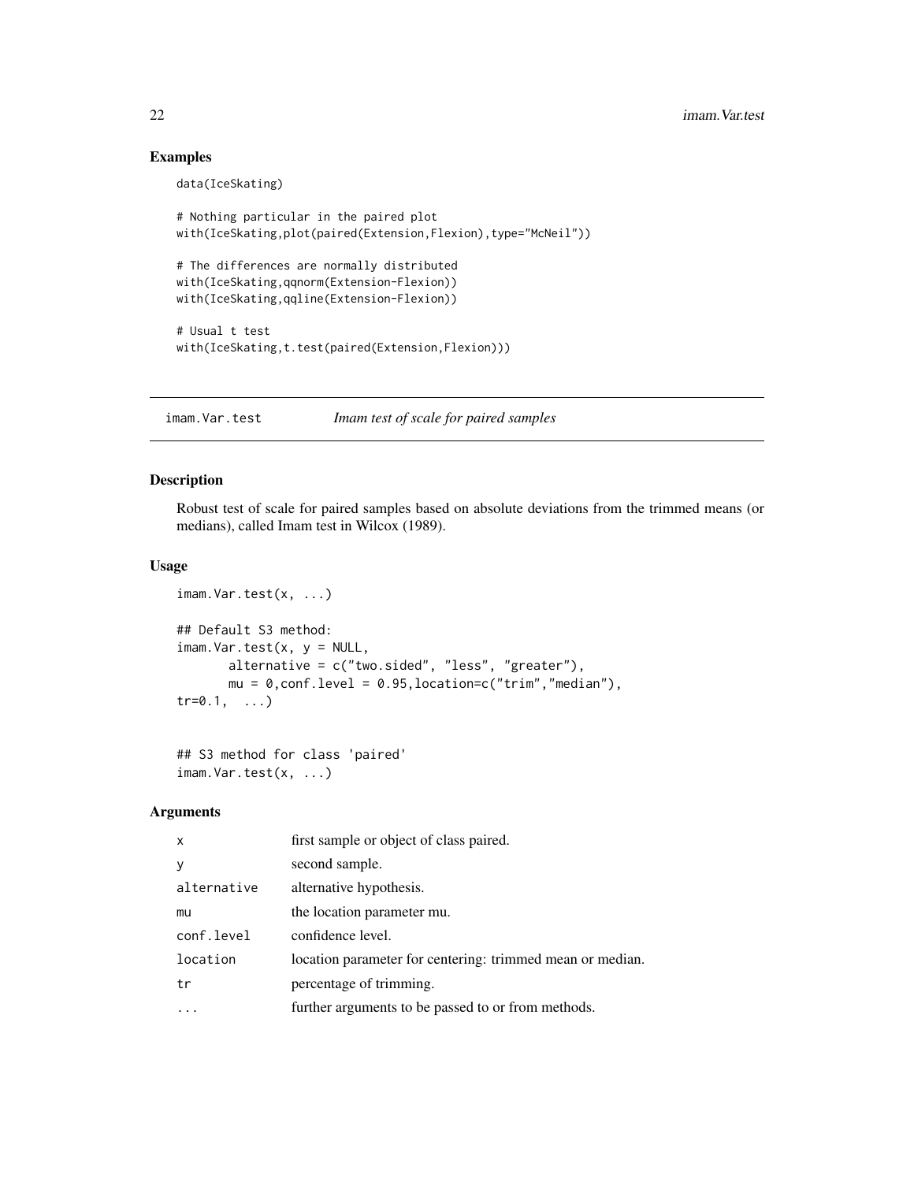## Examples

```
data(IceSkating)

# Nothing particular in the paired plot
with(IceSkating,plot(paired(Extension,Flexion),type="McNeil"))

# The differences are normally distributed
with(IceSkating,qqnorm(Extension-Flexion))
with(IceSkating,qqline(Extension-Flexion))

# Usual t test
with(IceSkating,t.test(paired(Extension,Flexion)))
```

---

# imam.Var.test *Imam test of scale for paired samples*

---

## Description

Robust test of scale for paired samples based on absolute deviations from the trimmed means (or medians), called Imam test in Wilcox (1989).

## Usage

```
imam.Var.test(x, ...)

## Default S3 method:
imam.Var.test(x, y = NULL,
       alternative = c("two.sided", "less", "greater"),
       mu = 0,conf.level = 0.95,location=c("trim","median"),
tr=0.1,  ...)


## S3 method for class 'paired'
imam.Var.test(x, ...)
```

## Arguments

| | |
|---|---|
| x | first sample or object of class paired. |
| y | second sample. |
| alternative | alternative hypothesis. |
| mu | the location parameter mu. |
| conf.level | confidence level. |
| location | location parameter for centering: trimmed mean or median. |
| tr | percentage of trimming. |
| ... | further arguments to be passed to or from methods. |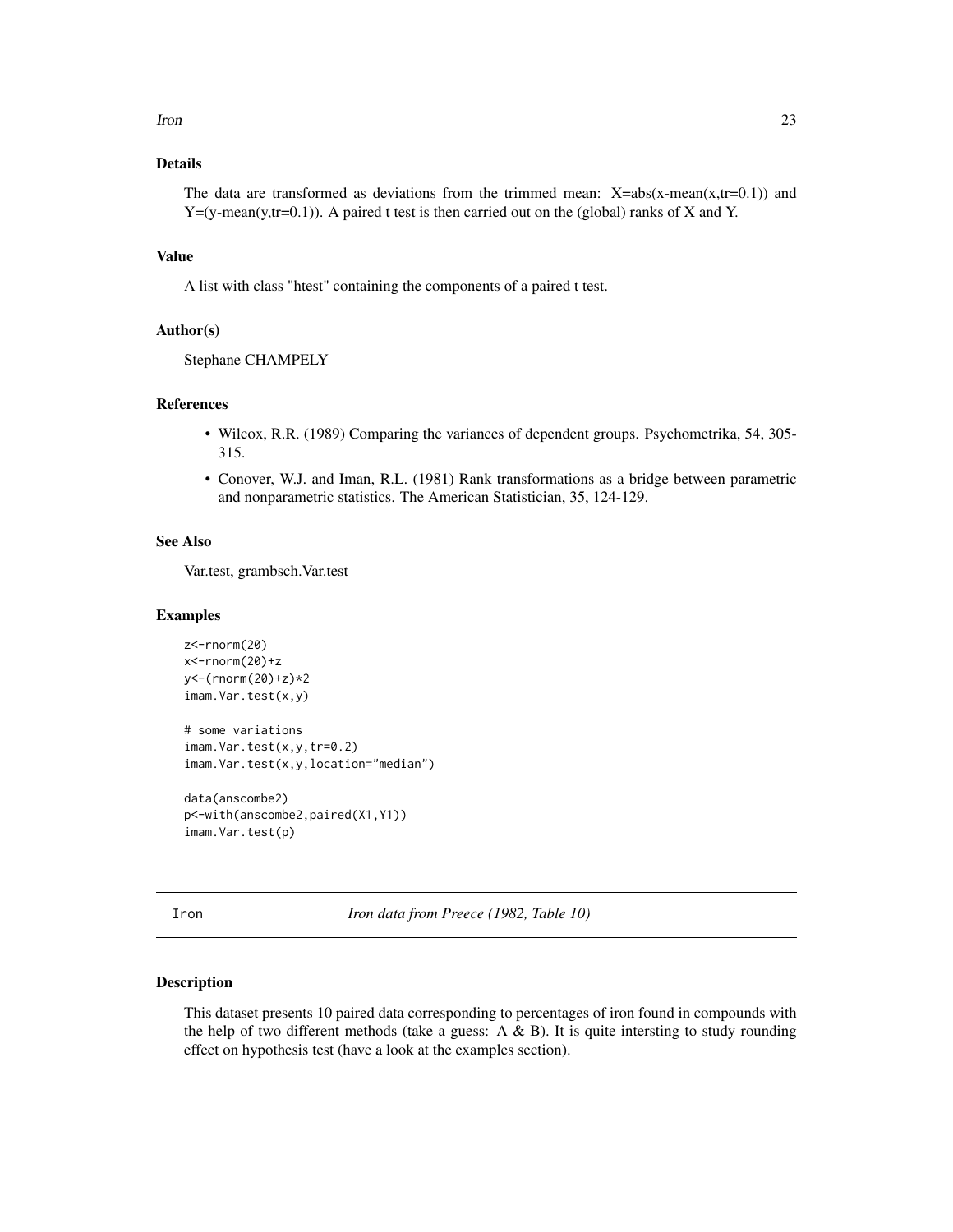## Details

The data are transformed as deviations from the trimmed mean: X=abs(x-mean(x,tr=0.1)) and Y=(y-mean(y,tr=0.1)). A paired t test is then carried out on the (global) ranks of X and Y.

## Value

A list with class "htest" containing the components of a paired t test.

## Author(s)

Stephane CHAMPELY

## References

- Wilcox, R.R. (1989) Comparing the variances of dependent groups. Psychometrika, 54, 305-315.
- Conover, W.J. and Iman, R.L. (1981) Rank transformations as a bridge between parametric and nonparametric statistics. The American Statistician, 35, 124-129.

## See Also

Var.test, grambsch.Var.test

## Examples

```
z<-rnorm(20)
x<-rnorm(20)+z
y<-(rnorm(20)+z)*2
imam.Var.test(x,y)

# some variations
imam.Var.test(x,y,tr=0.2)
imam.Var.test(x,y,location="median")

data(anscombe2)
p<-with(anscombe2,paired(X1,Y1))
imam.Var.test(p)
```

---

# Iron — *Iron data from Preece (1982, Table 10)*

## Description

This dataset presents 10 paired data corresponding to percentages of iron found in compounds with the help of two different methods (take a guess: A & B). It is quite intersting to study rounding effect on hypothesis test (have a look at the examples section).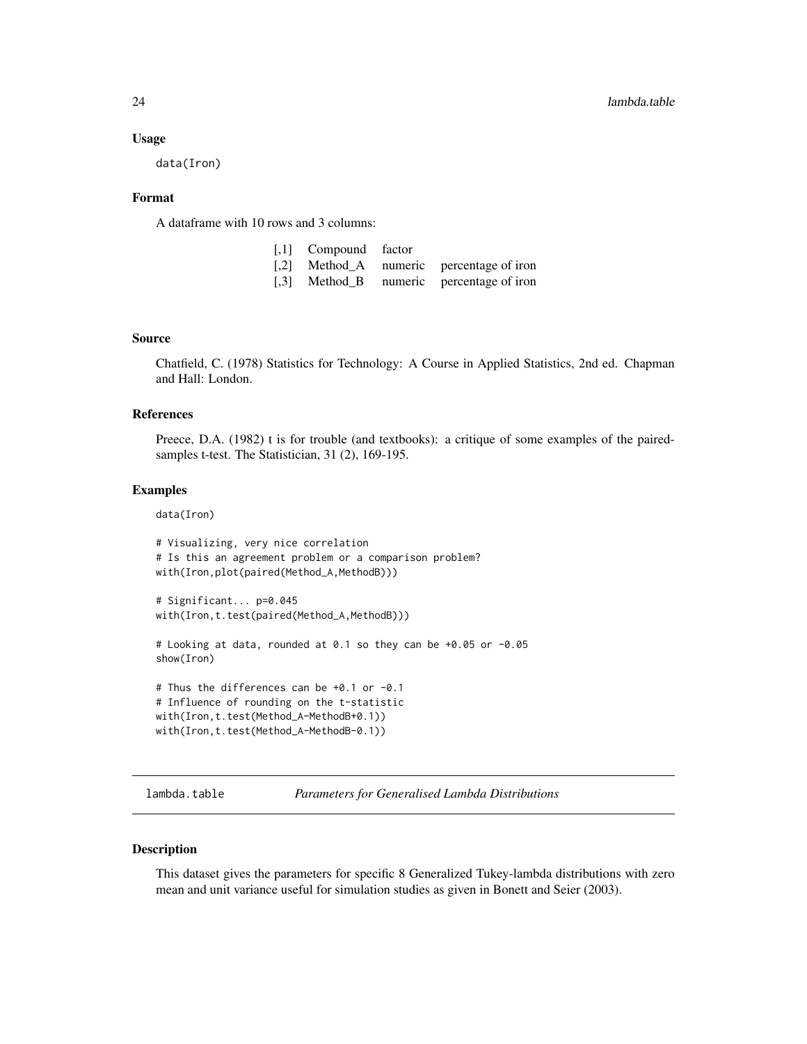### Usage

```
data(Iron)
```

### Format

A dataframe with 10 rows and 3 columns:

| | | | |
|---|---|---|---|
| [,1] | Compound | factor | |
| [,2] | Method_A | numeric | percentage of iron |
| [,3] | Method_B | numeric | percentage of iron |

### Source

Chatfield, C. (1978) Statistics for Technology: A Course in Applied Statistics, 2nd ed. Chapman and Hall: London.

### References

Preece, D.A. (1982) t is for trouble (and textbooks): a critique of some examples of the paired-samples t-test. The Statistician, 31 (2), 169-195.

### Examples

```
data(Iron)

# Visualizing, very nice correlation
# Is this an agreement problem or a comparison problem?
with(Iron,plot(paired(Method_A,MethodB)))

# Significant... p=0.045
with(Iron,t.test(paired(Method_A,MethodB)))

# Looking at data, rounded at 0.1 so they can be +0.05 or -0.05
show(Iron)

# Thus the differences can be +0.1 or -0.1
# Influence of rounding on the t-statistic
with(Iron,t.test(Method_A-MethodB+0.1))
with(Iron,t.test(Method_A-MethodB-0.1))
```

---

## lambda.table *Parameters for Generalised Lambda Distributions*

### Description

This dataset gives the parameters for specific 8 Generalized Tukey-lambda distributions with zero mean and unit variance useful for simulation studies as given in Bonett and Seier (2003).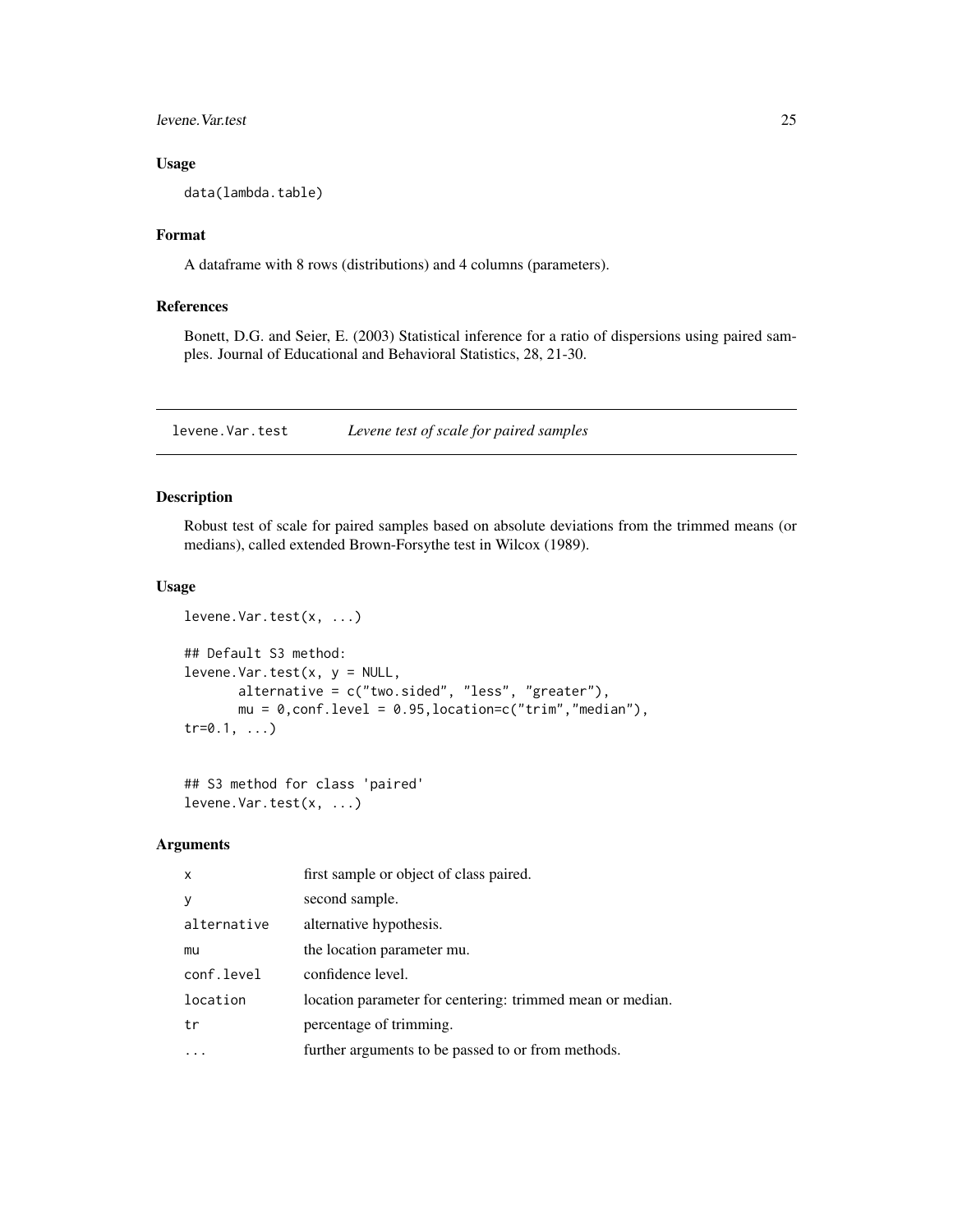### Usage

```
data(lambda.table)
```

### Format

A dataframe with 8 rows (distributions) and 4 columns (parameters).

### References

Bonett, D.G. and Seier, E. (2003) Statistical inference for a ratio of dispersions using paired samples. Journal of Educational and Behavioral Statistics, 28, 21-30.

---

## levene.Var.test — *Levene test of scale for paired samples*

---

### Description

Robust test of scale for paired samples based on absolute deviations from the trimmed means (or medians), called extended Brown-Forsythe test in Wilcox (1989).

### Usage

```
levene.Var.test(x, ...)

## Default S3 method:
levene.Var.test(x, y = NULL,
       alternative = c("two.sided", "less", "greater"),
       mu = 0,conf.level = 0.95,location=c("trim","median"),
tr=0.1, ...)


## S3 method for class 'paired'
levene.Var.test(x, ...)
```

### Arguments

| | |
|---|---|
| x | first sample or object of class paired. |
| y | second sample. |
| alternative | alternative hypothesis. |
| mu | the location parameter mu. |
| conf.level | confidence level. |
| location | location parameter for centering: trimmed mean or median. |
| tr | percentage of trimming. |
| ... | further arguments to be passed to or from methods. |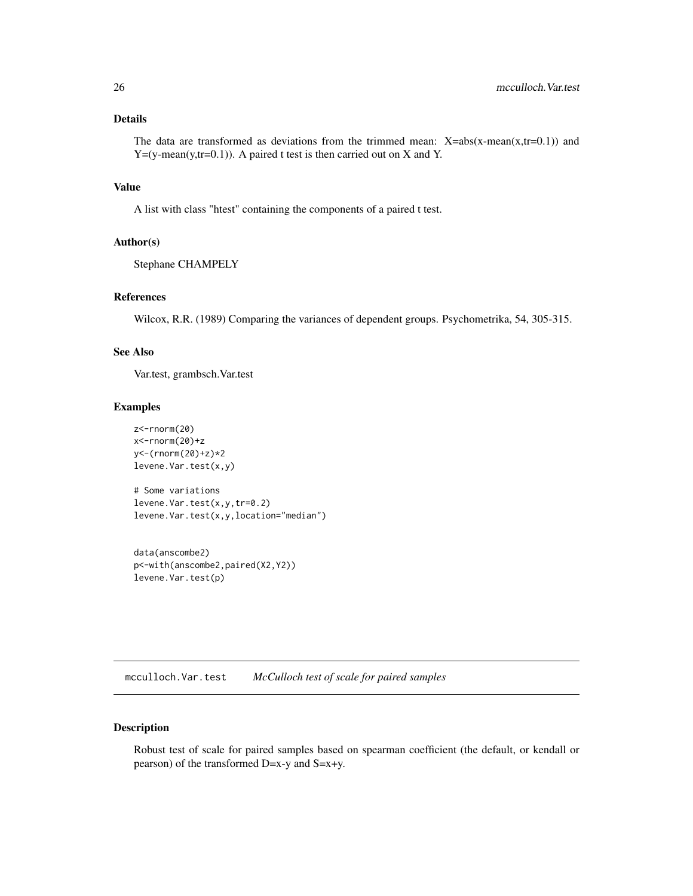### Details

The data are transformed as deviations from the trimmed mean: X=abs(x-mean(x,tr=0.1)) and Y=(y-mean(y,tr=0.1)). A paired t test is then carried out on X and Y.

### Value

A list with class "htest" containing the components of a paired t test.

### Author(s)

Stephane CHAMPELY

### References

Wilcox, R.R. (1989) Comparing the variances of dependent groups. Psychometrika, 54, 305-315.

### See Also

Var.test, grambsch.Var.test

### Examples

```
z<-rnorm(20)
x<-rnorm(20)+z
y<-(rnorm(20)+z)*2
levene.Var.test(x,y)

# Some variations
levene.Var.test(x,y,tr=0.2)
levene.Var.test(x,y,location="median")


data(anscombe2)
p<-with(anscombe2,paired(X2,Y2))
levene.Var.test(p)
```

---

## mcculloch.Var.test    *McCulloch test of scale for paired samples*

---

### Description

Robust test of scale for paired samples based on spearman coefficient (the default, or kendall or pearson) of the transformed D=x-y and S=x+y.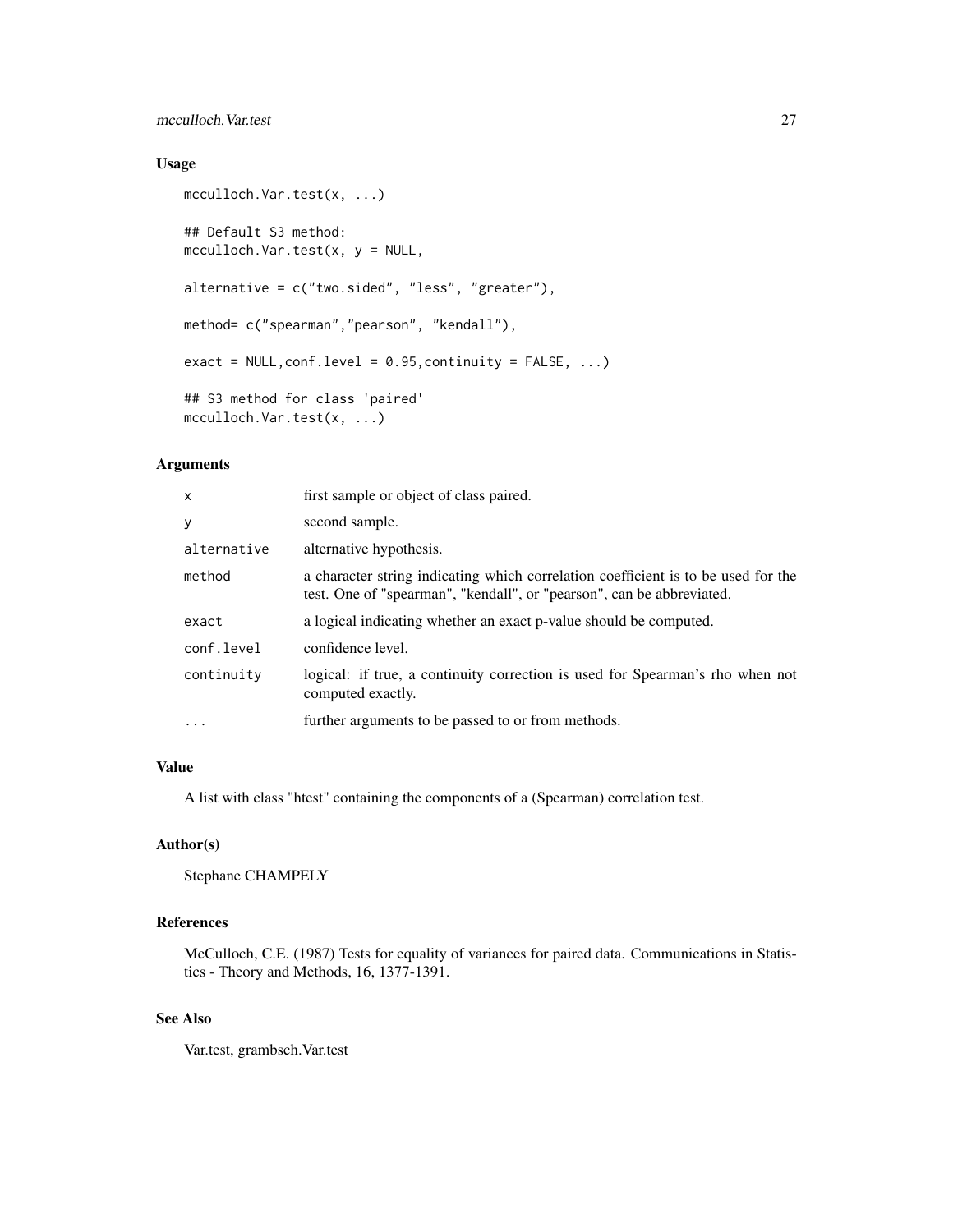## Usage

```
mcculloch.Var.test(x, ...)

## Default S3 method:
mcculloch.Var.test(x, y = NULL,

alternative = c("two.sided", "less", "greater"),

method= c("spearman","pearson", "kendall"),

exact = NULL,conf.level = 0.95,continuity = FALSE, ...)

## S3 method for class 'paired'
mcculloch.Var.test(x, ...)
```

## Arguments

| | |
|---|---|
| `x` | first sample or object of class paired. |
| `y` | second sample. |
| `alternative` | alternative hypothesis. |
| `method` | a character string indicating which correlation coefficient is to be used for the test. One of "spearman", "kendall", or "pearson", can be abbreviated. |
| `exact` | a logical indicating whether an exact p-value should be computed. |
| `conf.level` | confidence level. |
| `continuity` | logical: if true, a continuity correction is used for Spearman's rho when not computed exactly. |
| `...` | further arguments to be passed to or from methods. |

## Value

A list with class "htest" containing the components of a (Spearman) correlation test.

## Author(s)

Stephane CHAMPELY

## References

McCulloch, C.E. (1987) Tests for equality of variances for paired data. Communications in Statistics - Theory and Methods, 16, 1377-1391.

## See Also

Var.test, grambsch.Var.test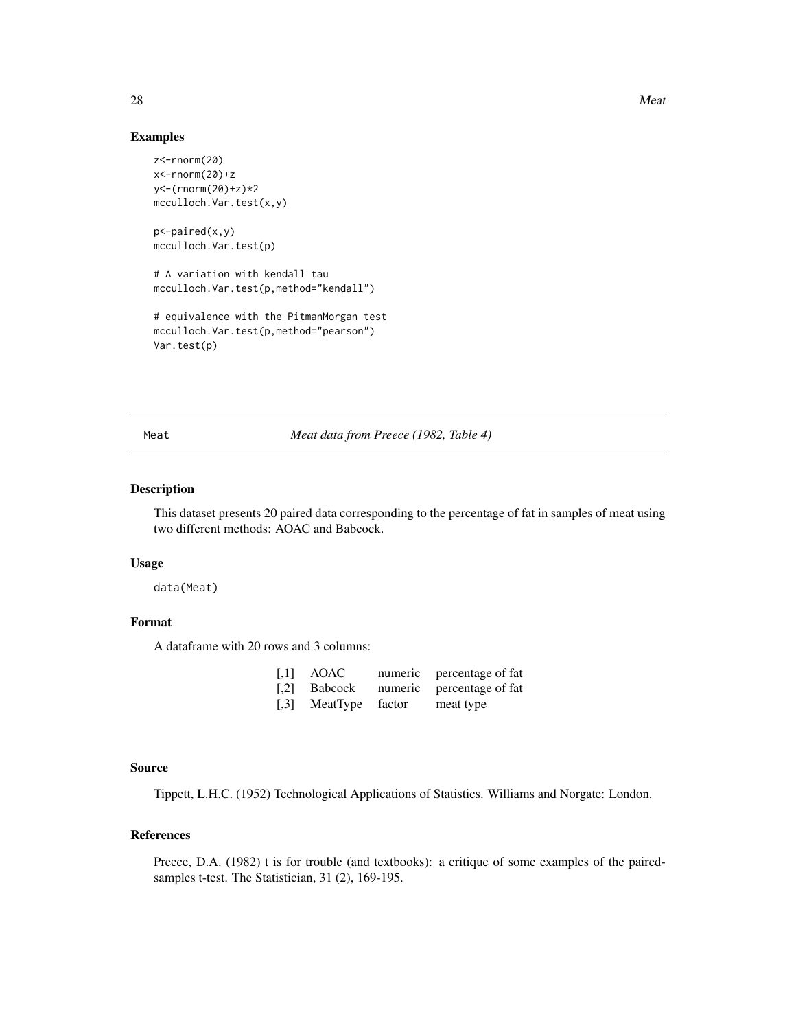### Examples

```
z<-rnorm(20)
x<-rnorm(20)+z
y<-(rnorm(20)+z)*2
mcculloch.Var.test(x,y)

p<-paired(x,y)
mcculloch.Var.test(p)

# A variation with kendall tau
mcculloch.Var.test(p,method="kendall")

# equivalence with the PitmanMorgan test
mcculloch.Var.test(p,method="pearson")
Var.test(p)
```

---

## Meat — *Meat data from Preece (1982, Table 4)*

---

### Description

This dataset presents 20 paired data corresponding to the percentage of fat in samples of meat using two different methods: AOAC and Babcock.

### Usage

```
data(Meat)
```

### Format

A dataframe with 20 rows and 3 columns:

| | | | |
|---|---|---|---|
| [,1] | AOAC | numeric | percentage of fat |
| [,2] | Babcock | numeric | percentage of fat |
| [,3] | MeatType | factor | meat type |

### Source

Tippett, L.H.C. (1952) Technological Applications of Statistics. Williams and Norgate: London.

### References

Preece, D.A. (1982) t is for trouble (and textbooks): a critique of some examples of the paired-samples t-test. The Statistician, 31 (2), 169-195.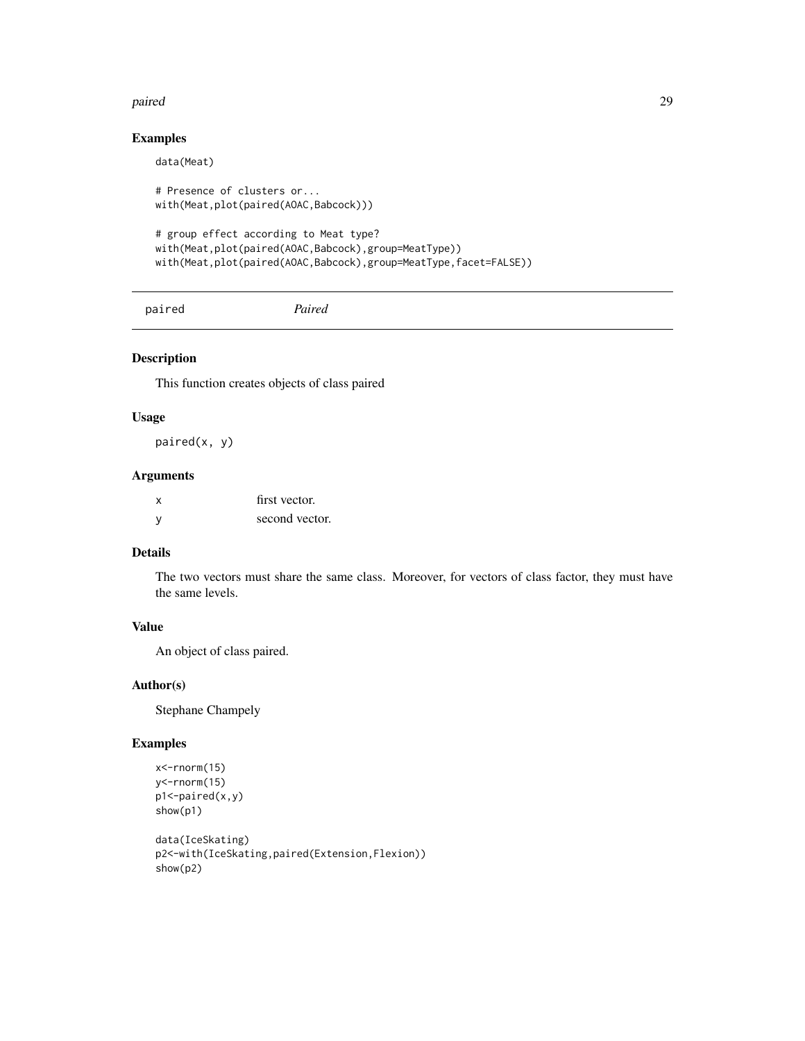## Examples

```
data(Meat)

# Presence of clusters or...
with(Meat,plot(paired(AOAC,Babcock)))

# group effect according to Meat type?
with(Meat,plot(paired(AOAC,Babcock),group=MeatType))
with(Meat,plot(paired(AOAC,Babcock),group=MeatType,facet=FALSE))
```

---

# paired *Paired*

## Description

This function creates objects of class paired

## Usage

```
paired(x, y)
```

## Arguments

| | |
|---|---|
| x | first vector. |
| y | second vector. |

## Details

The two vectors must share the same class. Moreover, for vectors of class factor, they must have the same levels.

## Value

An object of class paired.

## Author(s)

Stephane Champely

## Examples

```
x<-rnorm(15)
y<-rnorm(15)
p1<-paired(x,y)
show(p1)

data(IceSkating)
p2<-with(IceSkating,paired(Extension,Flexion))
show(p2)
```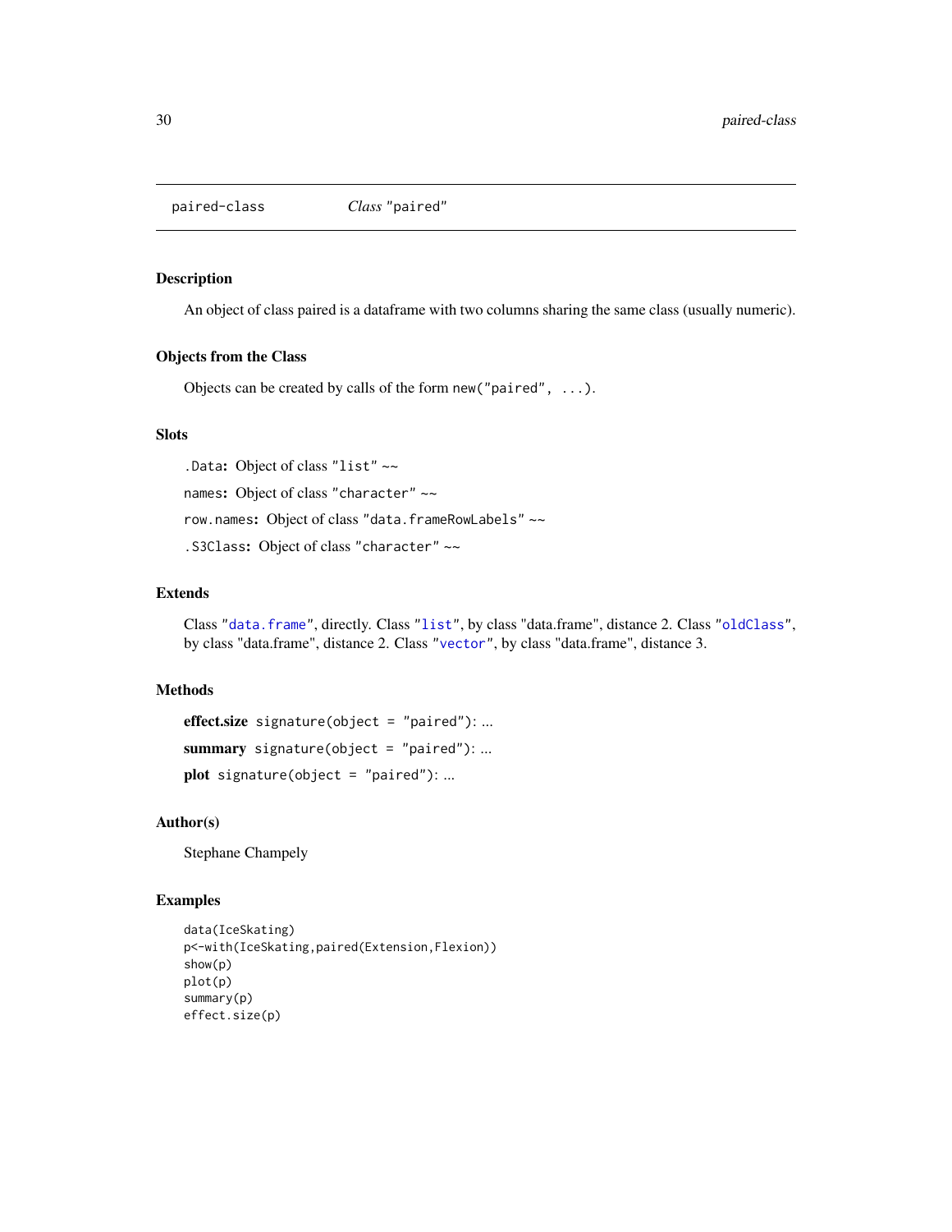# paired-class    *Class* "paired"

## Description

An object of class paired is a dataframe with two columns sharing the same class (usually numeric).

## Objects from the Class

Objects can be created by calls of the form `new("paired", ...)`.

## Slots

`.Data`**:** Object of class `"list"` ~~

`names`**:** Object of class `"character"` ~~

`row.names`**:** Object of class `"data.frameRowLabels"` ~~

`.S3Class`**:** Object of class `"character"` ~~

## Extends

Class `"data.frame"`, directly. Class `"list"`, by class "data.frame", distance 2. Class `"oldClass"`, by class "data.frame", distance 2. Class `"vector"`, by class "data.frame", distance 3.

## Methods

**effect.size** `signature(object = "paired")`: ...

**summary** `signature(object = "paired")`: ...

**plot** `signature(object = "paired")`: ...

## Author(s)

Stephane Champely

## Examples

```
data(IceSkating)
p<-with(IceSkating,paired(Extension,Flexion))
show(p)
plot(p)
summary(p)
effect.size(p)
```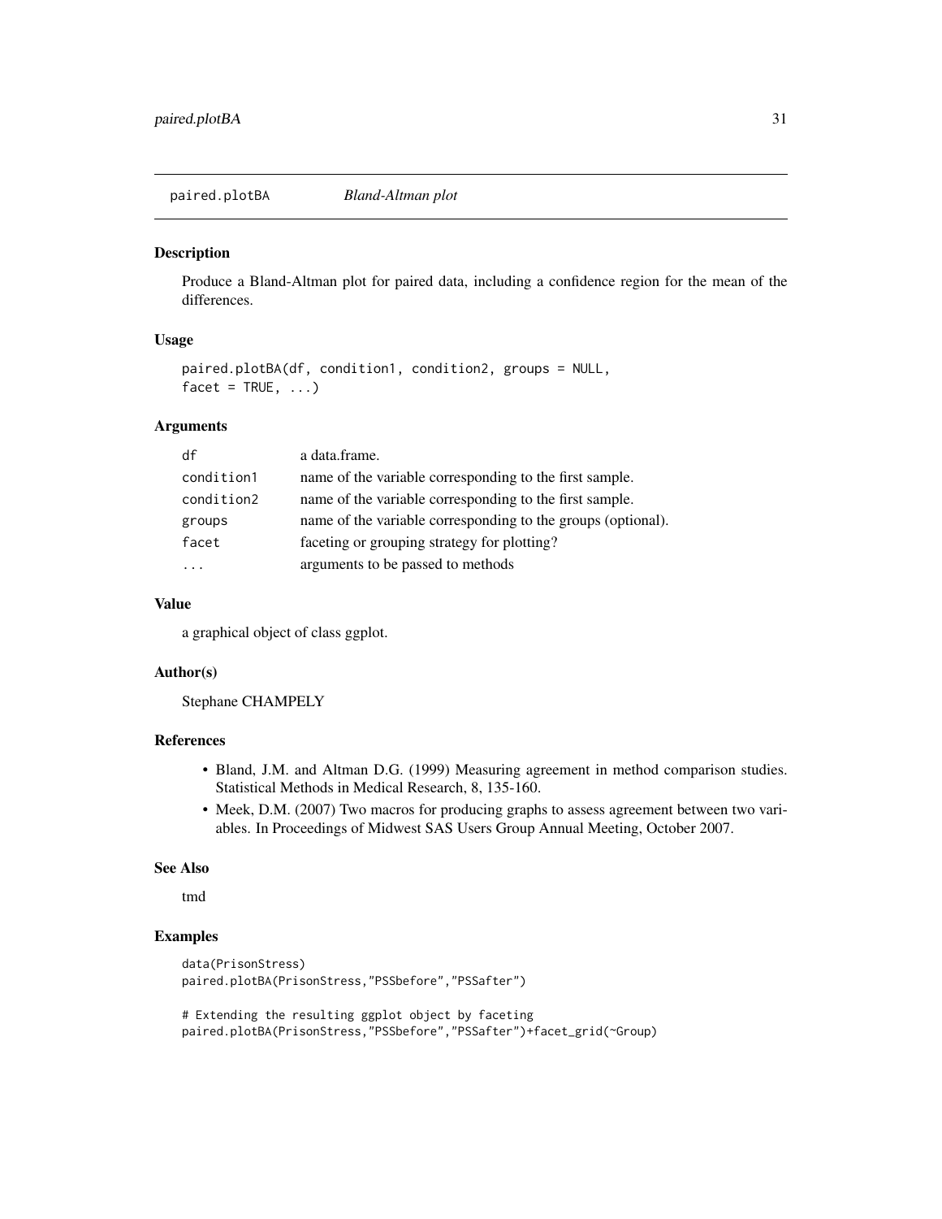## paired.plotBA — *Bland-Altman plot*

### Description

Produce a Bland-Altman plot for paired data, including a confidence region for the mean of the differences.

### Usage

```
paired.plotBA(df, condition1, condition2, groups = NULL,
facet = TRUE, ...)
```

### Arguments

| | |
|---|---|
| df | a data.frame. |
| condition1 | name of the variable corresponding to the first sample. |
| condition2 | name of the variable corresponding to the first sample. |
| groups | name of the variable corresponding to the groups (optional). |
| facet | faceting or grouping strategy for plotting? |
| ... | arguments to be passed to methods |

### Value

a graphical object of class ggplot.

### Author(s)

Stephane CHAMPELY

### References

- Bland, J.M. and Altman D.G. (1999) Measuring agreement in method comparison studies. Statistical Methods in Medical Research, 8, 135-160.
- Meek, D.M. (2007) Two macros for producing graphs to assess agreement between two variables. In Proceedings of Midwest SAS Users Group Annual Meeting, October 2007.

### See Also

tmd

### Examples

```
data(PrisonStress)
paired.plotBA(PrisonStress,"PSSbefore","PSSafter")

# Extending the resulting ggplot object by faceting
paired.plotBA(PrisonStress,"PSSbefore","PSSafter")+facet_grid(~Group)
```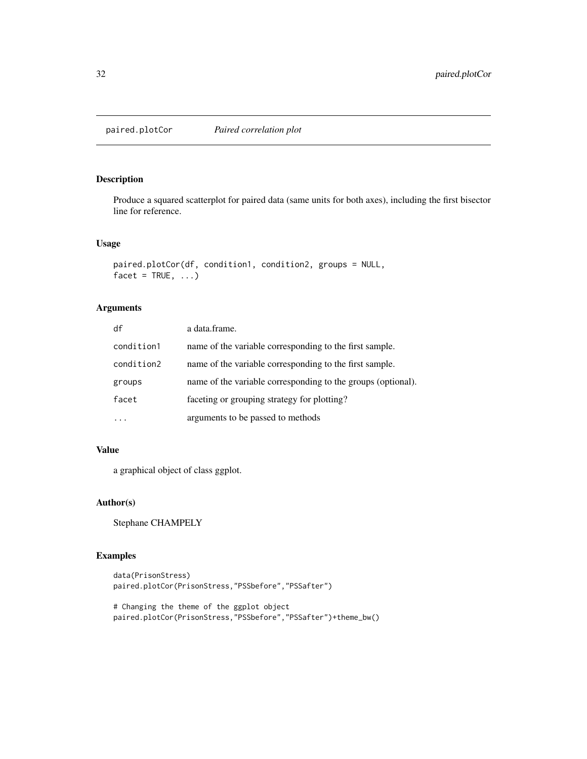## paired.plotCor — *Paired correlation plot*

### Description

Produce a squared scatterplot for paired data (same units for both axes), including the first bisector line for reference.

### Usage

```
paired.plotCor(df, condition1, condition2, groups = NULL,
facet = TRUE, ...)
```

### Arguments

| | |
|---|---|
| df | a data.frame. |
| condition1 | name of the variable corresponding to the first sample. |
| condition2 | name of the variable corresponding to the first sample. |
| groups | name of the variable corresponding to the groups (optional). |
| facet | faceting or grouping strategy for plotting? |
| ... | arguments to be passed to methods |

### Value

a graphical object of class ggplot.

### Author(s)

Stephane CHAMPELY

### Examples

```
data(PrisonStress)
paired.plotCor(PrisonStress,"PSSbefore","PSSafter")

# Changing the theme of the ggplot object
paired.plotCor(PrisonStress,"PSSbefore","PSSafter")+theme_bw()
```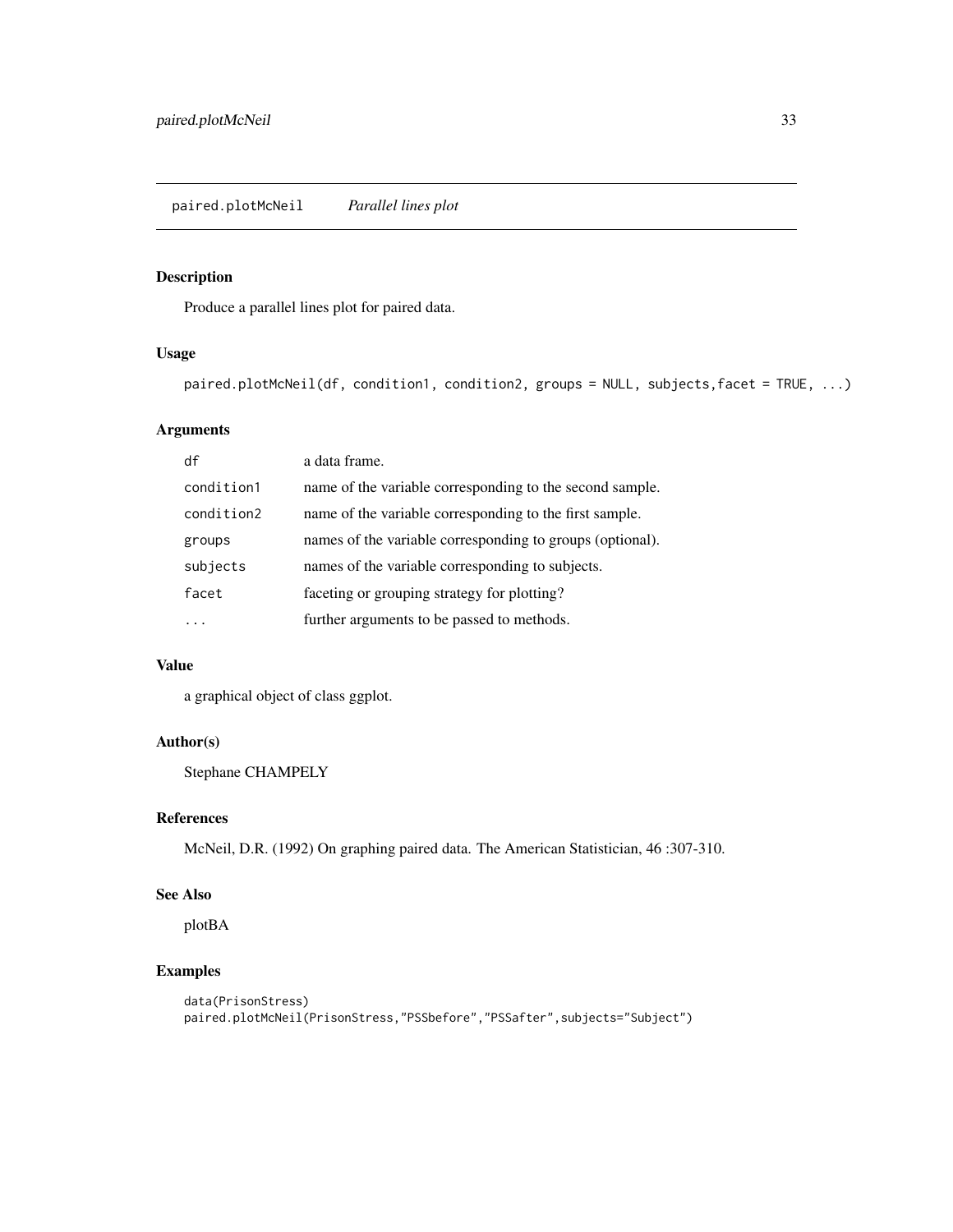## paired.plotMcNeil *Parallel lines plot*

### Description

Produce a parallel lines plot for paired data.

### Usage

```
paired.plotMcNeil(df, condition1, condition2, groups = NULL, subjects,facet = TRUE, ...)
```

### Arguments

| | |
|---|---|
| df | a data frame. |
| condition1 | name of the variable corresponding to the second sample. |
| condition2 | name of the variable corresponding to the first sample. |
| groups | names of the variable corresponding to groups (optional). |
| subjects | names of the variable corresponding to subjects. |
| facet | faceting or grouping strategy for plotting? |
| ... | further arguments to be passed to methods. |

### Value

a graphical object of class ggplot.

### Author(s)

Stephane CHAMPELY

### References

McNeil, D.R. (1992) On graphing paired data. The American Statistician, 46 :307-310.

### See Also

plotBA

### Examples

```
data(PrisonStress)
paired.plotMcNeil(PrisonStress,"PSSbefore","PSSafter",subjects="Subject")
```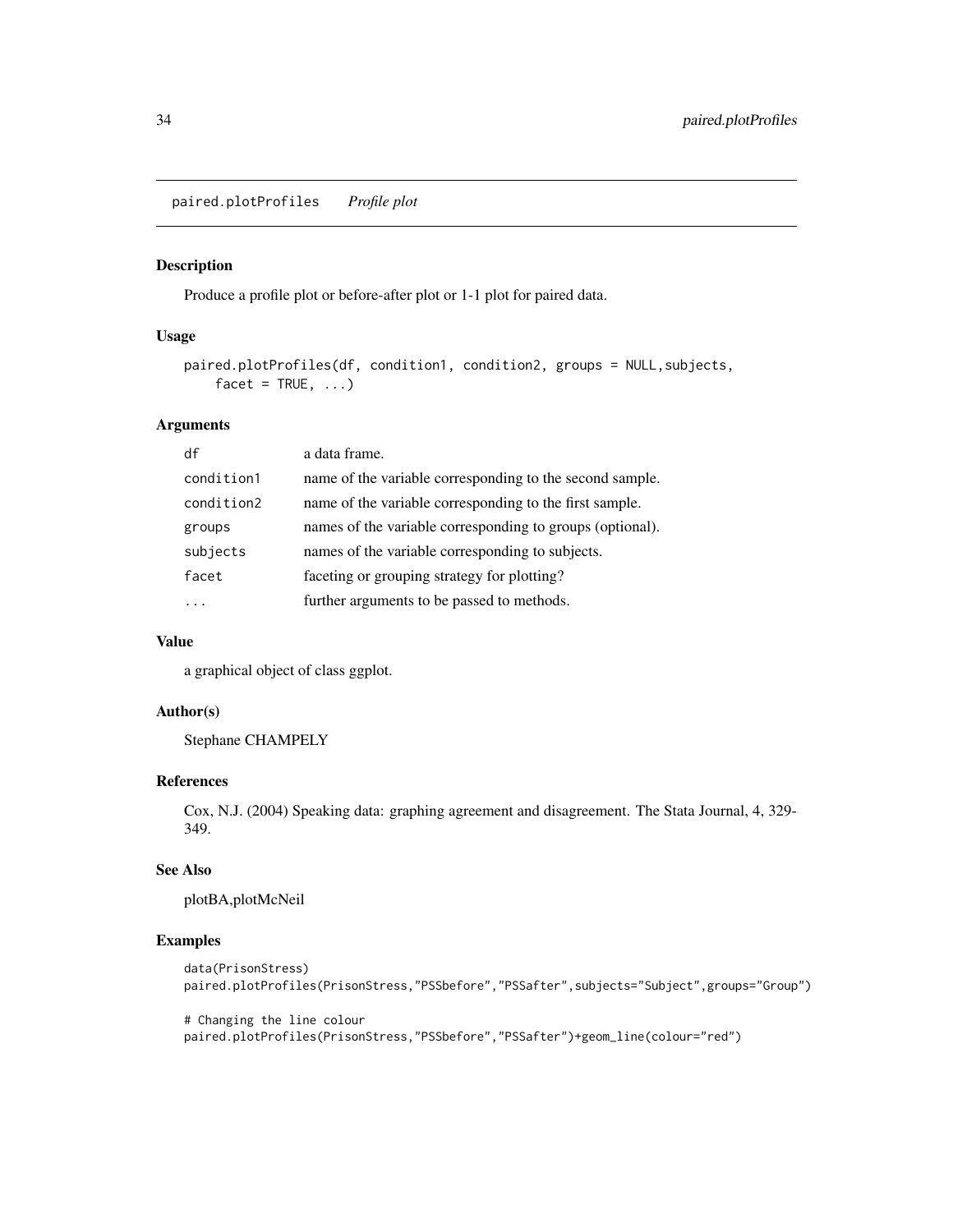## paired.plotProfiles *Profile plot*

### Description

Produce a profile plot or before-after plot or 1-1 plot for paired data.

### Usage

```
paired.plotProfiles(df, condition1, condition2, groups = NULL,subjects,
    facet = TRUE, ...)
```

### Arguments

| | |
|---|---|
| df | a data frame. |
| condition1 | name of the variable corresponding to the second sample. |
| condition2 | name of the variable corresponding to the first sample. |
| groups | names of the variable corresponding to groups (optional). |
| subjects | names of the variable corresponding to subjects. |
| facet | faceting or grouping strategy for plotting? |
| ... | further arguments to be passed to methods. |

### Value

a graphical object of class ggplot.

### Author(s)

Stephane CHAMPELY

### References

Cox, N.J. (2004) Speaking data: graphing agreement and disagreement. The Stata Journal, 4, 329-349.

### See Also

plotBA,plotMcNeil

### Examples

```
data(PrisonStress)
paired.plotProfiles(PrisonStress,"PSSbefore","PSSafter",subjects="Subject",groups="Group")

# Changing the line colour
paired.plotProfiles(PrisonStress,"PSSbefore","PSSafter")+geom_line(colour="red")
```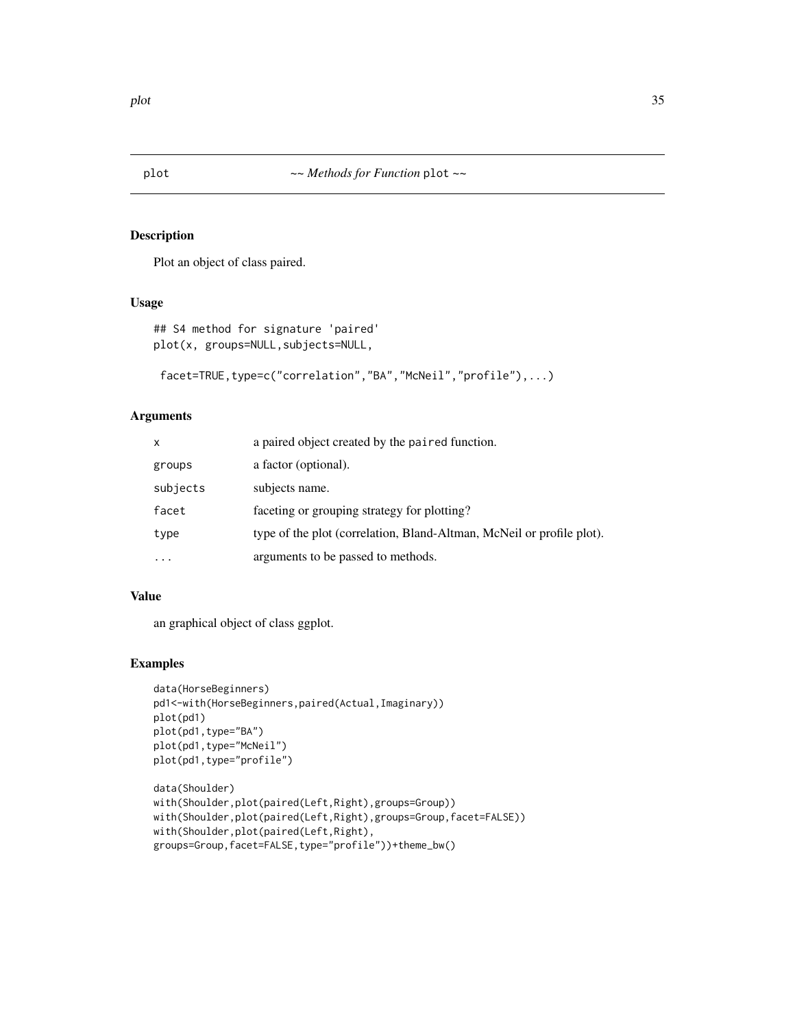## plot — *~~ Methods for Function* `plot` *~~*

### Description

Plot an object of class paired.

### Usage

```
## S4 method for signature 'paired'
plot(x, groups=NULL,subjects=NULL,

 facet=TRUE,type=c("correlation","BA","McNeil","profile"),...)
```

### Arguments

| | |
|---|---|
| `x` | a paired object created by the `paired` function. |
| `groups` | a factor (optional). |
| `subjects` | subjects name. |
| `facet` | faceting or grouping strategy for plotting? |
| `type` | type of the plot (correlation, Bland-Altman, McNeil or profile plot). |
| `...` | arguments to be passed to methods. |

### Value

an graphical object of class ggplot.

### Examples

```
data(HorseBeginners)
pd1<-with(HorseBeginners,paired(Actual,Imaginary))
plot(pd1)
plot(pd1,type="BA")
plot(pd1,type="McNeil")
plot(pd1,type="profile")

data(Shoulder)
with(Shoulder,plot(paired(Left,Right),groups=Group))
with(Shoulder,plot(paired(Left,Right),groups=Group,facet=FALSE))
with(Shoulder,plot(paired(Left,Right),
groups=Group,facet=FALSE,type="profile"))+theme_bw()
```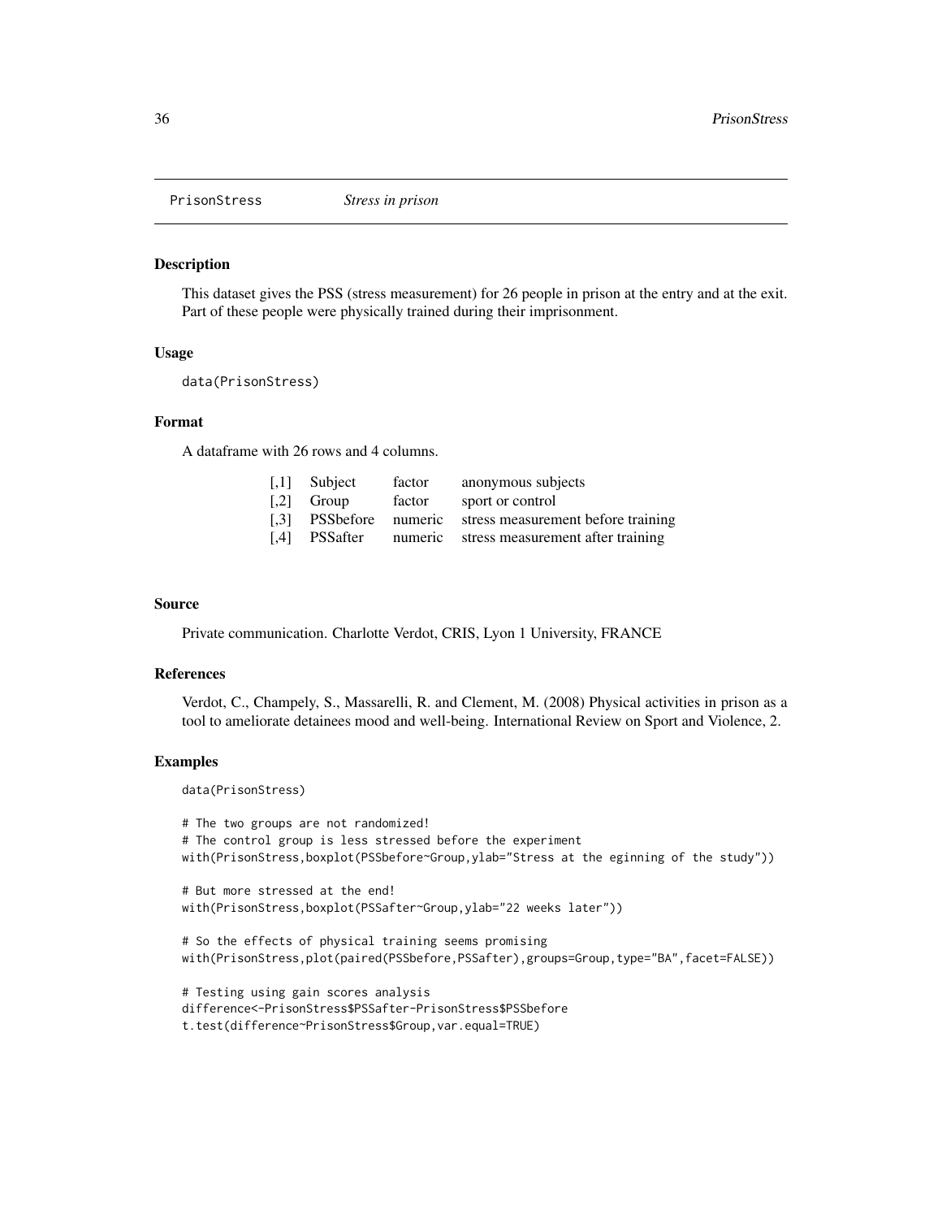PrisonStress        *Stress in prison*

## Description

This dataset gives the PSS (stress measurement) for 26 people in prison at the entry and at the exit. Part of these people were physically trained during their imprisonment.

## Usage

```
data(PrisonStress)
```

## Format

A dataframe with 26 rows and 4 columns.

| | | | |
|---|---|---|---|
| [,1] | Subject | factor | anonymous subjects |
| [,2] | Group | factor | sport or control |
| [,3] | PSSbefore | numeric | stress measurement before training |
| [,4] | PSSafter | numeric | stress measurement after training |

## Source

Private communication. Charlotte Verdot, CRIS, Lyon 1 University, FRANCE

## References

Verdot, C., Champely, S., Massarelli, R. and Clement, M. (2008) Physical activities in prison as a tool to ameliorate detainees mood and well-being. International Review on Sport and Violence, 2.

## Examples

```
data(PrisonStress)

# The two groups are not randomized!
# The control group is less stressed before the experiment
with(PrisonStress,boxplot(PSSbefore~Group,ylab="Stress at the eginning of the study"))

# But more stressed at the end!
with(PrisonStress,boxplot(PSSafter~Group,ylab="22 weeks later"))

# So the effects of physical training seems promising
with(PrisonStress,plot(paired(PSSbefore,PSSafter),groups=Group,type="BA",facet=FALSE))

# Testing using gain scores analysis
difference<-PrisonStress$PSSafter-PrisonStress$PSSbefore
t.test(difference~PrisonStress$Group,var.equal=TRUE)
```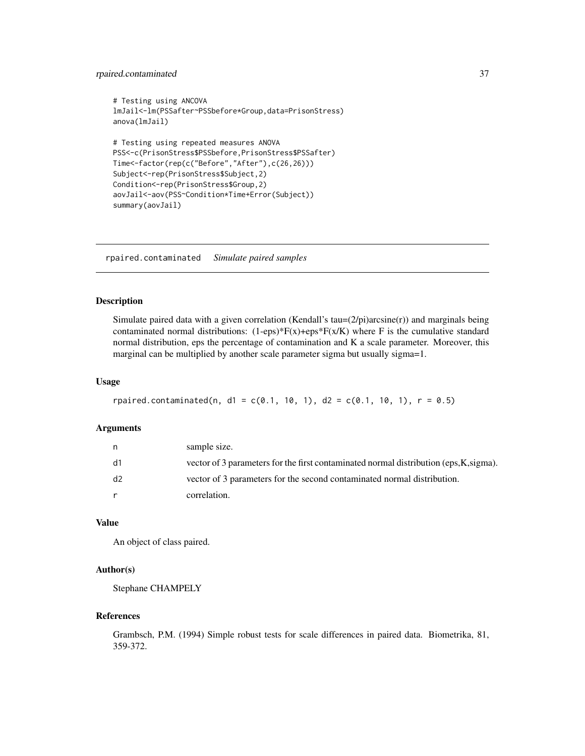```
# Testing using ANCOVA
lmJail<-lm(PSSafter~PSSbefore*Group,data=PrisonStress)
anova(lmJail)

# Testing using repeated measures ANOVA
PSS<-c(PrisonStress$PSSbefore,PrisonStress$PSSafter)
Time<-factor(rep(c("Before","After"),c(26,26)))
Subject<-rep(PrisonStress$Subject,2)
Condition<-rep(PrisonStress$Group,2)
aovJail<-aov(PSS~Condition*Time+Error(Subject))
summary(aovJail)
```

---

## rpaired.contaminated *Simulate paired samples*

### Description

Simulate paired data with a given correlation (Kendall's tau=(2/pi)arcsine(r)) and marginals being contaminated normal distributions: (1-eps)*F(x)+eps*F(x/K) where F is the cumulative standard normal distribution, eps the percentage of contamination and K a scale parameter. Moreover, this marginal can be multiplied by another scale parameter sigma but usually sigma=1.

### Usage

```
rpaired.contaminated(n, d1 = c(0.1, 10, 1), d2 = c(0.1, 10, 1), r = 0.5)
```

### Arguments

| | |
|---|---|
| n | sample size. |
| d1 | vector of 3 parameters for the first contaminated normal distribution (eps,K,sigma). |
| d2 | vector of 3 parameters for the second contaminated normal distribution. |
| r | correlation. |

### Value

An object of class paired.

### Author(s)

Stephane CHAMPELY

### References

Grambsch, P.M. (1994) Simple robust tests for scale differences in paired data. Biometrika, 81, 359-372.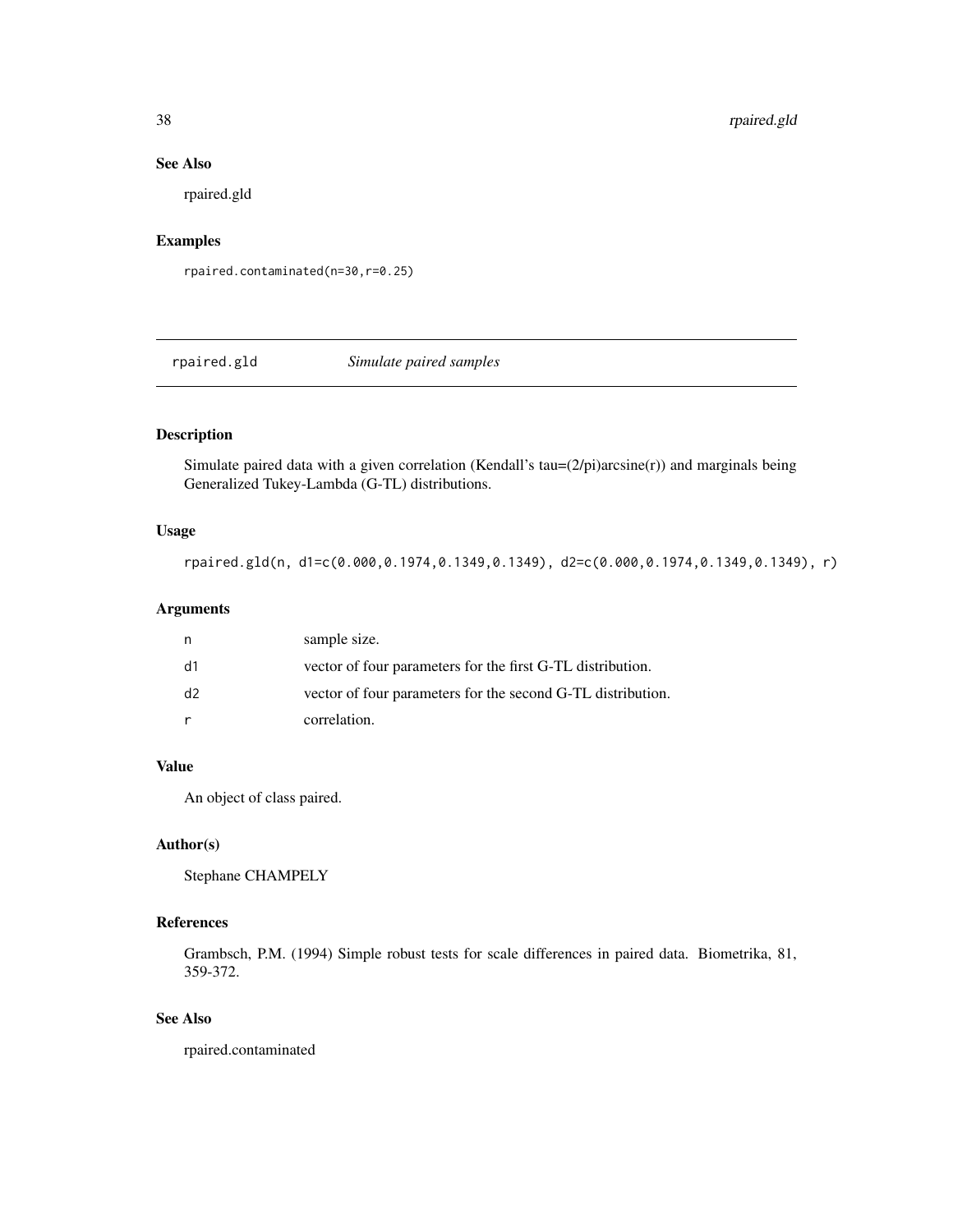## See Also

rpaired.gld

## Examples

```
rpaired.contaminated(n=30,r=0.25)
```

---

# rpaired.gld *Simulate paired samples*

---

## Description

Simulate paired data with a given correlation (Kendall's tau=(2/pi)arcsine(r)) and marginals being Generalized Tukey-Lambda (G-TL) distributions.

## Usage

```
rpaired.gld(n, d1=c(0.000,0.1974,0.1349,0.1349), d2=c(0.000,0.1974,0.1349,0.1349), r)
```

## Arguments

| | |
|---|---|
| n | sample size. |
| d1 | vector of four parameters for the first G-TL distribution. |
| d2 | vector of four parameters for the second G-TL distribution. |
| r | correlation. |

## Value

An object of class paired.

## Author(s)

Stephane CHAMPELY

## References

Grambsch, P.M. (1994) Simple robust tests for scale differences in paired data. Biometrika, 81, 359-372.

## See Also

rpaired.contaminated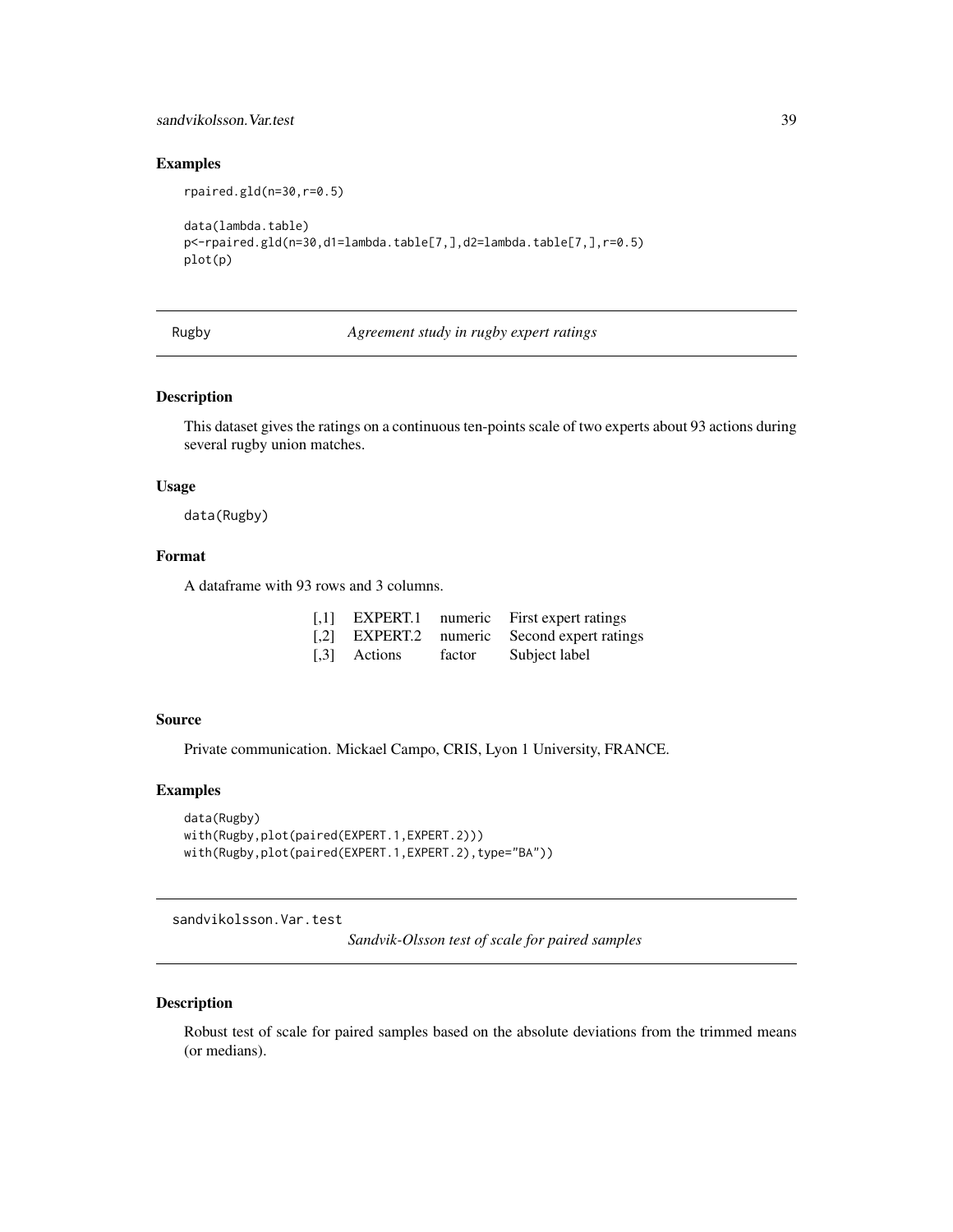### Examples

```
rpaired.gld(n=30,r=0.5)

data(lambda.table)
p<-rpaired.gld(n=30,d1=lambda.table[7,],d2=lambda.table[7,],r=0.5)
plot(p)
```

---

## Rugby — *Agreement study in rugby expert ratings*

### Description

This dataset gives the ratings on a continuous ten-points scale of two experts about 93 actions during several rugby union matches.

### Usage

```
data(Rugby)
```

### Format

A dataframe with 93 rows and 3 columns.

| | | | |
|---|---|---|---|
| [,1] | EXPERT.1 | numeric | First expert ratings |
| [,2] | EXPERT.2 | numeric | Second expert ratings |
| [,3] | Actions | factor | Subject label |

### Source

Private communication. Mickael Campo, CRIS, Lyon 1 University, FRANCE.

### Examples

```
data(Rugby)
with(Rugby,plot(paired(EXPERT.1,EXPERT.2)))
with(Rugby,plot(paired(EXPERT.1,EXPERT.2),type="BA"))
```

---

## sandvikolsson.Var.test — *Sandvik-Olsson test of scale for paired samples*

### Description

Robust test of scale for paired samples based on the absolute deviations from the trimmed means (or medians).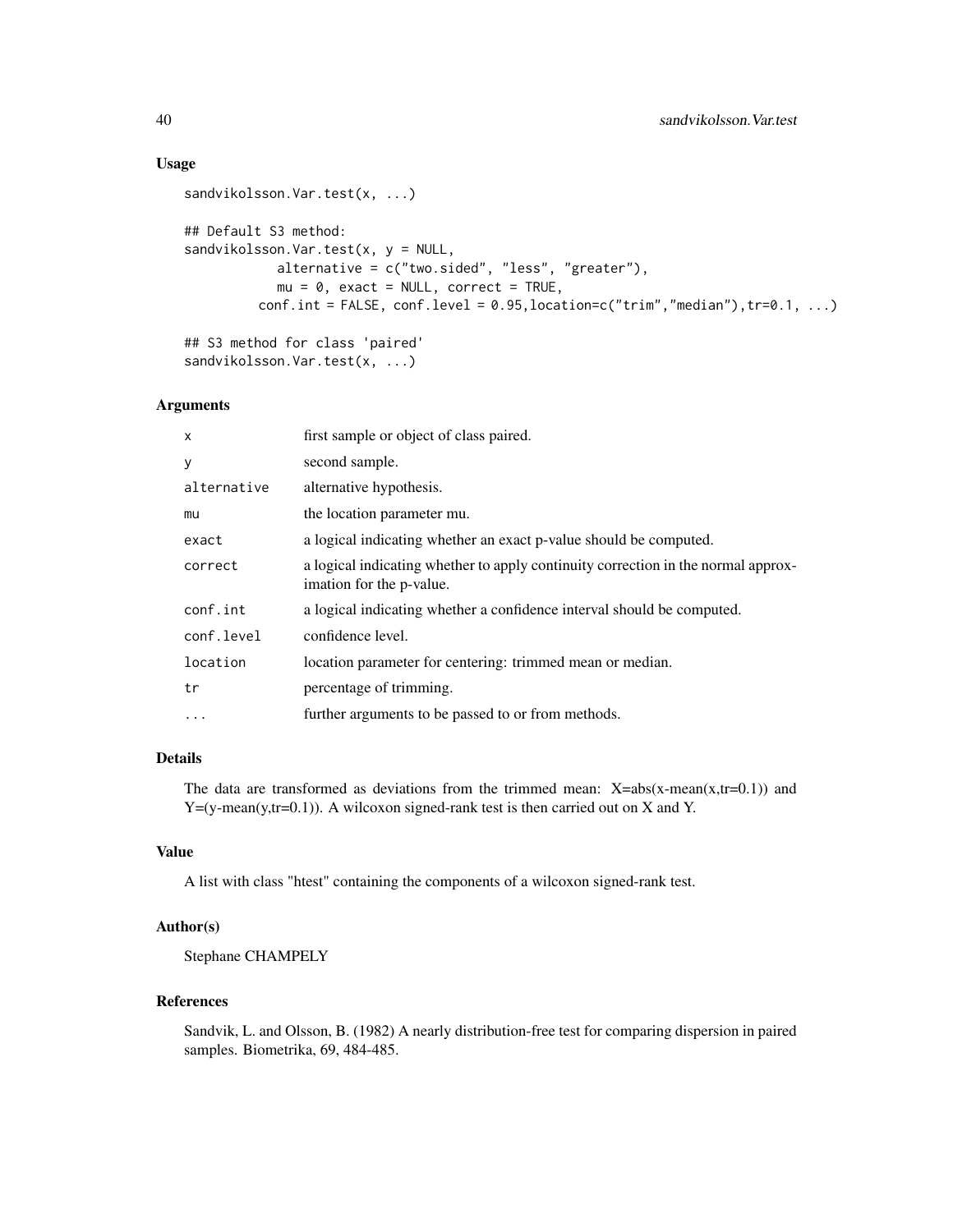## Usage

```
sandvikolsson.Var.test(x, ...)

## Default S3 method:
sandvikolsson.Var.test(x, y = NULL,
            alternative = c("two.sided", "less", "greater"),
            mu = 0, exact = NULL, correct = TRUE,
         conf.int = FALSE, conf.level = 0.95,location=c("trim","median"),tr=0.1, ...)

## S3 method for class 'paired'
sandvikolsson.Var.test(x, ...)
```

## Arguments

| | |
|---|---|
| `x` | first sample or object of class paired. |
| `y` | second sample. |
| `alternative` | alternative hypothesis. |
| `mu` | the location parameter mu. |
| `exact` | a logical indicating whether an exact p-value should be computed. |
| `correct` | a logical indicating whether to apply continuity correction in the normal approximation for the p-value. |
| `conf.int` | a logical indicating whether a confidence interval should be computed. |
| `conf.level` | confidence level. |
| `location` | location parameter for centering: trimmed mean or median. |
| `tr` | percentage of trimming. |
| `...` | further arguments to be passed to or from methods. |

## Details

The data are transformed as deviations from the trimmed mean: X=abs(x-mean(x,tr=0.1)) and Y=(y-mean(y,tr=0.1)). A wilcoxon signed-rank test is then carried out on X and Y.

## Value

A list with class "htest" containing the components of a wilcoxon signed-rank test.

## Author(s)

Stephane CHAMPELY

## References

Sandvik, L. and Olsson, B. (1982) A nearly distribution-free test for comparing dispersion in paired samples. Biometrika, 69, 484-485.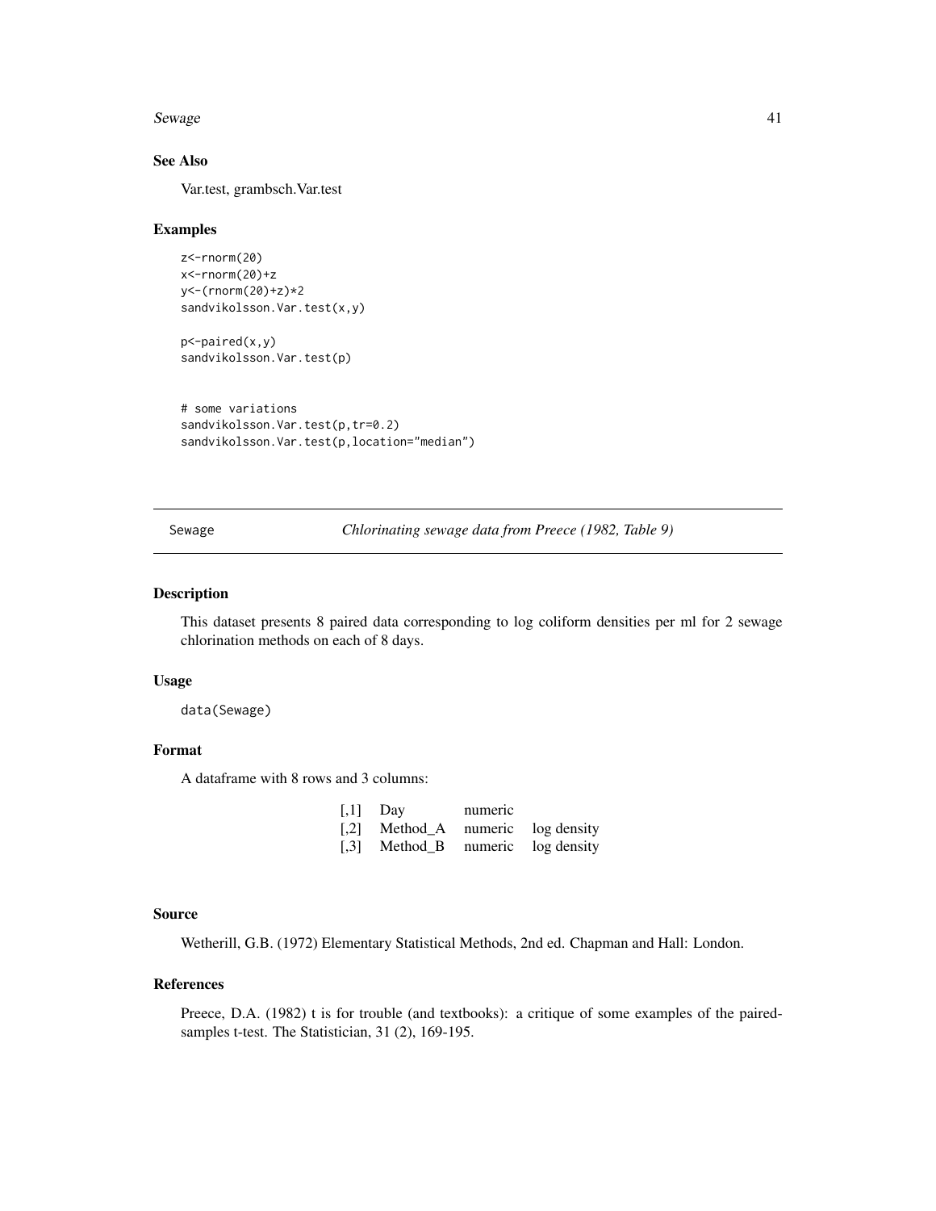### See Also

Var.test, grambsch.Var.test

### Examples

```
z<-rnorm(20)
x<-rnorm(20)+z
y<-(rnorm(20)+z)*2
sandvikolsson.Var.test(x,y)

p<-paired(x,y)
sandvikolsson.Var.test(p)


# some variations
sandvikolsson.Var.test(p,tr=0.2)
sandvikolsson.Var.test(p,location="median")
```

---

## Sewage — *Chlorinating sewage data from Preece (1982, Table 9)*

### Description

This dataset presents 8 paired data corresponding to log coliform densities per ml for 2 sewage chlorination methods on each of 8 days.

### Usage

```
data(Sewage)
```

### Format

A dataframe with 8 rows and 3 columns:

| | | | |
|---|---|---|---|
| [,1] | Day | numeric | |
| [,2] | Method_A | numeric | log density |
| [,3] | Method_B | numeric | log density |

### Source

Wetherill, G.B. (1972) Elementary Statistical Methods, 2nd ed. Chapman and Hall: London.

### References

Preece, D.A. (1982) t is for trouble (and textbooks): a critique of some examples of the paired-samples t-test. The Statistician, 31 (2), 169-195.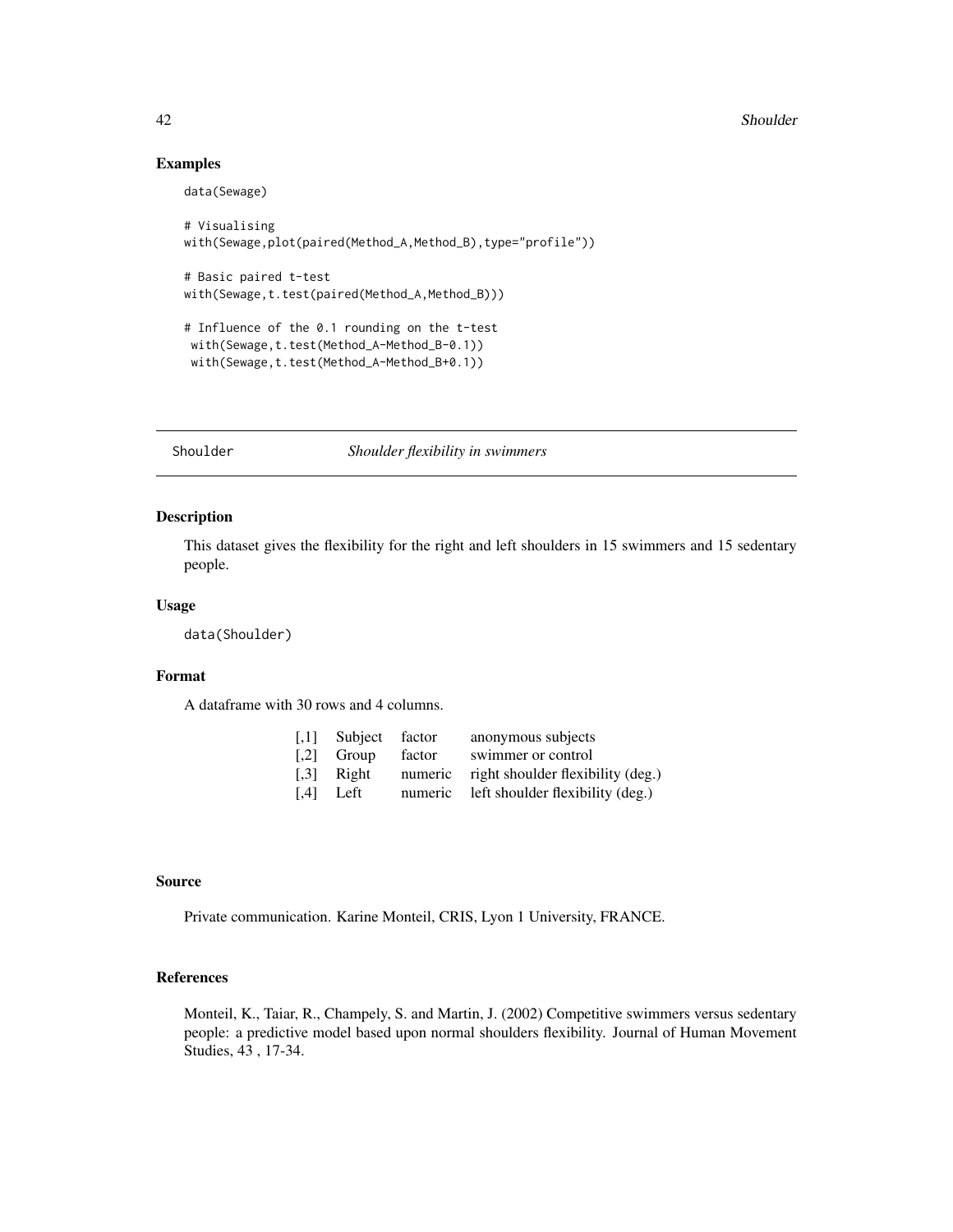## Examples

```
data(Sewage)

# Visualising
with(Sewage,plot(paired(Method_A,Method_B),type="profile"))

# Basic paired t-test
with(Sewage,t.test(paired(Method_A,Method_B)))

# Influence of the 0.1 rounding on the t-test
 with(Sewage,t.test(Method_A-Method_B-0.1))
 with(Sewage,t.test(Method_A-Method_B+0.1))
```

---

# Shoulder *Shoulder flexibility in swimmers*

---

## Description

This dataset gives the flexibility for the right and left shoulders in 15 swimmers and 15 sedentary people.

## Usage

```
data(Shoulder)
```

## Format

A dataframe with 30 rows and 4 columns.

| | | | |
|---|---|---|---|
| [,1] | Subject | factor | anonymous subjects |
| [,2] | Group | factor | swimmer or control |
| [,3] | Right | numeric | right shoulder flexibility (deg.) |
| [,4] | Left | numeric | left shoulder flexibility (deg.) |

## Source

Private communication. Karine Monteil, CRIS, Lyon 1 University, FRANCE.

## References

Monteil, K., Taiar, R., Champely, S. and Martin, J. (2002) Competitive swimmers versus sedentary people: a predictive model based upon normal shoulders flexibility. Journal of Human Movement Studies, 43 , 17-34.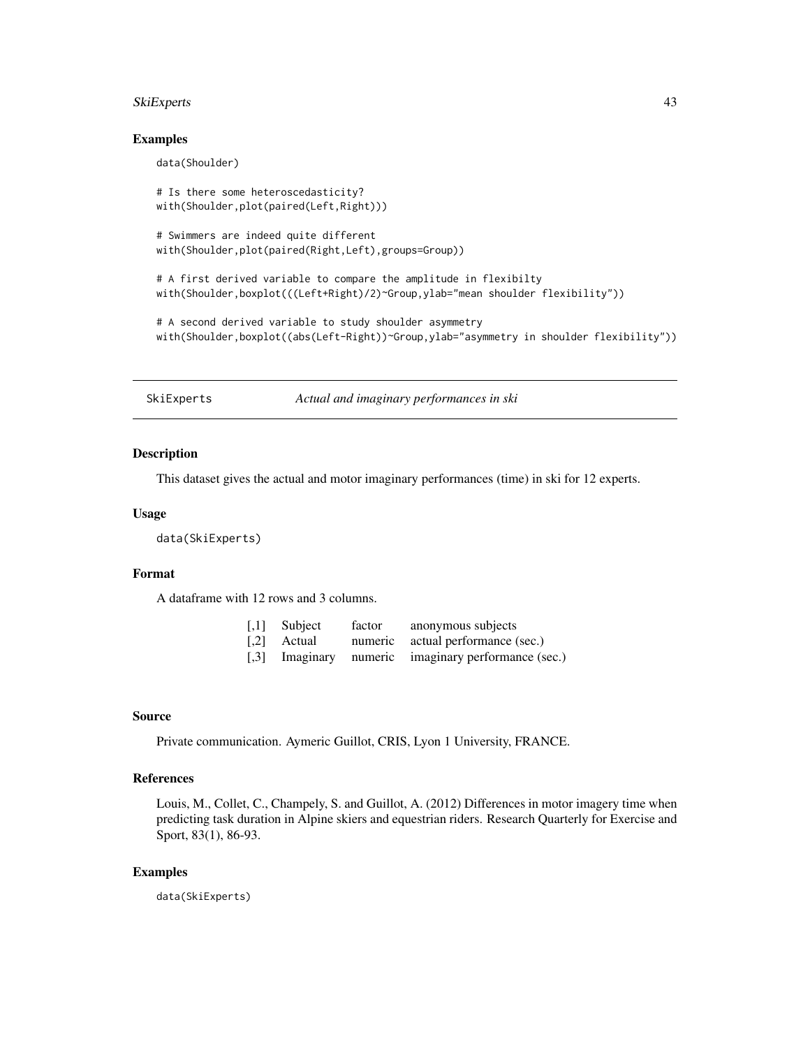### Examples

```
data(Shoulder)

# Is there some heteroscedasticity?
with(Shoulder,plot(paired(Left,Right)))

# Swimmers are indeed quite different
with(Shoulder,plot(paired(Right,Left),groups=Group))

# A first derived variable to compare the amplitude in flexibilty
with(Shoulder,boxplot(((Left+Right)/2)~Group,ylab="mean shoulder flexibility"))

# A second derived variable to study shoulder asymmetry
with(Shoulder,boxplot((abs(Left-Right))~Group,ylab="asymmetry in shoulder flexibility"))
```

## SkiExperts *Actual and imaginary performances in ski*

### Description

This dataset gives the actual and motor imaginary performances (time) in ski for 12 experts.

### Usage

```
data(SkiExperts)
```

### Format

A dataframe with 12 rows and 3 columns.

| | | | |
|---|---|---|---|
| [,1] | Subject | factor | anonymous subjects |
| [,2] | Actual | numeric | actual performance (sec.) |
| [,3] | Imaginary | numeric | imaginary performance (sec.) |

### Source

Private communication. Aymeric Guillot, CRIS, Lyon 1 University, FRANCE.

### References

Louis, M., Collet, C., Champely, S. and Guillot, A. (2012) Differences in motor imagery time when predicting task duration in Alpine skiers and equestrian riders. Research Quarterly for Exercise and Sport, 83(1), 86-93.

### Examples

```
data(SkiExperts)
```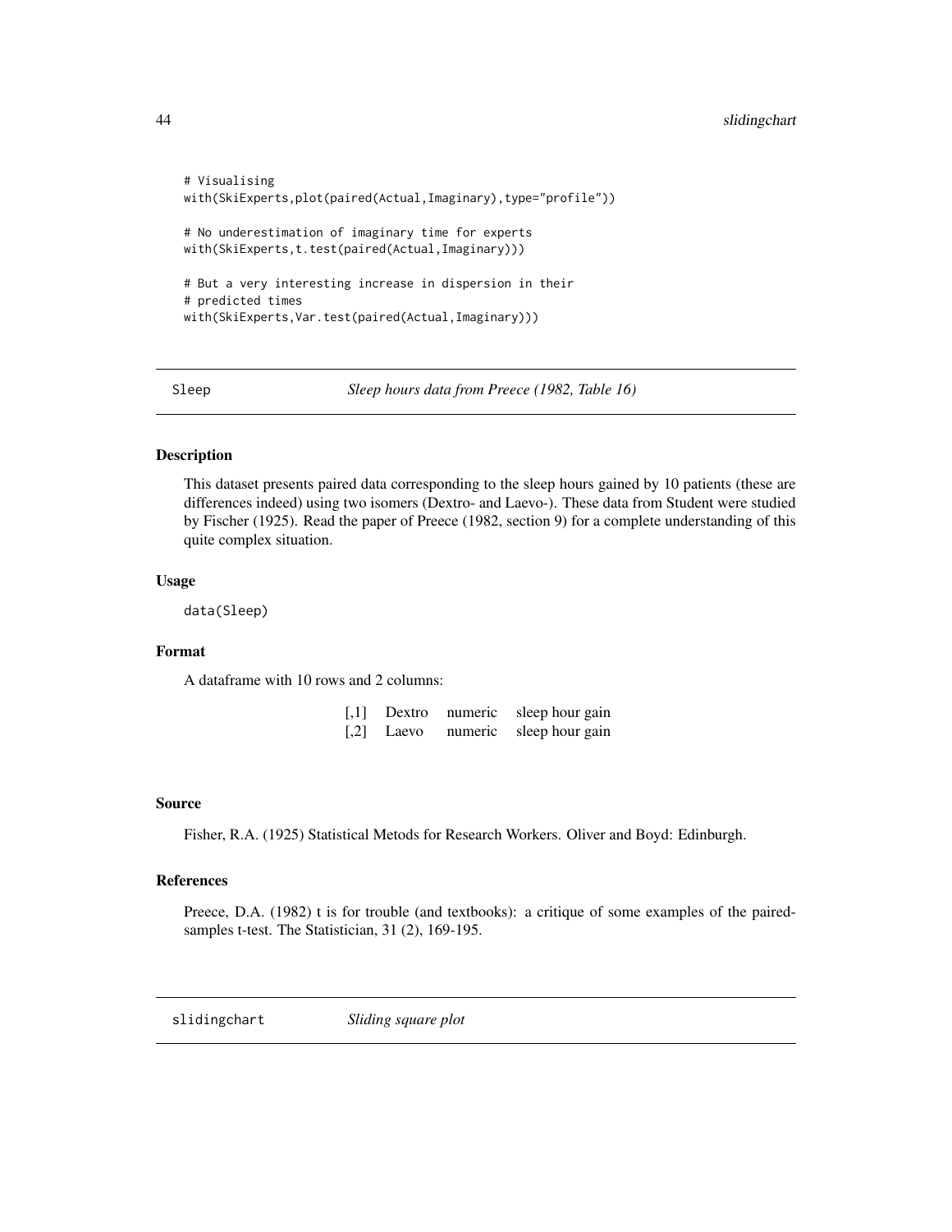```
# Visualising
with(SkiExperts,plot(paired(Actual,Imaginary),type="profile"))

# No underestimation of imaginary time for experts
with(SkiExperts,t.test(paired(Actual,Imaginary)))

# But a very interesting increase in dispersion in their
# predicted times
with(SkiExperts,Var.test(paired(Actual,Imaginary)))
```

## Sleep — *Sleep hours data from Preece (1982, Table 16)*

### Description

This dataset presents paired data corresponding to the sleep hours gained by 10 patients (these are differences indeed) using two isomers (Dextro- and Laevo-). These data from Student were studied by Fischer (1925). Read the paper of Preece (1982, section 9) for a complete understanding of this quite complex situation.

### Usage

```
data(Sleep)
```

### Format

A dataframe with 10 rows and 2 columns:

| | | | |
|---|---|---|---|
| [,1] | Dextro | numeric | sleep hour gain |
| [,2] | Laevo | numeric | sleep hour gain |

### Source

Fisher, R.A. (1925) Statistical Metods for Research Workers. Oliver and Boyd: Edinburgh.

### References

Preece, D.A. (1982) t is for trouble (and textbooks): a critique of some examples of the paired-samples t-test. The Statistician, 31 (2), 169-195.

## slidingchart — *Sliding square plot*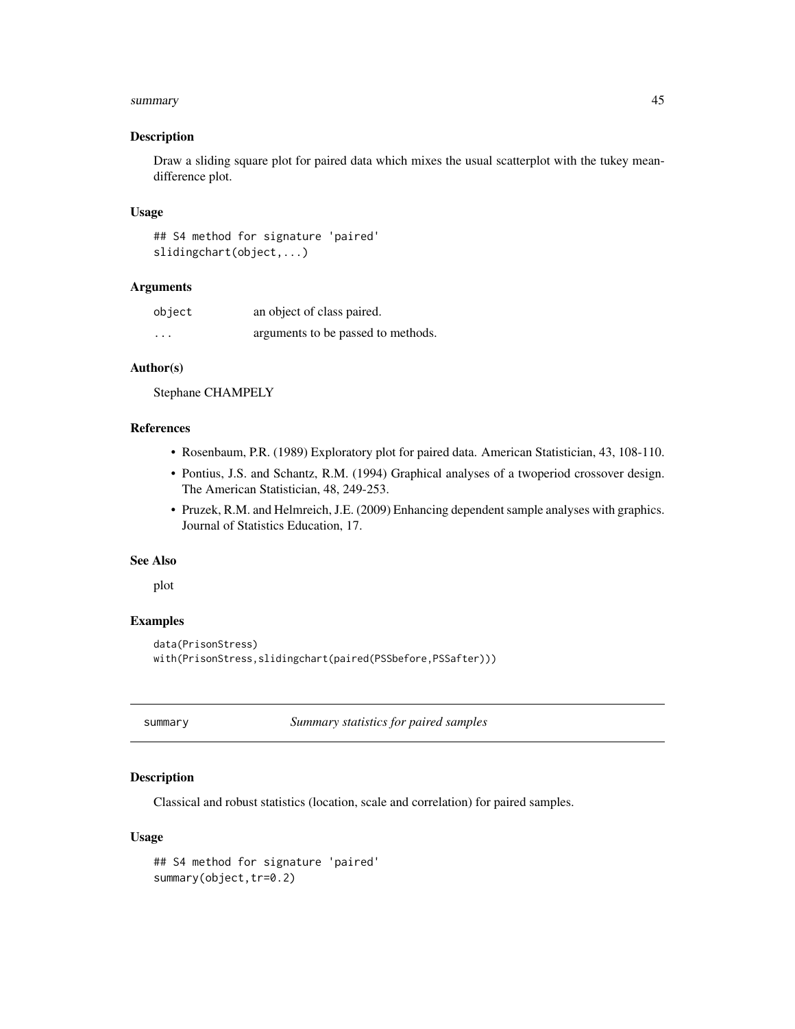### Description

Draw a sliding square plot for paired data which mixes the usual scatterplot with the tukey mean-difference plot.

### Usage

```
## S4 method for signature 'paired'
slidingchart(object,...)
```

### Arguments

| | |
|---|---|
| `object` | an object of class paired. |
| `...` | arguments to be passed to methods. |

### Author(s)

Stephane CHAMPELY

### References

- Rosenbaum, P.R. (1989) Exploratory plot for paired data. American Statistician, 43, 108-110.
- Pontius, J.S. and Schantz, R.M. (1994) Graphical analyses of a twoperiod crossover design. The American Statistician, 48, 249-253.
- Pruzek, R.M. and Helmreich, J.E. (2009) Enhancing dependent sample analyses with graphics. Journal of Statistics Education, 17.

### See Also

plot

### Examples

```
data(PrisonStress)
with(PrisonStress,slidingchart(paired(PSSbefore,PSSafter)))
```

---

## summary — *Summary statistics for paired samples*

### Description

Classical and robust statistics (location, scale and correlation) for paired samples.

### Usage

```
## S4 method for signature 'paired'
summary(object,tr=0.2)
```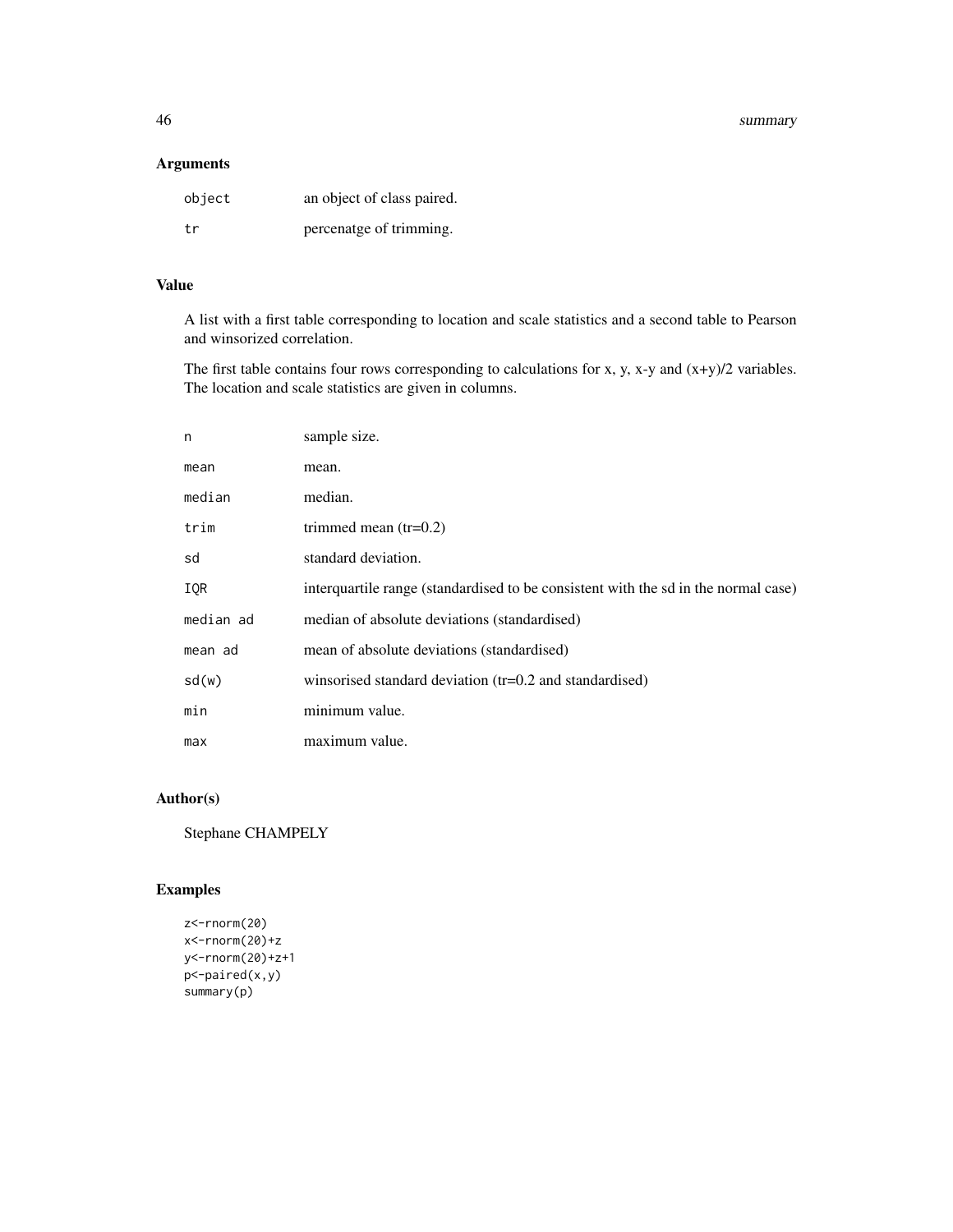## Arguments

| | |
|---|---|
| `object` | an object of class paired. |
| `tr` | percenatge of trimming. |

## Value

A list with a first table corresponding to location and scale statistics and a second table to Pearson and winsorized correlation.

The first table contains four rows corresponding to calculations for x, y, x-y and (x+y)/2 variables. The location and scale statistics are given in columns.

| | |
|---|---|
| `n` | sample size. |
| `mean` | mean. |
| `median` | median. |
| `trim` | trimmed mean (tr=0.2) |
| `sd` | standard deviation. |
| `IQR` | interquartile range (standardised to be consistent with the sd in the normal case) |
| `median ad` | median of absolute deviations (standardised) |
| `mean ad` | mean of absolute deviations (standardised) |
| `sd(w)` | winsorised standard deviation (tr=0.2 and standardised) |
| `min` | minimum value. |
| `max` | maximum value. |

## Author(s)

Stephane CHAMPELY

## Examples

```
z<-rnorm(20)
x<-rnorm(20)+z
y<-rnorm(20)+z+1
p<-paired(x,y)
summary(p)
```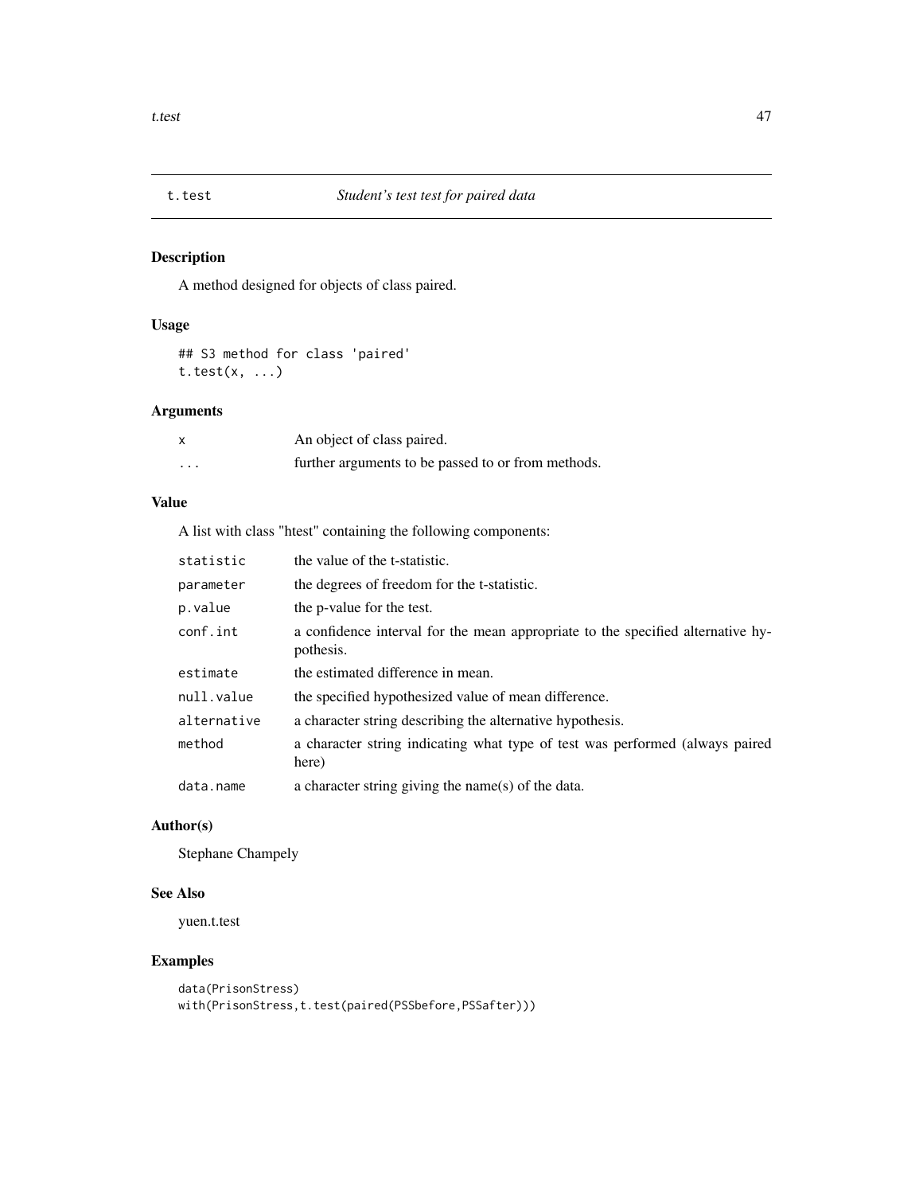## t.test *Student's test test for paired data*

### Description

A method designed for objects of class paired.

### Usage

```
## S3 method for class 'paired'
t.test(x, ...)
```

### Arguments

| | |
|---|---|
| x | An object of class paired. |
| ... | further arguments to be passed to or from methods. |

### Value

A list with class "htest" containing the following components:

| | |
|---|---|
| statistic | the value of the t-statistic. |
| parameter | the degrees of freedom for the t-statistic. |
| p.value | the p-value for the test. |
| conf.int | a confidence interval for the mean appropriate to the specified alternative hypothesis. |
| estimate | the estimated difference in mean. |
| null.value | the specified hypothesized value of mean difference. |
| alternative | a character string describing the alternative hypothesis. |
| method | a character string indicating what type of test was performed (always paired here) |
| data.name | a character string giving the name(s) of the data. |

### Author(s)

Stephane Champely

### See Also

yuen.t.test

### Examples

```
data(PrisonStress)
with(PrisonStress,t.test(paired(PSSbefore,PSSafter)))
```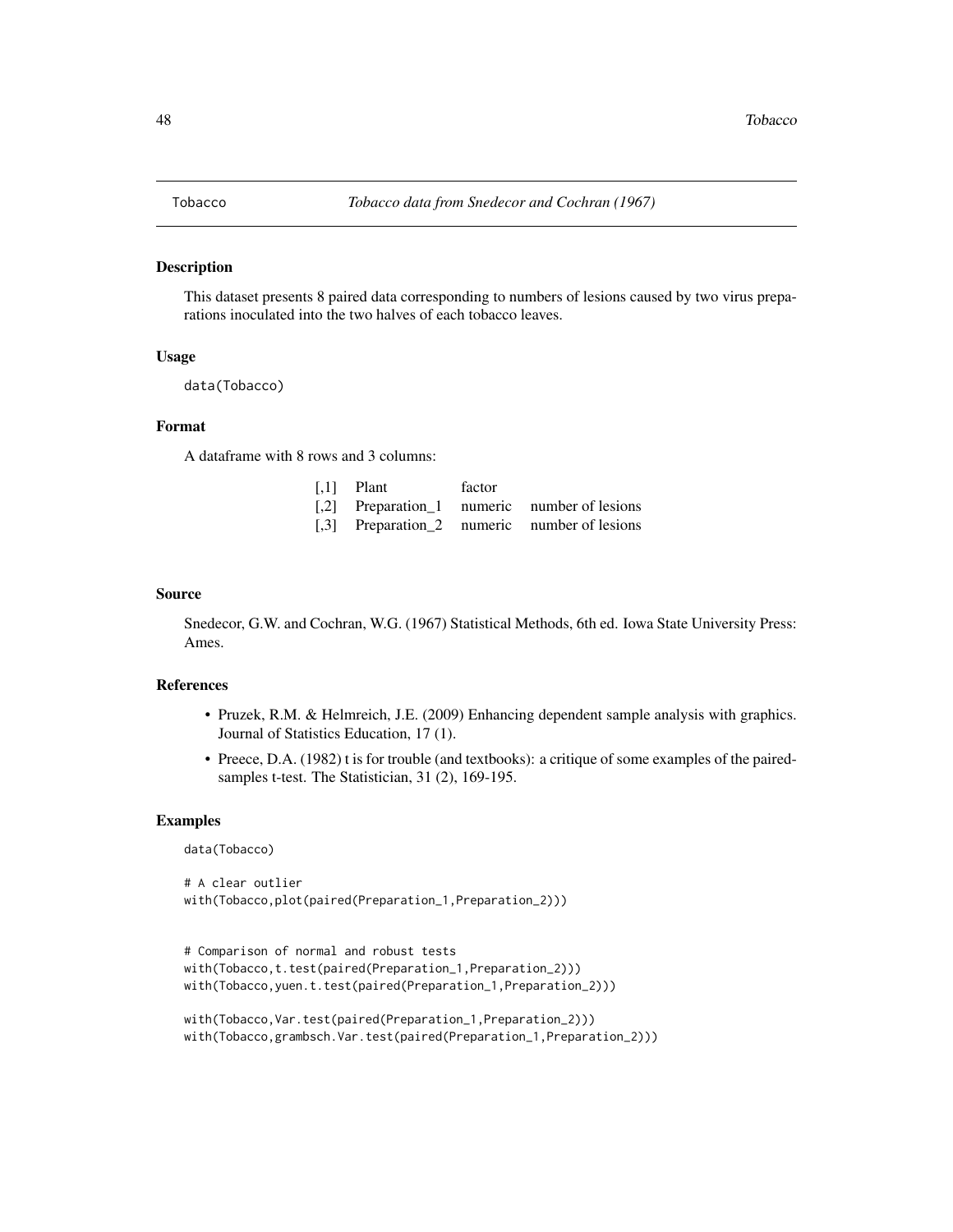# Tobacco — *Tobacco data from Snedecor and Cochran (1967)*

## Description

This dataset presents 8 paired data corresponding to numbers of lesions caused by two virus preparations inoculated into the two halves of each tobacco leaves.

## Usage

```
data(Tobacco)
```

## Format

A dataframe with 8 rows and 3 columns:

| | | | |
|---|---|---|---|
| [,1] | Plant | factor | |
| [,2] | Preparation_1 | numeric | number of lesions |
| [,3] | Preparation_2 | numeric | number of lesions |

## Source

Snedecor, G.W. and Cochran, W.G. (1967) Statistical Methods, 6th ed. Iowa State University Press: Ames.

## References

- Pruzek, R.M. & Helmreich, J.E. (2009) Enhancing dependent sample analysis with graphics. Journal of Statistics Education, 17 (1).
- Preece, D.A. (1982) t is for trouble (and textbooks): a critique of some examples of the paired-samples t-test. The Statistician, 31 (2), 169-195.

## Examples

```
data(Tobacco)

# A clear outlier
with(Tobacco,plot(paired(Preparation_1,Preparation_2)))


# Comparison of normal and robust tests
with(Tobacco,t.test(paired(Preparation_1,Preparation_2)))
with(Tobacco,yuen.t.test(paired(Preparation_1,Preparation_2)))

with(Tobacco,Var.test(paired(Preparation_1,Preparation_2)))
with(Tobacco,grambsch.Var.test(paired(Preparation_1,Preparation_2)))
```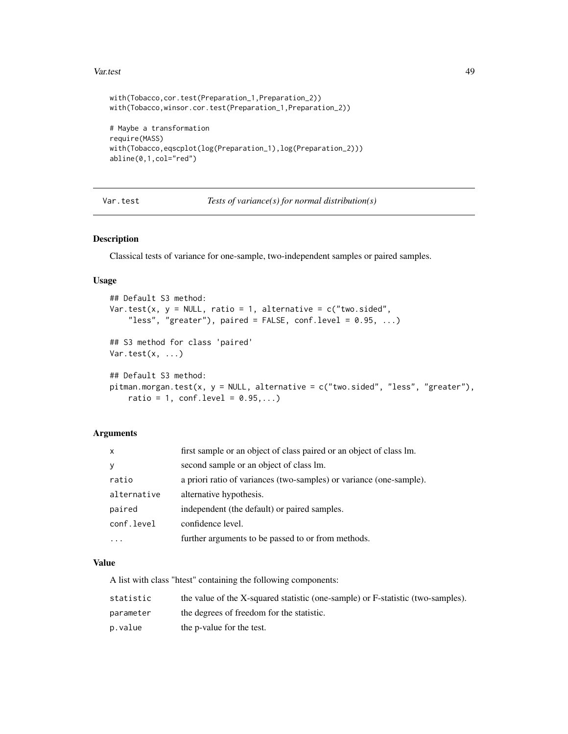```
with(Tobacco,cor.test(Preparation_1,Preparation_2))
with(Tobacco,winsor.cor.test(Preparation_1,Preparation_2))

# Maybe a transformation
require(MASS)
with(Tobacco,eqscplot(log(Preparation_1),log(Preparation_2)))
abline(0,1,col="red")
```

---

## Var.test *Tests of variance(s) for normal distribution(s)*

---

### Description

Classical tests of variance for one-sample, two-independent samples or paired samples.

### Usage

```
## Default S3 method:
Var.test(x, y = NULL, ratio = 1, alternative = c("two.sided",
    "less", "greater"), paired = FALSE, conf.level = 0.95, ...)

## S3 method for class 'paired'
Var.test(x, ...)

## Default S3 method:
pitman.morgan.test(x, y = NULL, alternative = c("two.sided", "less", "greater"),
    ratio = 1, conf.level = 0.95,...)
```

### Arguments

| | |
|---|---|
| `x` | first sample or an object of class paired or an object of class lm. |
| `y` | second sample or an object of class lm. |
| `ratio` | a priori ratio of variances (two-samples) or variance (one-sample). |
| `alternative` | alternative hypothesis. |
| `paired` | independent (the default) or paired samples. |
| `conf.level` | confidence level. |
| `...` | further arguments to be passed to or from methods. |

### Value

A list with class "htest" containing the following components:

| | |
|---|---|
| `statistic` | the value of the X-squared statistic (one-sample) or F-statistic (two-samples). |
| `parameter` | the degrees of freedom for the statistic. |
| `p.value` | the p-value for the test. |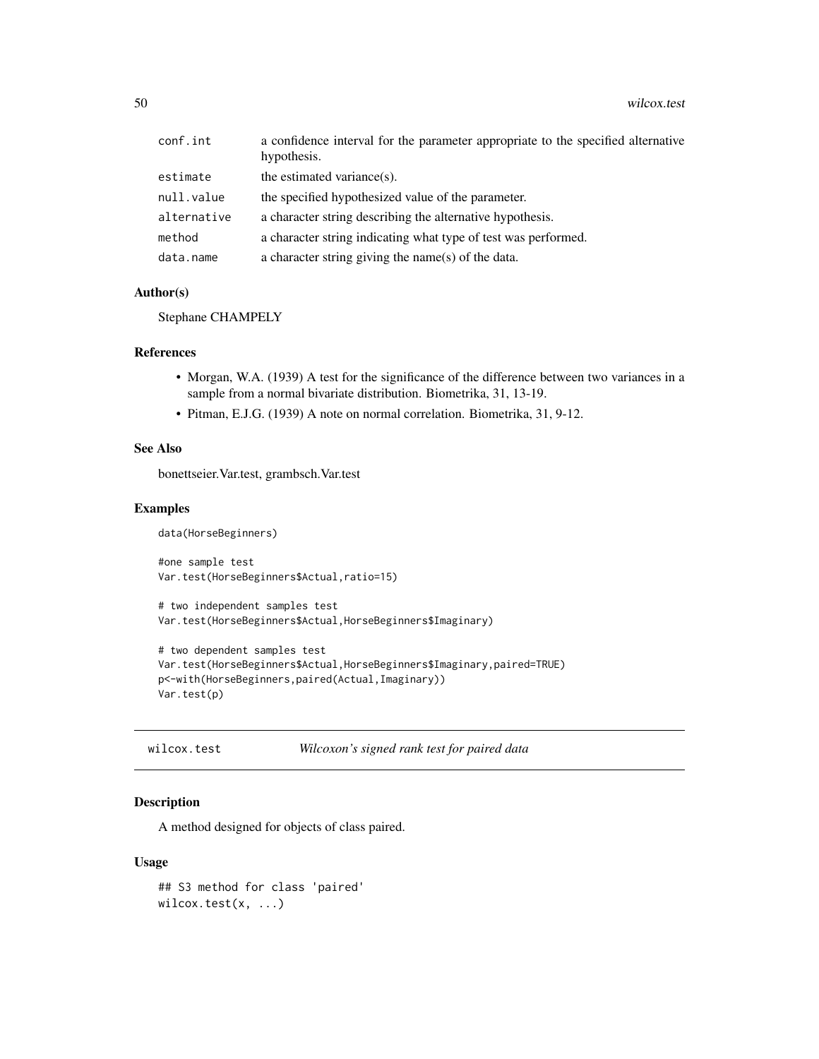| | |
|---|---|
| conf.int | a confidence interval for the parameter appropriate to the specified alternative hypothesis. |
| estimate | the estimated variance(s). |
| null.value | the specified hypothesized value of the parameter. |
| alternative | a character string describing the alternative hypothesis. |
| method | a character string indicating what type of test was performed. |
| data.name | a character string giving the name(s) of the data. |

### Author(s)

Stephane CHAMPELY

### References

- Morgan, W.A. (1939) A test for the significance of the difference between two variances in a sample from a normal bivariate distribution. Biometrika, 31, 13-19.
- Pitman, E.J.G. (1939) A note on normal correlation. Biometrika, 31, 9-12.

### See Also

bonettseier.Var.test, grambsch.Var.test

### Examples

```
data(HorseBeginners)

#one sample test
Var.test(HorseBeginners$Actual,ratio=15)

# two independent samples test
Var.test(HorseBeginners$Actual,HorseBeginners$Imaginary)

# two dependent samples test
Var.test(HorseBeginners$Actual,HorseBeginners$Imaginary,paired=TRUE)
p<-with(HorseBeginners,paired(Actual,Imaginary))
Var.test(p)
```

---

## wilcox.test *Wilcoxon's signed rank test for paired data*

### Description

A method designed for objects of class paired.

### Usage

```
## S3 method for class 'paired'
wilcox.test(x, ...)
```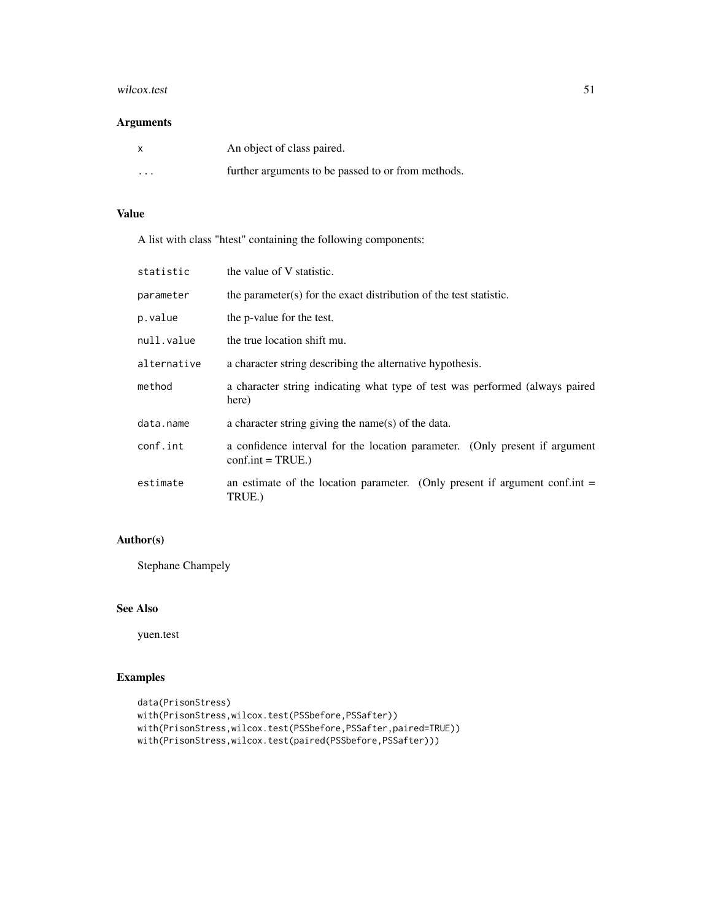## Arguments

| | |
|---|---|
| `x` | An object of class paired. |
| `...` | further arguments to be passed to or from methods. |

## Value

A list with class "htest" containing the following components:

| | |
|---|---|
| `statistic` | the value of V statistic. |
| `parameter` | the parameter(s) for the exact distribution of the test statistic. |
| `p.value` | the p-value for the test. |
| `null.value` | the true location shift mu. |
| `alternative` | a character string describing the alternative hypothesis. |
| `method` | a character string indicating what type of test was performed (always paired here) |
| `data.name` | a character string giving the name(s) of the data. |
| `conf.int` | a confidence interval for the location parameter. (Only present if argument conf.int = TRUE.) |
| `estimate` | an estimate of the location parameter. (Only present if argument conf.int = TRUE.) |

## Author(s)

Stephane Champely

## See Also

yuen.test

## Examples

```
data(PrisonStress)
with(PrisonStress,wilcox.test(PSSbefore,PSSafter))
with(PrisonStress,wilcox.test(PSSbefore,PSSafter,paired=TRUE))
with(PrisonStress,wilcox.test(paired(PSSbefore,PSSafter)))
```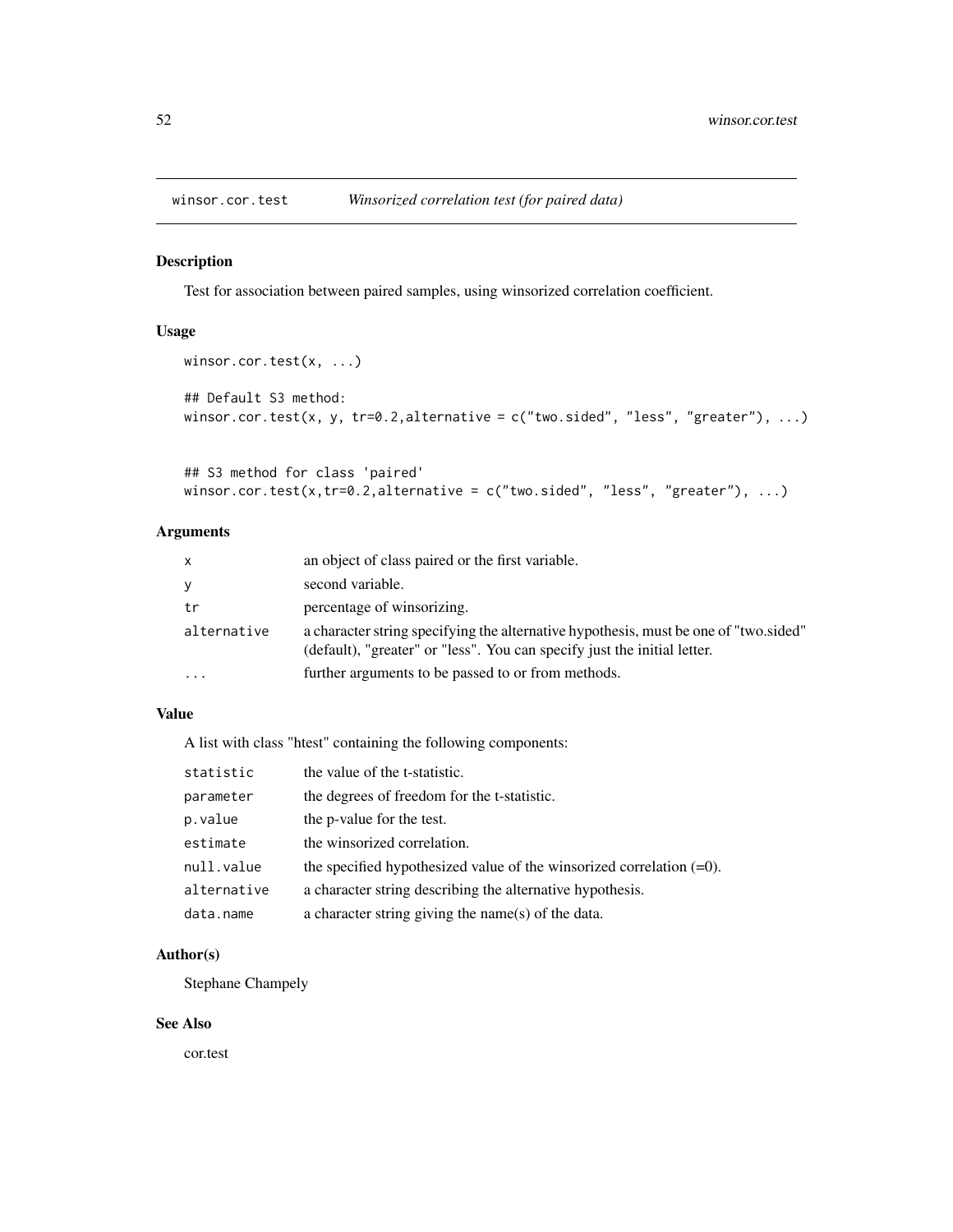## winsor.cor.test *Winsorized correlation test (for paired data)*

### Description

Test for association between paired samples, using winsorized correlation coefficient.

### Usage

```
winsor.cor.test(x, ...)

## Default S3 method:
winsor.cor.test(x, y, tr=0.2,alternative = c("two.sided", "less", "greater"), ...)


## S3 method for class 'paired'
winsor.cor.test(x,tr=0.2,alternative = c("two.sided", "less", "greater"), ...)
```

### Arguments

| | |
|---|---|
| x | an object of class paired or the first variable. |
| y | second variable. |
| tr | percentage of winsorizing. |
| alternative | a character string specifying the alternative hypothesis, must be one of "two.sided" (default), "greater" or "less". You can specify just the initial letter. |
| ... | further arguments to be passed to or from methods. |

### Value

A list with class "htest" containing the following components:

| | |
|---|---|
| statistic | the value of the t-statistic. |
| parameter | the degrees of freedom for the t-statistic. |
| p.value | the p-value for the test. |
| estimate | the winsorized correlation. |
| null.value | the specified hypothesized value of the winsorized correlation (=0). |
| alternative | a character string describing the alternative hypothesis. |
| data.name | a character string giving the name(s) of the data. |

### Author(s)

Stephane Champely

### See Also

cor.test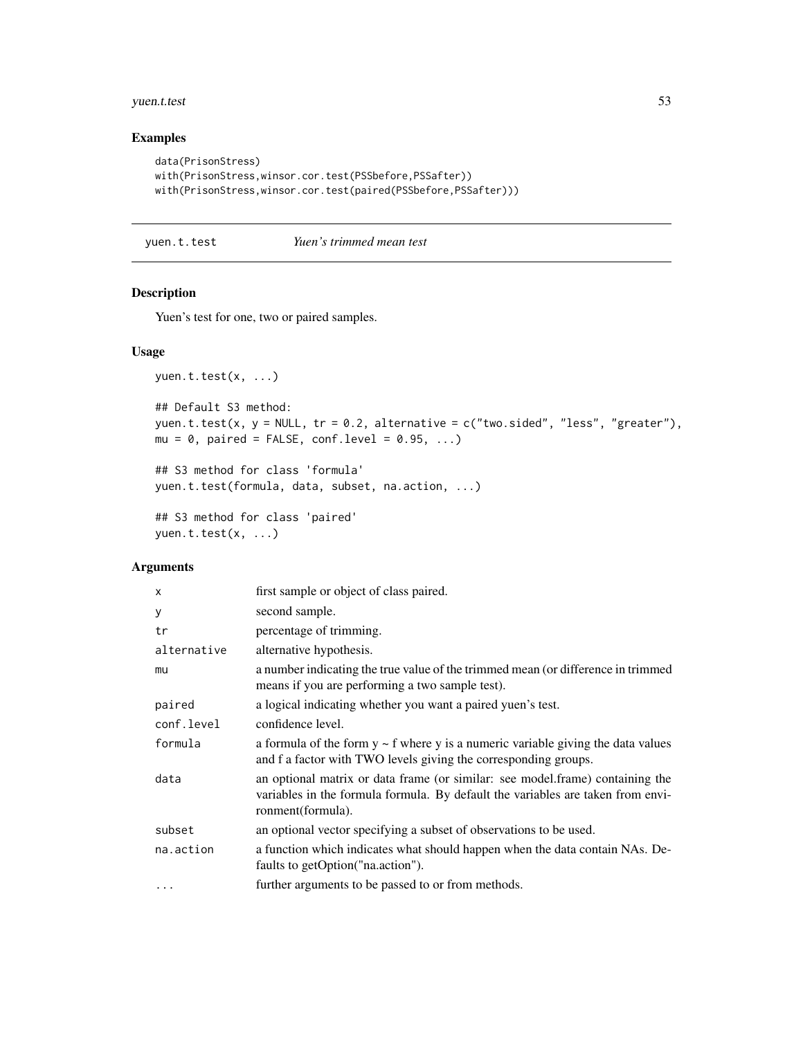## Examples

```
data(PrisonStress)
with(PrisonStress,winsor.cor.test(PSSbefore,PSSafter))
with(PrisonStress,winsor.cor.test(paired(PSSbefore,PSSafter)))
```

---

# yuen.t.test *Yuen's trimmed mean test*

---

## Description

Yuen's test for one, two or paired samples.

## Usage

```
yuen.t.test(x, ...)

## Default S3 method:
yuen.t.test(x, y = NULL, tr = 0.2, alternative = c("two.sided", "less", "greater"),
mu = 0, paired = FALSE, conf.level = 0.95, ...)

## S3 method for class 'formula'
yuen.t.test(formula, data, subset, na.action, ...)

## S3 method for class 'paired'
yuen.t.test(x, ...)
```

## Arguments

| | |
|---|---|
| x | first sample or object of class paired. |
| y | second sample. |
| tr | percentage of trimming. |
| alternative | alternative hypothesis. |
| mu | a number indicating the true value of the trimmed mean (or difference in trimmed means if you are performing a two sample test). |
| paired | a logical indicating whether you want a paired yuen's test. |
| conf.level | confidence level. |
| formula | a formula of the form y ~ f where y is a numeric variable giving the data values and f a factor with TWO levels giving the corresponding groups. |
| data | an optional matrix or data frame (or similar: see model.frame) containing the variables in the formula formula. By default the variables are taken from environment(formula). |
| subset | an optional vector specifying a subset of observations to be used. |
| na.action | a function which indicates what should happen when the data contain NAs. Defaults to getOption("na.action"). |
| ... | further arguments to be passed to or from methods. |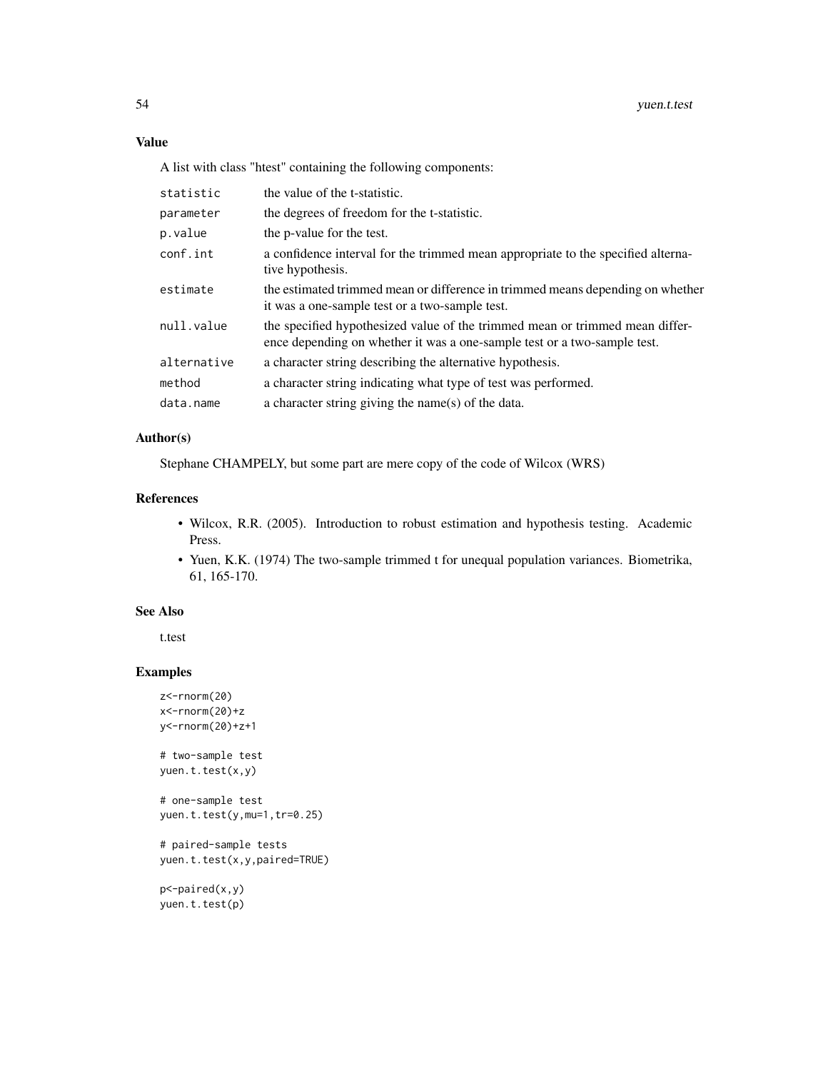### Value

A list with class "htest" containing the following components:

| | |
|---|---|
| `statistic` | the value of the t-statistic. |
| `parameter` | the degrees of freedom for the t-statistic. |
| `p.value` | the p-value for the test. |
| `conf.int` | a confidence interval for the trimmed mean appropriate to the specified alternative hypothesis. |
| `estimate` | the estimated trimmed mean or difference in trimmed means depending on whether it was a one-sample test or a two-sample test. |
| `null.value` | the specified hypothesized value of the trimmed mean or trimmed mean difference depending on whether it was a one-sample test or a two-sample test. |
| `alternative` | a character string describing the alternative hypothesis. |
| `method` | a character string indicating what type of test was performed. |
| `data.name` | a character string giving the name(s) of the data. |

### Author(s)

Stephane CHAMPELY, but some part are mere copy of the code of Wilcox (WRS)

### References

- Wilcox, R.R. (2005). Introduction to robust estimation and hypothesis testing. Academic Press.
- Yuen, K.K. (1974) The two-sample trimmed t for unequal population variances. Biometrika, 61, 165-170.

### See Also

t.test

### Examples

```
z<-rnorm(20)
x<-rnorm(20)+z
y<-rnorm(20)+z+1

# two-sample test
yuen.t.test(x,y)

# one-sample test
yuen.t.test(y,mu=1,tr=0.25)

# paired-sample tests
yuen.t.test(x,y,paired=TRUE)

p<-paired(x,y)
yuen.t.test(p)
```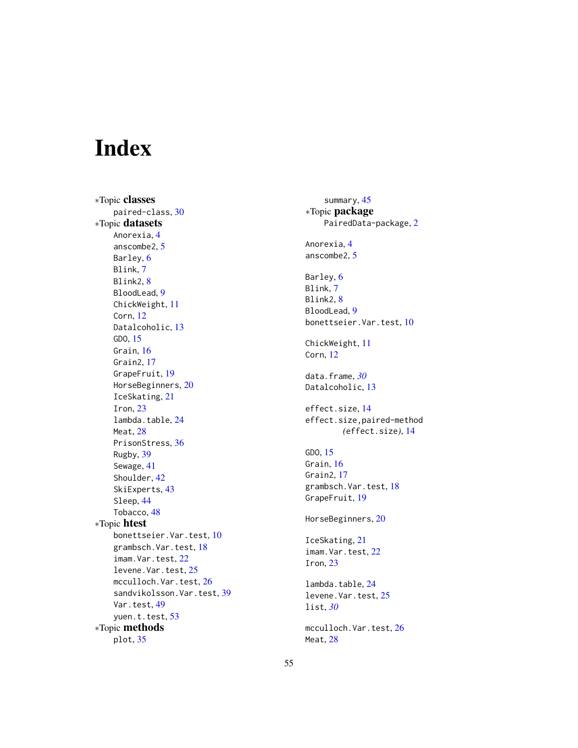# Index

*Topic **classes**
  paired-class, 30
*Topic **datasets**
  Anorexia, 4
  anscombe2, 5
  Barley, 6
  Blink, 7
  Blink2, 8
  BloodLead, 9
  ChickWeight, 11
  Corn, 12
  Datalcoholic, 13
  GDO, 15
  Grain, 16
  Grain2, 17
  GrapeFruit, 19
  HorseBeginners, 20
  IceSkating, 21
  Iron, 23
  lambda.table, 24
  Meat, 28
  PrisonStress, 36
  Rugby, 39
  Sewage, 41
  Shoulder, 42
  SkiExperts, 43
  Sleep, 44
  Tobacco, 48
*Topic **htest**
  bonettseier.Var.test, 10
  grambsch.Var.test, 18
  imam.Var.test, 22
  levene.Var.test, 25
  mcculloch.Var.test, 26
  sandvikolsson.Var.test, 39
  Var.test, 49
  yuen.t.test, 53
*Topic **methods**
  plot, 35
  summary, 45
*Topic **package**
  PairedData-package, 2

Anorexia, 4
anscombe2, 5

Barley, 6
Blink, 7
Blink2, 8
BloodLead, 9
bonettseier.Var.test, 10

ChickWeight, 11
Corn, 12

data.frame, *30*
Datalcoholic, 13

effect.size, 14
effect.size,paired-method
  (effect.size), 14

GDO, 15
Grain, 16
Grain2, 17
grambsch.Var.test, 18
GrapeFruit, 19

HorseBeginners, 20

IceSkating, 21
imam.Var.test, 22
Iron, 23

lambda.table, 24
levene.Var.test, 25
list, *30*

mcculloch.Var.test, 26
Meat, 28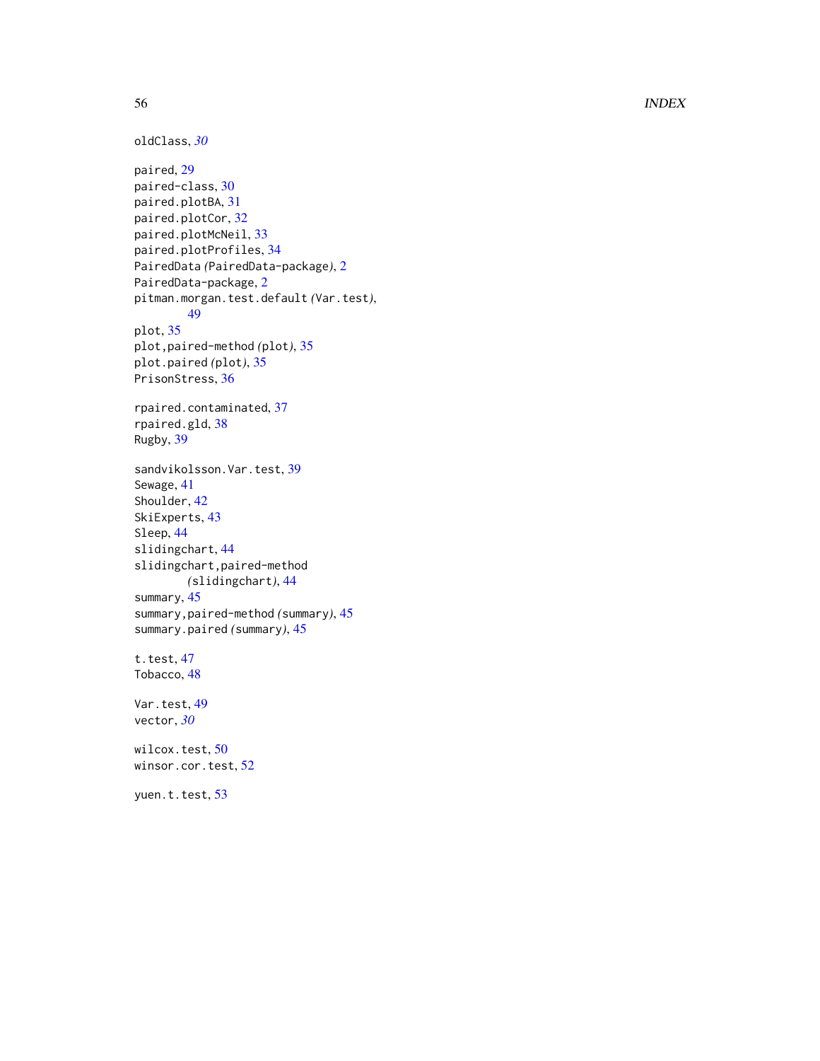oldClass, *30*

paired, 29
paired-class, 30
paired.plotBA, 31
paired.plotCor, 32
paired.plotMcNeil, 33
paired.plotProfiles, 34
PairedData *(*PairedData-package*)*, 2
PairedData-package, 2
pitman.morgan.test.default *(*Var.test*)*, 49
plot, 35
plot,paired-method *(*plot*)*, 35
plot.paired *(*plot*)*, 35
PrisonStress, 36

rpaired.contaminated, 37
rpaired.gld, 38
Rugby, 39

sandvikolsson.Var.test, 39
Sewage, 41
Shoulder, 42
SkiExperts, 43
Sleep, 44
slidingchart, 44
slidingchart,paired-method *(*slidingchart*)*, 44
summary, 45
summary,paired-method *(*summary*)*, 45
summary.paired *(*summary*)*, 45

t.test, 47
Tobacco, 48

Var.test, 49
vector, *30*

wilcox.test, 50
winsor.cor.test, 52

yuen.t.test, 53